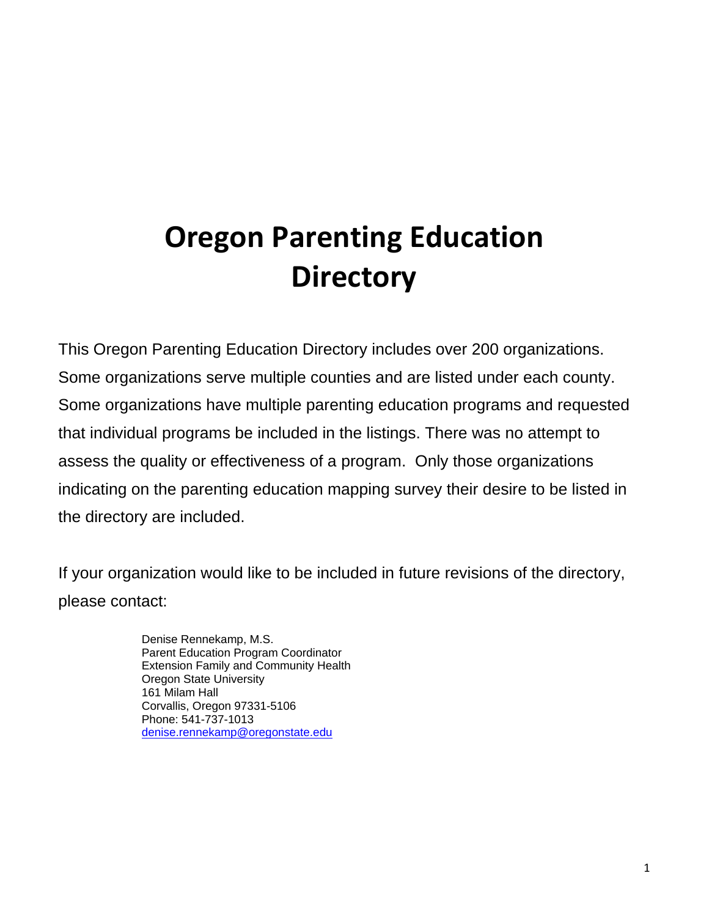# Oregon Parenting Education Directory

This Oregon Parenting Education Directory includes over 200 organizations. Some organizations serve multiple counties and are listed under each county. Some organizations have multiple parenting education programs and requested that individual programs be included in the listings. There was no attempt to assess the quality or effectiveness of a program. Only those organizations indicating on the parenting education mapping survey their desire to be listed in the directory are included.

If your organization would like to be included in future revisions of the directory, please contact:

Denise Rennekamp, M.S.
Parent Education Program Coordinator
Extension Family and Community Health
Oregon State University
161 Milam Hall
Corvallis, Oregon 97331-5106
Phone: 541-737-1013
denise.rennekamp@oregonstate.edu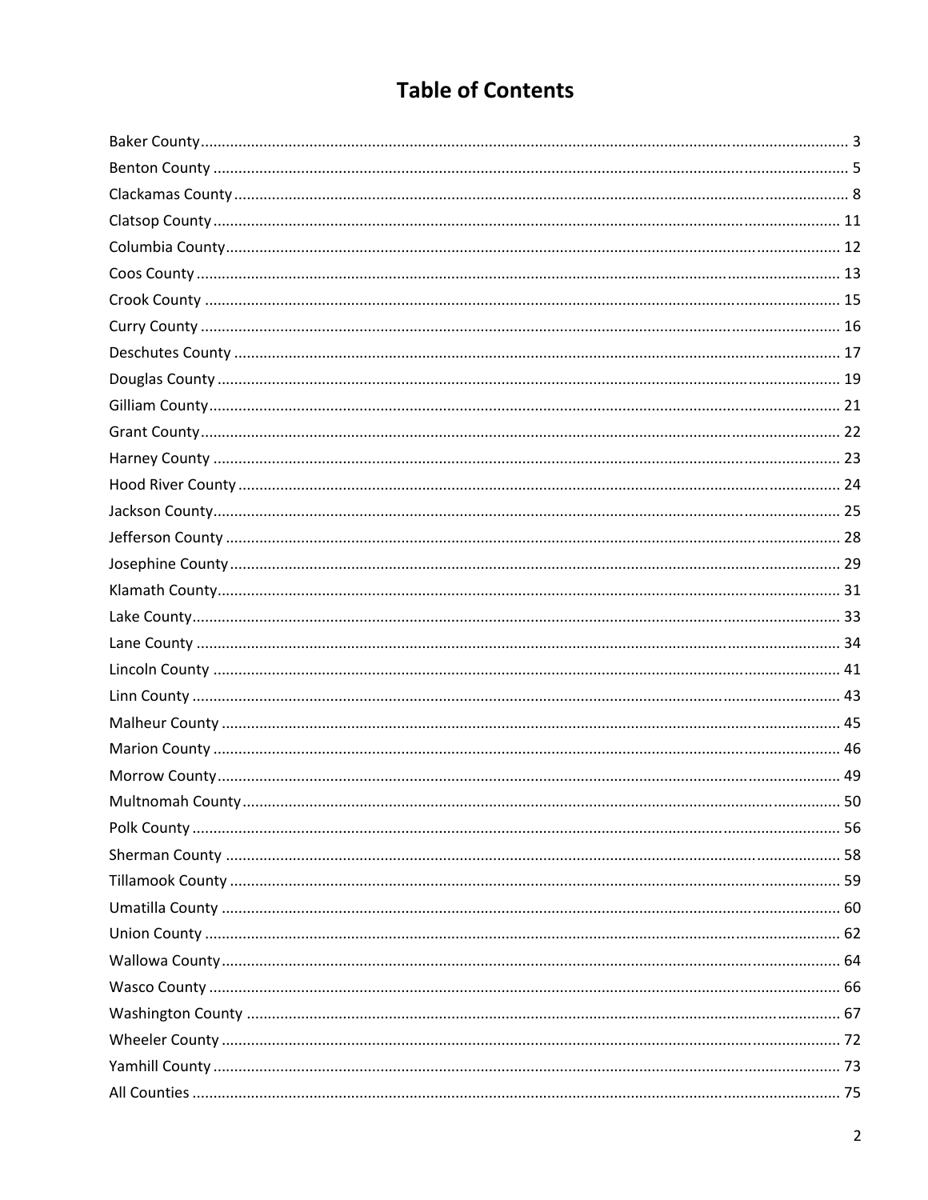# Table of Contents

- Baker County ........ 3
- Benton County ........ 5
- Clackamas County ........ 8
- Clatsop County ........ 11
- Columbia County ........ 12
- Coos County ........ 13
- Crook County ........ 15
- Curry County ........ 16
- Deschutes County ........ 17
- Douglas County ........ 19
- Gilliam County ........ 21
- Grant County ........ 22
- Harney County ........ 23
- Hood River County ........ 24
- Jackson County ........ 25
- Jefferson County ........ 28
- Josephine County ........ 29
- Klamath County ........ 31
- Lake County ........ 33
- Lane County ........ 34
- Lincoln County ........ 41
- Linn County ........ 43
- Malheur County ........ 45
- Marion County ........ 46
- Morrow County ........ 49
- Multnomah County ........ 50
- Polk County ........ 56
- Sherman County ........ 58
- Tillamook County ........ 59
- Umatilla County ........ 60
- Union County ........ 62
- Wallowa County ........ 64
- Wasco County ........ 66
- Washington County ........ 67
- Wheeler County ........ 72
- Yamhill County ........ 73
- All Counties ........ 75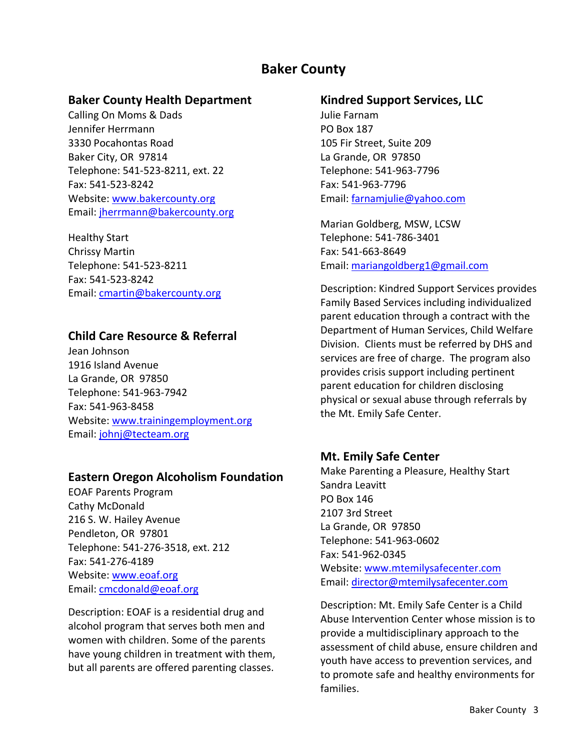# Baker County

## Baker County Health Department

Calling On Moms & Dads
Jennifer Herrmann
3330 Pocahontas Road
Baker City, OR 97814
Telephone: 541-523-8211, ext. 22
Fax: 541-523-8242
Website: www.bakercounty.org
Email: jherrmann@bakercounty.org

Healthy Start
Chrissy Martin
Telephone: 541-523-8211
Fax: 541-523-8242
Email: cmartin@bakercounty.org

## Child Care Resource & Referral

Jean Johnson
1916 Island Avenue
La Grande, OR 97850
Telephone: 541-963-7942
Fax: 541-963-8458
Website: www.trainingemployment.org
Email: johnj@tecteam.org

## Eastern Oregon Alcoholism Foundation

EOAF Parents Program
Cathy McDonald
216 S. W. Hailey Avenue
Pendleton, OR 97801
Telephone: 541-276-3518, ext. 212
Fax: 541-276-4189
Website: www.eoaf.org
Email: cmcdonald@eoaf.org

Description: EOAF is a residential drug and alcohol program that serves both men and women with children. Some of the parents have young children in treatment with them, but all parents are offered parenting classes.

## Kindred Support Services, LLC

Julie Farnam
PO Box 187
105 Fir Street, Suite 209
La Grande, OR 97850
Telephone: 541-963-7796
Fax: 541-963-7796
Email: farnamjulie@yahoo.com

Marian Goldberg, MSW, LCSW
Telephone: 541-786-3401
Fax: 541-663-8649
Email: mariangoldberg1@gmail.com

Description: Kindred Support Services provides Family Based Services including individualized parent education through a contract with the Department of Human Services, Child Welfare Division. Clients must be referred by DHS and services are free of charge. The program also provides crisis support including pertinent parent education for children disclosing physical or sexual abuse through referrals by the Mt. Emily Safe Center.

## Mt. Emily Safe Center

Make Parenting a Pleasure, Healthy Start
Sandra Leavitt
PO Box 146
2107 3rd Street
La Grande, OR 97850
Telephone: 541-963-0602
Fax: 541-962-0345
Website: www.mtemilysafecenter.com
Email: director@mtemilysafecenter.com

Description: Mt. Emily Safe Center is a Child Abuse Intervention Center whose mission is to provide a multidisciplinary approach to the assessment of child abuse, ensure children and youth have access to prevention services, and to promote safe and healthy environments for families.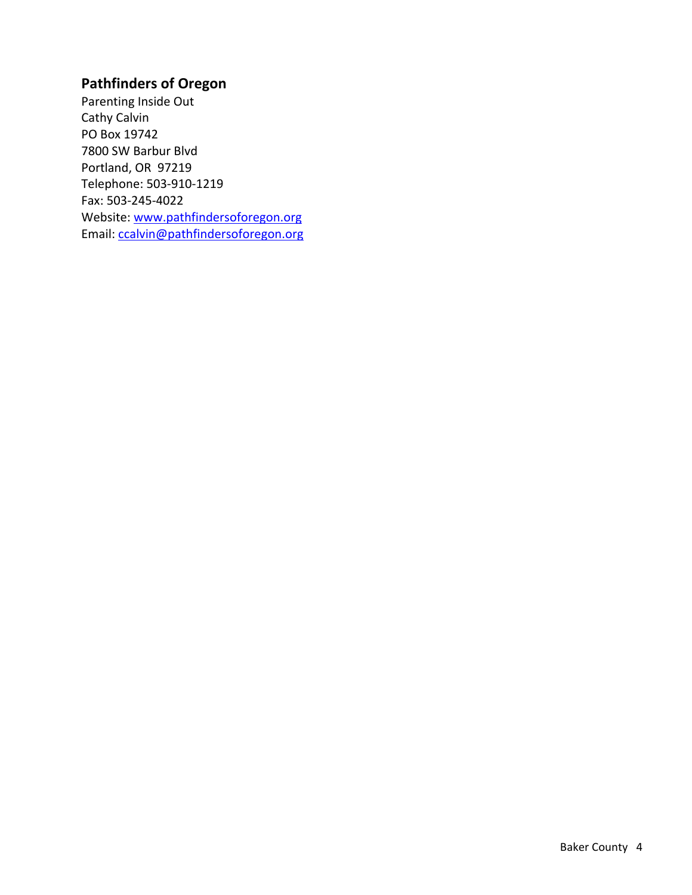### Pathfinders of Oregon

Parenting Inside Out  
Cathy Calvin  
PO Box 19742  
7800 SW Barbur Blvd  
Portland, OR 97219  
Telephone: 503-910-1219  
Fax: 503-245-4022  
Website: www.pathfindersoforegon.org  
Email: ccalvin@pathfindersoforegon.org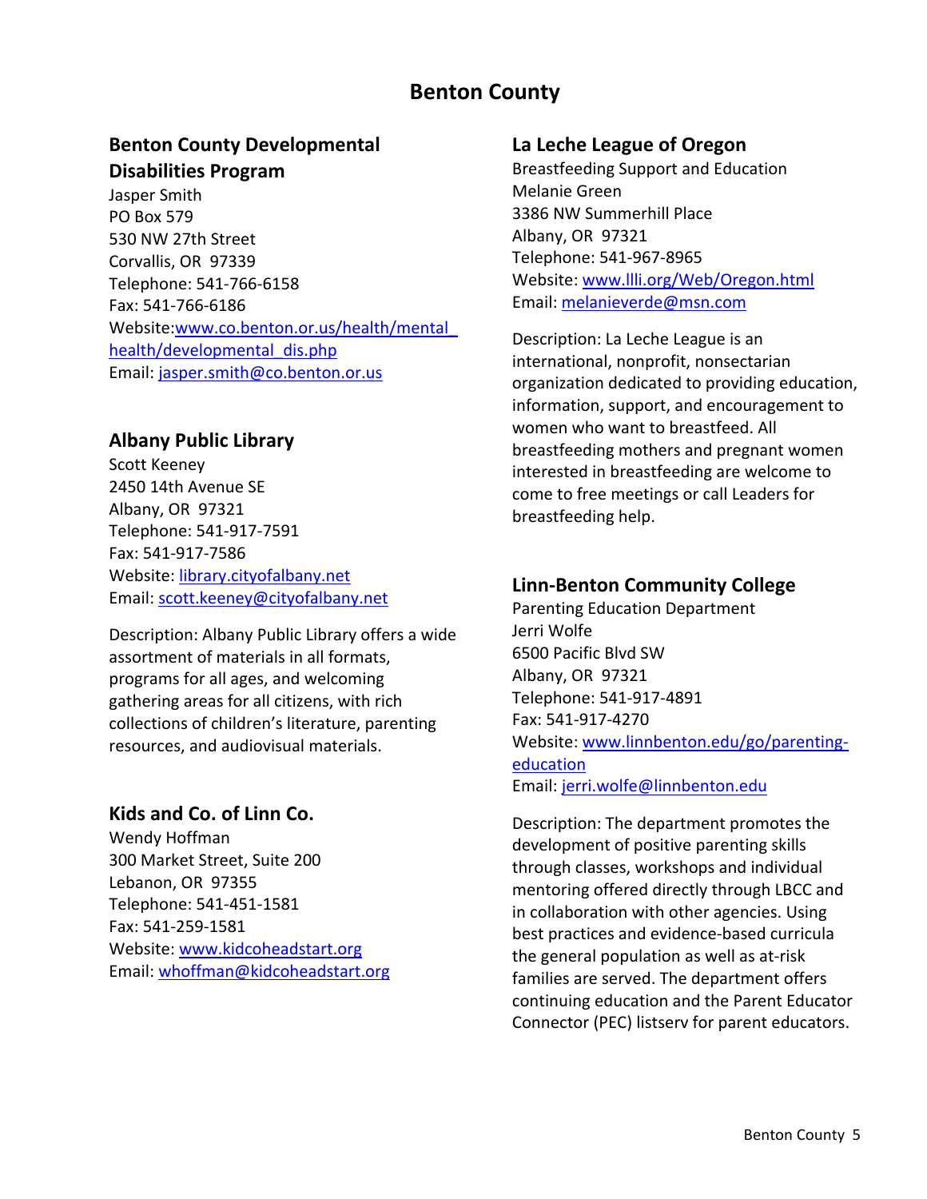# Benton County

## Benton County Developmental Disabilities Program

Jasper Smith
PO Box 579
530 NW 27th Street
Corvallis, OR 97339
Telephone: 541-766-6158
Fax: 541-766-6186
Website: www.co.benton.or.us/health/mental_health/developmental_dis.php
Email: jasper.smith@co.benton.or.us

## Albany Public Library

Scott Keeney
2450 14th Avenue SE
Albany, OR 97321
Telephone: 541-917-7591
Fax: 541-917-7586
Website: library.cityofalbany.net
Email: scott.keeney@cityofalbany.net

Description: Albany Public Library offers a wide assortment of materials in all formats, programs for all ages, and welcoming gathering areas for all citizens, with rich collections of children's literature, parenting resources, and audiovisual materials.

## Kids and Co. of Linn Co.

Wendy Hoffman
300 Market Street, Suite 200
Lebanon, OR 97355
Telephone: 541-451-1581
Fax: 541-259-1581
Website: www.kidcoheadstart.org
Email: whoffman@kidcoheadstart.org

## La Leche League of Oregon

Breastfeeding Support and Education
Melanie Green
3386 NW Summerhill Place
Albany, OR 97321
Telephone: 541-967-8965
Website: www.llli.org/Web/Oregon.html
Email: melanieverde@msn.com

Description: La Leche League is an international, nonprofit, nonsectarian organization dedicated to providing education, information, support, and encouragement to women who want to breastfeed. All breastfeeding mothers and pregnant women interested in breastfeeding are welcome to come to free meetings or call Leaders for breastfeeding help.

## Linn-Benton Community College

Parenting Education Department
Jerri Wolfe
6500 Pacific Blvd SW
Albany, OR 97321
Telephone: 541-917-4891
Fax: 541-917-4270
Website: www.linnbenton.edu/go/parenting-education
Email: jerri.wolfe@linnbenton.edu

Description: The department promotes the development of positive parenting skills through classes, workshops and individual mentoring offered directly through LBCC and in collaboration with other agencies. Using best practices and evidence-based curricula the general population as well as at-risk families are served. The department offers continuing education and the Parent Educator Connector (PEC) listserv for parent educators.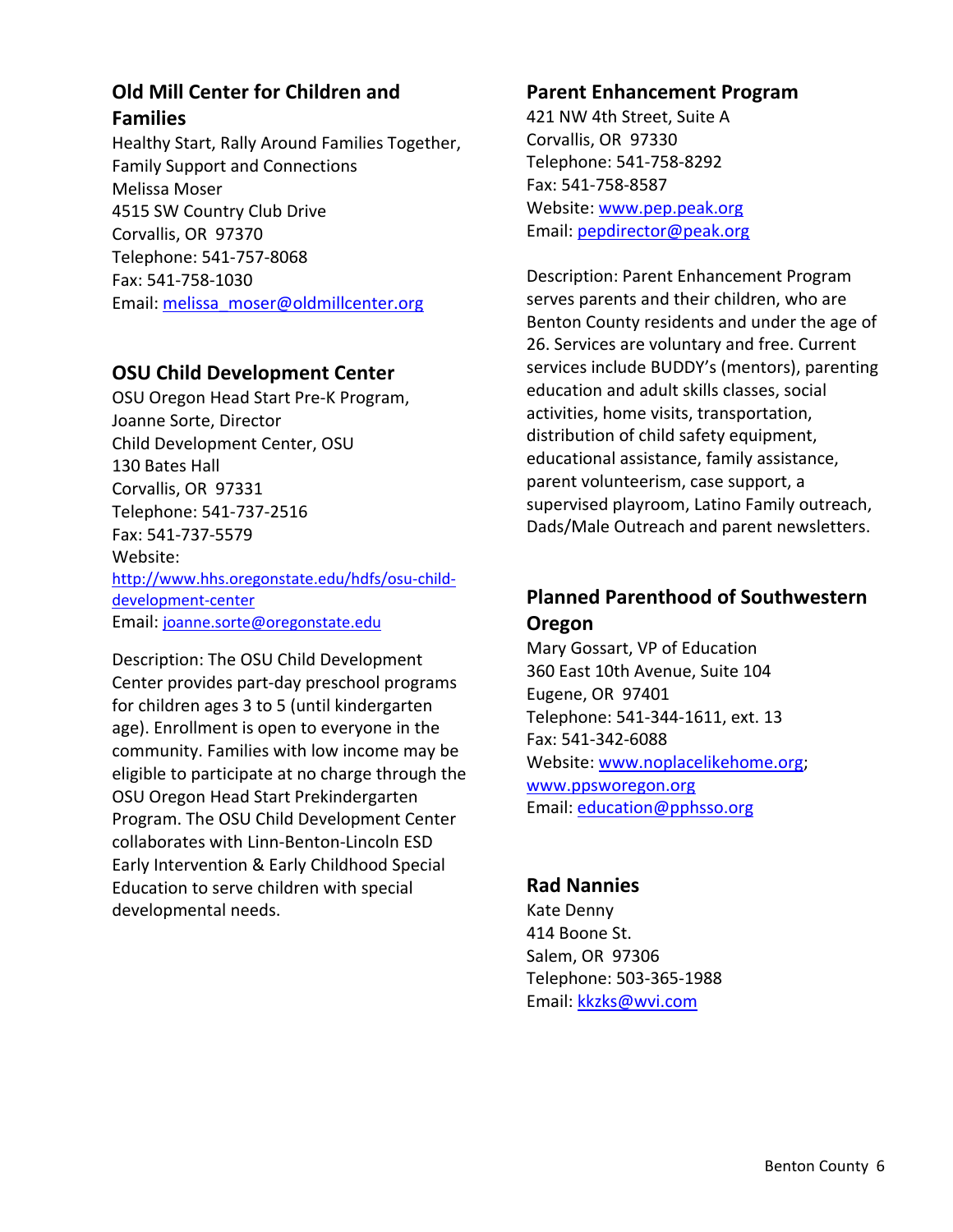## Old Mill Center for Children and Families

Healthy Start, Rally Around Families Together, Family Support and Connections
Melissa Moser
4515 SW Country Club Drive
Corvallis, OR 97370
Telephone: 541-757-8068
Fax: 541-758-1030
Email: melissa_moser@oldmillcenter.org

## OSU Child Development Center

OSU Oregon Head Start Pre-K Program,
Joanne Sorte, Director
Child Development Center, OSU
130 Bates Hall
Corvallis, OR 97331
Telephone: 541-737-2516
Fax: 541-737-5579
Website: http://www.hhs.oregonstate.edu/hdfs/osu-child-development-center
Email: joanne.sorte@oregonstate.edu

Description: The OSU Child Development Center provides part-day preschool programs for children ages 3 to 5 (until kindergarten age). Enrollment is open to everyone in the community. Families with low income may be eligible to participate at no charge through the OSU Oregon Head Start Prekindergarten Program. The OSU Child Development Center collaborates with Linn-Benton-Lincoln ESD Early Intervention & Early Childhood Special Education to serve children with special developmental needs.

## Parent Enhancement Program

421 NW 4th Street, Suite A
Corvallis, OR 97330
Telephone: 541-758-8292
Fax: 541-758-8587
Website: www.pep.peak.org
Email: pepdirector@peak.org

Description: Parent Enhancement Program serves parents and their children, who are Benton County residents and under the age of 26. Services are voluntary and free. Current services include BUDDY's (mentors), parenting education and adult skills classes, social activities, home visits, transportation, distribution of child safety equipment, educational assistance, family assistance, parent volunteerism, case support, a supervised playroom, Latino Family outreach, Dads/Male Outreach and parent newsletters.

## Planned Parenthood of Southwestern Oregon

Mary Gossart, VP of Education
360 East 10th Avenue, Suite 104
Eugene, OR 97401
Telephone: 541-344-1611, ext. 13
Fax: 541-342-6088
Website: www.noplacelikehome.org; www.ppsworegon.org
Email: education@pphsso.org

## Rad Nannies

Kate Denny
414 Boone St.
Salem, OR 97306
Telephone: 503-365-1988
Email: kkzks@wvi.com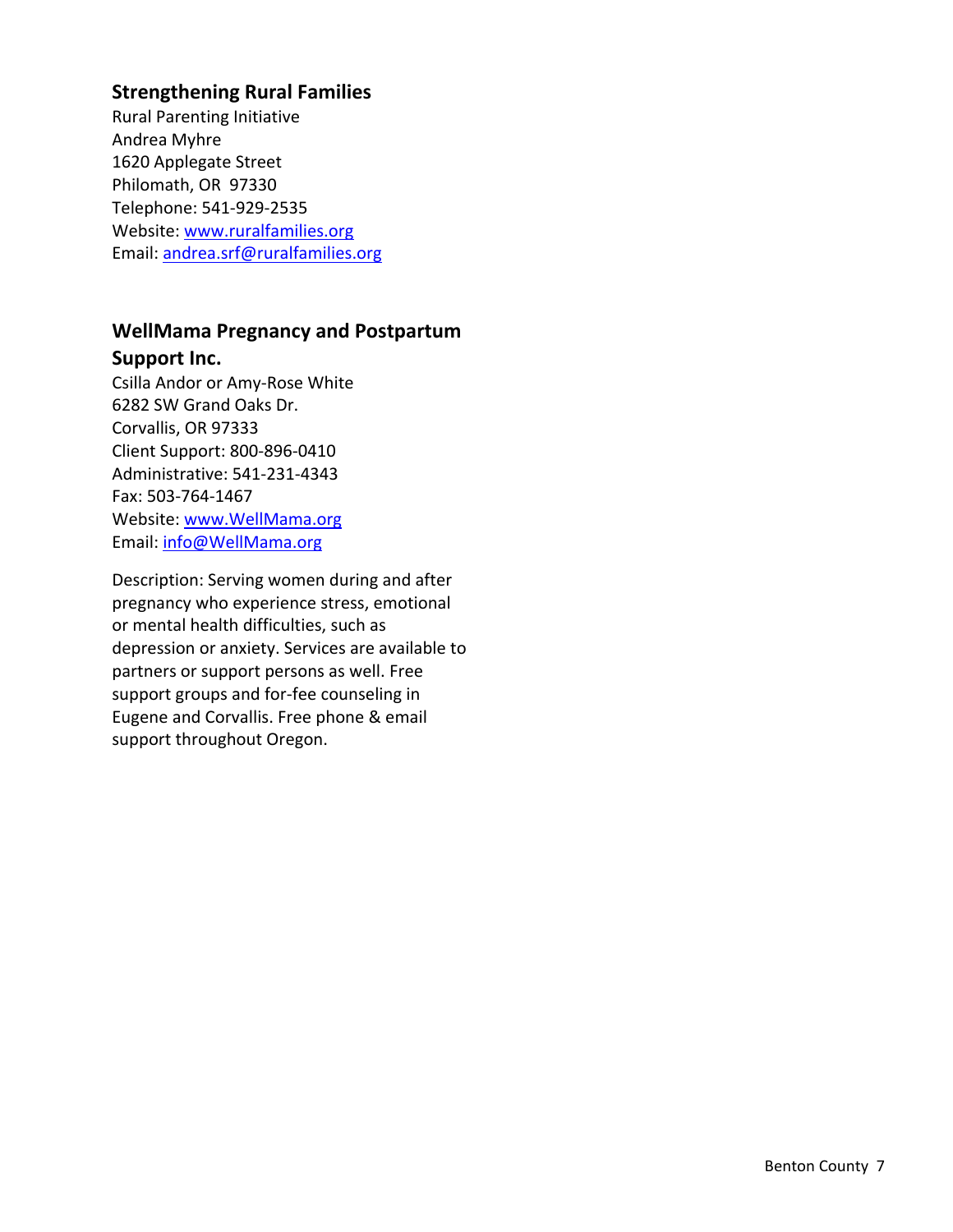### Strengthening Rural Families

Rural Parenting Initiative
Andrea Myhre
1620 Applegate Street
Philomath, OR 97330
Telephone: 541-929-2535
Website: www.ruralfamilies.org
Email: andrea.srf@ruralfamilies.org

### WellMama Pregnancy and Postpartum Support Inc.

Csilla Andor or Amy-Rose White
6282 SW Grand Oaks Dr.
Corvallis, OR 97333
Client Support: 800-896-0410
Administrative: 541-231-4343
Fax: 503-764-1467
Website: www.WellMama.org
Email: info@WellMama.org

Description: Serving women during and after pregnancy who experience stress, emotional or mental health difficulties, such as depression or anxiety. Services are available to partners or support persons as well. Free support groups and for-fee counseling in Eugene and Corvallis. Free phone & email support throughout Oregon.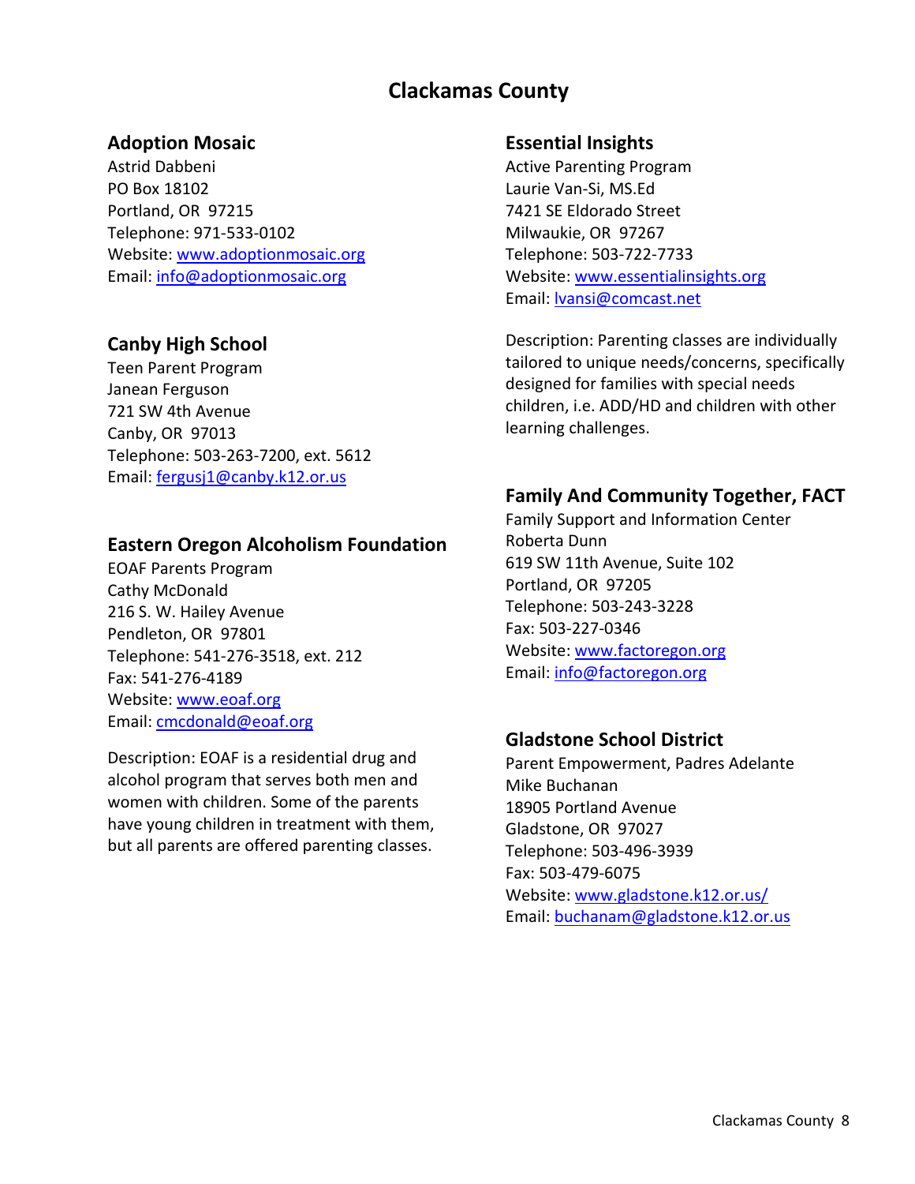# Clackamas County

## Adoption Mosaic

Astrid Dabbeni
PO Box 18102
Portland, OR 97215
Telephone: 971-533-0102
Website: www.adoptionmosaic.org
Email: info@adoptionmosaic.org

## Canby High School

Teen Parent Program
Janean Ferguson
721 SW 4th Avenue
Canby, OR 97013
Telephone: 503-263-7200, ext. 5612
Email: fergusj1@canby.k12.or.us

## Eastern Oregon Alcoholism Foundation

EOAF Parents Program
Cathy McDonald
216 S. W. Hailey Avenue
Pendleton, OR 97801
Telephone: 541-276-3518, ext. 212
Fax: 541-276-4189
Website: www.eoaf.org
Email: cmcdonald@eoaf.org

Description: EOAF is a residential drug and alcohol program that serves both men and women with children. Some of the parents have young children in treatment with them, but all parents are offered parenting classes.

## Essential Insights

Active Parenting Program
Laurie Van-Si, MS.Ed
7421 SE Eldorado Street
Milwaukie, OR 97267
Telephone: 503-722-7733
Website: www.essentialinsights.org
Email: lvansi@comcast.net

Description: Parenting classes are individually tailored to unique needs/concerns, specifically designed for families with special needs children, i.e. ADD/HD and children with other learning challenges.

## Family And Community Together, FACT

Family Support and Information Center
Roberta Dunn
619 SW 11th Avenue, Suite 102
Portland, OR 97205
Telephone: 503-243-3228
Fax: 503-227-0346
Website: www.factoregon.org
Email: info@factoregon.org

## Gladstone School District

Parent Empowerment, Padres Adelante
Mike Buchanan
18905 Portland Avenue
Gladstone, OR 97027
Telephone: 503-496-3939
Fax: 503-479-6075
Website: www.gladstone.k12.or.us/
Email: buchanam@gladstone.k12.or.us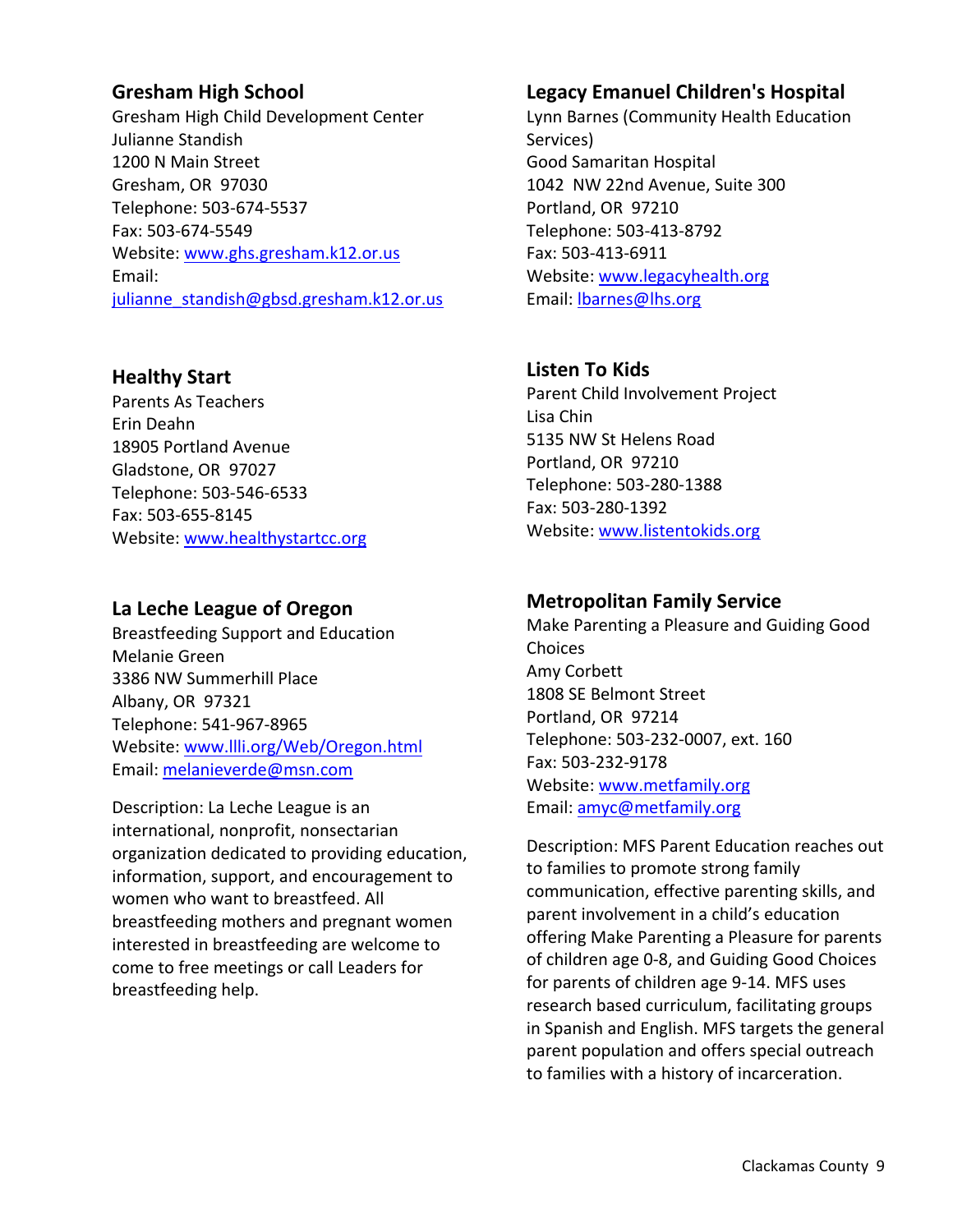## Gresham High School

Gresham High Child Development Center
Julianne Standish
1200 N Main Street
Gresham, OR 97030
Telephone: 503-674-5537
Fax: 503-674-5549
Website: www.ghs.gresham.k12.or.us
Email:
julianne_standish@gbsd.gresham.k12.or.us

## Healthy Start

Parents As Teachers
Erin Deahn
18905 Portland Avenue
Gladstone, OR 97027
Telephone: 503-546-6533
Fax: 503-655-8145
Website: www.healthystartcc.org

## La Leche League of Oregon

Breastfeeding Support and Education
Melanie Green
3386 NW Summerhill Place
Albany, OR 97321
Telephone: 541-967-8965
Website: www.llli.org/Web/Oregon.html
Email: melanieverde@msn.com

Description: La Leche League is an international, nonprofit, nonsectarian organization dedicated to providing education, information, support, and encouragement to women who want to breastfeed. All breastfeeding mothers and pregnant women interested in breastfeeding are welcome to come to free meetings or call Leaders for breastfeeding help.

## Legacy Emanuel Children's Hospital

Lynn Barnes (Community Health Education Services)
Good Samaritan Hospital
1042 NW 22nd Avenue, Suite 300
Portland, OR 97210
Telephone: 503-413-8792
Fax: 503-413-6911
Website: www.legacyhealth.org
Email: lbarnes@lhs.org

## Listen To Kids

Parent Child Involvement Project
Lisa Chin
5135 NW St Helens Road
Portland, OR 97210
Telephone: 503-280-1388
Fax: 503-280-1392
Website: www.listentokids.org

## Metropolitan Family Service

Make Parenting a Pleasure and Guiding Good Choices
Amy Corbett
1808 SE Belmont Street
Portland, OR 97214
Telephone: 503-232-0007, ext. 160
Fax: 503-232-9178
Website: www.metfamily.org
Email: amyc@metfamily.org

Description: MFS Parent Education reaches out to families to promote strong family communication, effective parenting skills, and parent involvement in a child's education offering Make Parenting a Pleasure for parents of children age 0-8, and Guiding Good Choices for parents of children age 9-14. MFS uses research based curriculum, facilitating groups in Spanish and English. MFS targets the general parent population and offers special outreach to families with a history of incarceration.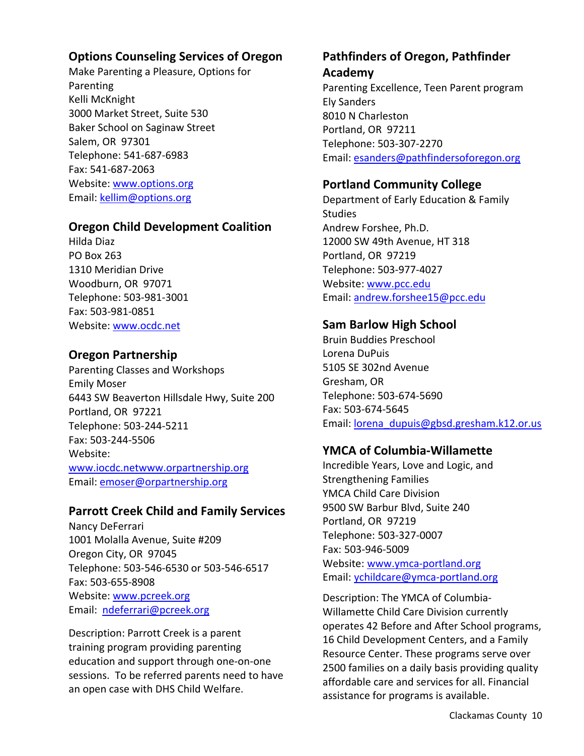### Options Counseling Services of Oregon

Make Parenting a Pleasure, Options for Parenting
Kelli McKnight
3000 Market Street, Suite 530
Baker School on Saginaw Street
Salem, OR 97301
Telephone: 541-687-6983
Fax: 541-687-2063
Website: www.options.org
Email: kellim@options.org

### Oregon Child Development Coalition

Hilda Diaz
PO Box 263
1310 Meridian Drive
Woodburn, OR 97071
Telephone: 503-981-3001
Fax: 503-981-0851
Website: www.ocdc.net

### Oregon Partnership

Parenting Classes and Workshops
Emily Moser
6443 SW Beaverton Hillsdale Hwy, Suite 200
Portland, OR 97221
Telephone: 503-244-5211
Fax: 503-244-5506
Website: www.iocdc.netwww.orpartnership.org
Email: emoser@orpartnership.org

### Parrott Creek Child and Family Services

Nancy DeFerrari
1001 Molalla Avenue, Suite #209
Oregon City, OR 97045
Telephone: 503-546-6530 or 503-546-6517
Fax: 503-655-8908
Website: www.pcreek.org
Email: ndeferrari@pcreek.org

Description: Parrott Creek is a parent training program providing parenting education and support through one-on-one sessions. To be referred parents need to have an open case with DHS Child Welfare.

### Pathfinders of Oregon, Pathfinder Academy

Parenting Excellence, Teen Parent program
Ely Sanders
8010 N Charleston
Portland, OR 97211
Telephone: 503-307-2270
Email: esanders@pathfindersoforegon.org

### Portland Community College

Department of Early Education & Family Studies
Andrew Forshee, Ph.D.
12000 SW 49th Avenue, HT 318
Portland, OR 97219
Telephone: 503-977-4027
Website: www.pcc.edu
Email: andrew.forshee15@pcc.edu

### Sam Barlow High School

Bruin Buddies Preschool
Lorena DuPuis
5105 SE 302nd Avenue
Gresham, OR
Telephone: 503-674-5690
Fax: 503-674-5645
Email: lorena_dupuis@gbsd.gresham.k12.or.us

### YMCA of Columbia-Willamette

Incredible Years, Love and Logic, and Strengthening Families
YMCA Child Care Division
9500 SW Barbur Blvd, Suite 240
Portland, OR 97219
Telephone: 503-327-0007
Fax: 503-946-5009
Website: www.ymca-portland.org
Email: ychildcare@ymca-portland.org

Description: The YMCA of Columbia-Willamette Child Care Division currently operates 42 Before and After School programs, 16 Child Development Centers, and a Family Resource Center. These programs serve over 2500 families on a daily basis providing quality affordable care and services for all. Financial assistance for programs is available.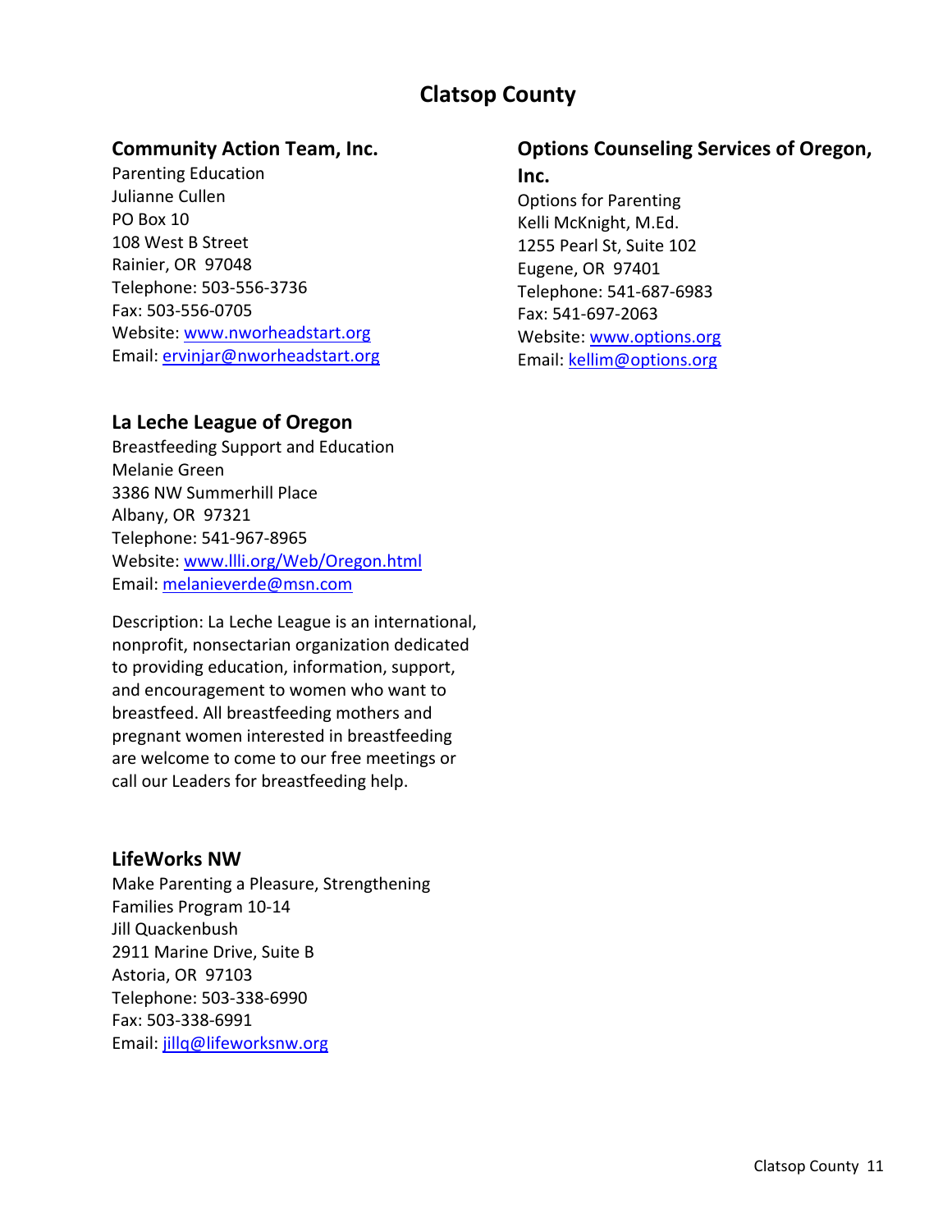# Clatsop County

## Community Action Team, Inc.

Parenting Education
Julianne Cullen
PO Box 10
108 West B Street
Rainier, OR  97048
Telephone: 503-556-3736
Fax: 503-556-0705
Website: www.nworheadstart.org
Email: ervinjar@nworheadstart.org

## La Leche League of Oregon

Breastfeeding Support and Education
Melanie Green
3386 NW Summerhill Place
Albany, OR  97321
Telephone: 541-967-8965
Website: www.llli.org/Web/Oregon.html
Email: melanieverde@msn.com

Description: La Leche League is an international, nonprofit, nonsectarian organization dedicated to providing education, information, support, and encouragement to women who want to breastfeed. All breastfeeding mothers and pregnant women interested in breastfeeding are welcome to come to our free meetings or call our Leaders for breastfeeding help.

## LifeWorks NW

Make Parenting a Pleasure, Strengthening Families Program 10-14
Jill Quackenbush
2911 Marine Drive, Suite B
Astoria, OR  97103
Telephone: 503-338-6990
Fax: 503-338-6991
Email: jillq@lifeworksnw.org

## Options Counseling Services of Oregon, Inc.

Options for Parenting
Kelli McKnight, M.Ed.
1255 Pearl St, Suite 102
Eugene, OR  97401
Telephone: 541-687-6983
Fax: 541-697-2063
Website: www.options.org
Email: kellim@options.org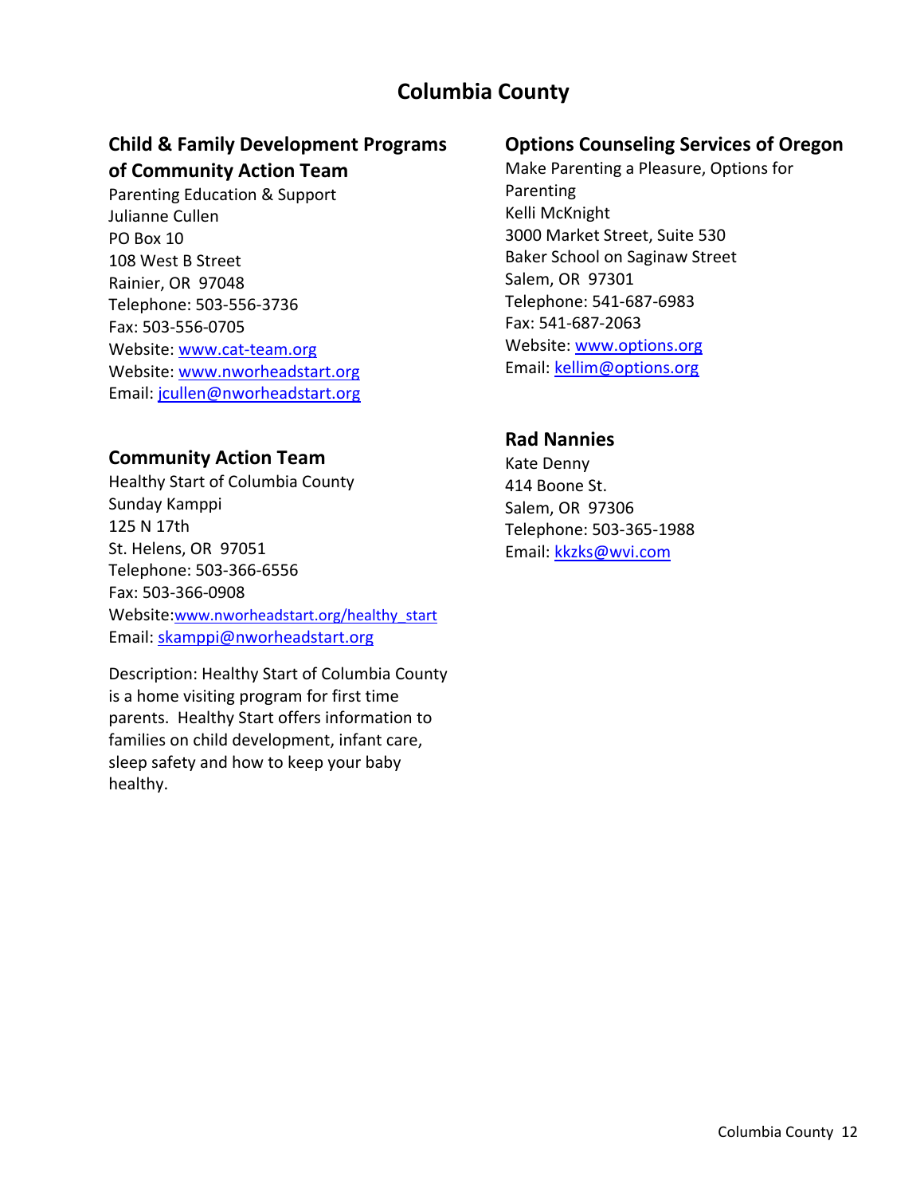# Columbia County

## Child & Family Development Programs of Community Action Team

Parenting Education & Support
Julianne Cullen
PO Box 10
108 West B Street
Rainier, OR 97048
Telephone: 503-556-3736
Fax: 503-556-0705
Website: www.cat-team.org
Website: www.nworheadstart.org
Email: jcullen@nworheadstart.org

## Community Action Team

Healthy Start of Columbia County
Sunday Kamppi
125 N 17th
St. Helens, OR 97051
Telephone: 503-366-6556
Fax: 503-366-0908
Website: www.nworheadstart.org/healthy_start
Email: skamppi@nworheadstart.org

Description: Healthy Start of Columbia County is a home visiting program for first time parents. Healthy Start offers information to families on child development, infant care, sleep safety and how to keep your baby healthy.

## Options Counseling Services of Oregon

Make Parenting a Pleasure, Options for Parenting
Kelli McKnight
3000 Market Street, Suite 530
Baker School on Saginaw Street
Salem, OR 97301
Telephone: 541-687-6983
Fax: 541-687-2063
Website: www.options.org
Email: kellim@options.org

## Rad Nannies

Kate Denny
414 Boone St.
Salem, OR 97306
Telephone: 503-365-1988
Email: kkzks@wvi.com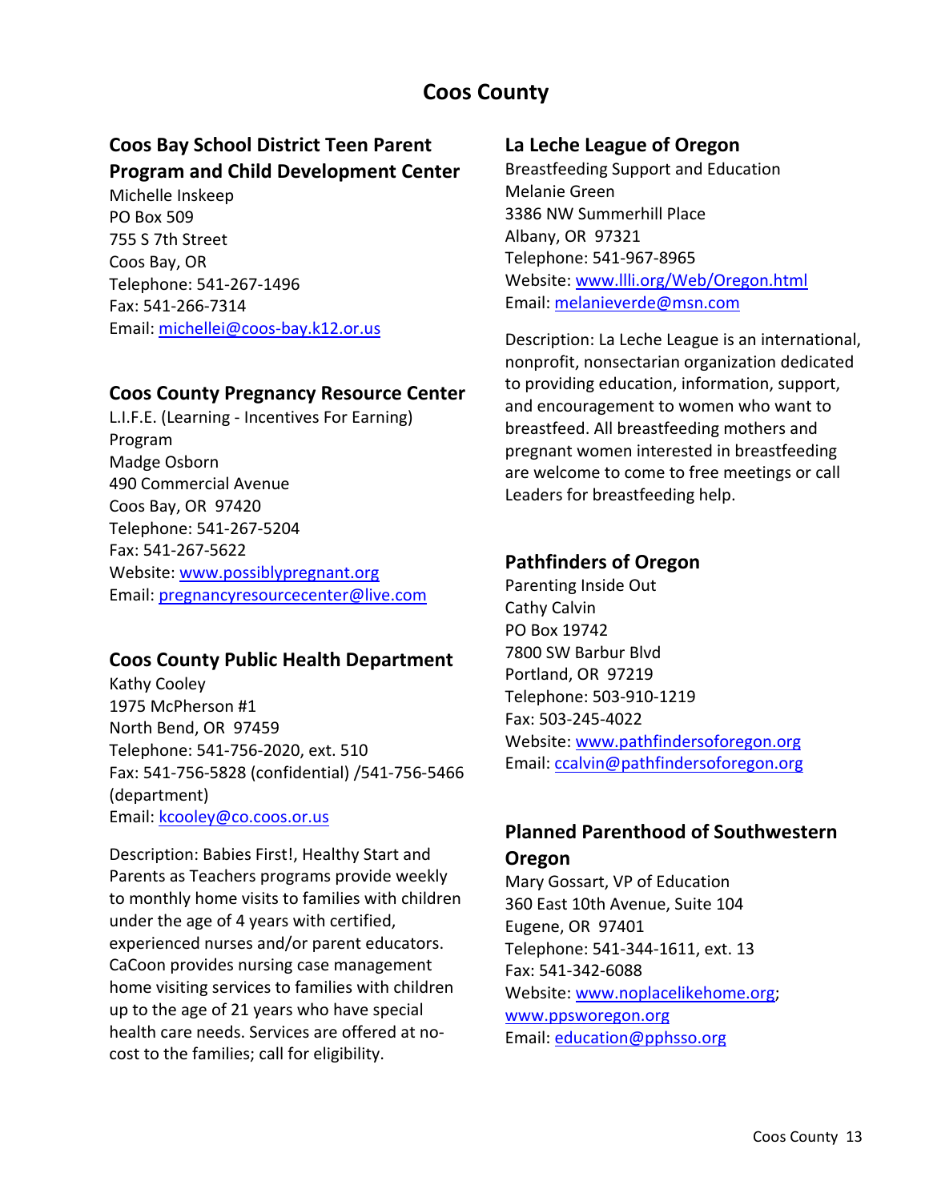# Coos County

## Coos Bay School District Teen Parent Program and Child Development Center

Michelle Inskeep
PO Box 509
755 S 7th Street
Coos Bay, OR
Telephone: 541-267-1496
Fax: 541-266-7314
Email: michellei@coos-bay.k12.or.us

## Coos County Pregnancy Resource Center

L.I.F.E. (Learning - Incentives For Earning) Program
Madge Osborn
490 Commercial Avenue
Coos Bay, OR 97420
Telephone: 541-267-5204
Fax: 541-267-5622
Website: www.possiblypregnant.org
Email: pregnancyresourcecenter@live.com

## Coos County Public Health Department

Kathy Cooley
1975 McPherson #1
North Bend, OR 97459
Telephone: 541-756-2020, ext. 510
Fax: 541-756-5828 (confidential) /541-756-5466 (department)
Email: kcooley@co.coos.or.us

Description: Babies First!, Healthy Start and Parents as Teachers programs provide weekly to monthly home visits to families with children under the age of 4 years with certified, experienced nurses and/or parent educators. CaCoon provides nursing case management home visiting services to families with children up to the age of 21 years who have special health care needs. Services are offered at no-cost to the families; call for eligibility.

## La Leche League of Oregon

Breastfeeding Support and Education
Melanie Green
3386 NW Summerhill Place
Albany, OR 97321
Telephone: 541-967-8965
Website: www.llli.org/Web/Oregon.html
Email: melanieverde@msn.com

Description: La Leche League is an international, nonprofit, nonsectarian organization dedicated to providing education, information, support, and encouragement to women who want to breastfeed. All breastfeeding mothers and pregnant women interested in breastfeeding are welcome to come to free meetings or call Leaders for breastfeeding help.

## Pathfinders of Oregon

Parenting Inside Out
Cathy Calvin
PO Box 19742
7800 SW Barbur Blvd
Portland, OR 97219
Telephone: 503-910-1219
Fax: 503-245-4022
Website: www.pathfindersoforegon.org
Email: ccalvin@pathfindersoforegon.org

## Planned Parenthood of Southwestern Oregon

Mary Gossart, VP of Education
360 East 10th Avenue, Suite 104
Eugene, OR 97401
Telephone: 541-344-1611, ext. 13
Fax: 541-342-6088
Website: www.noplacelikehome.org; www.ppsworegon.org
Email: education@pphsso.org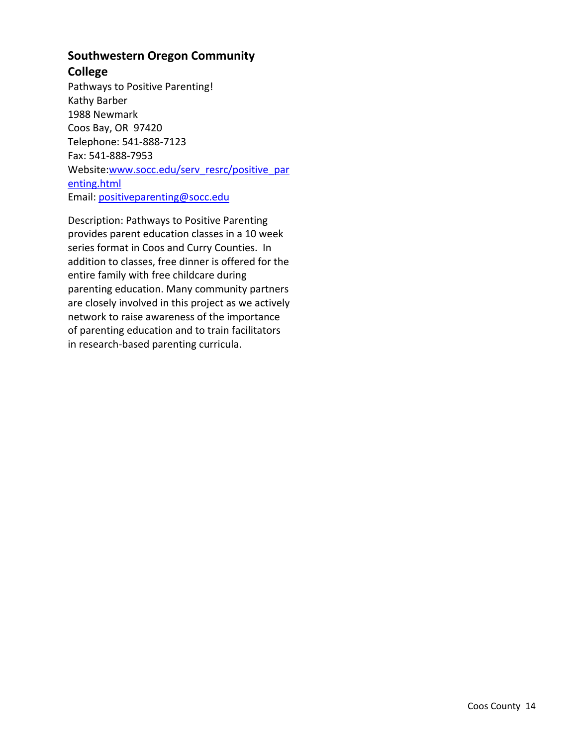## Southwestern Oregon Community College

Pathways to Positive Parenting!
Kathy Barber
1988 Newmark
Coos Bay, OR  97420
Telephone: 541-888-7123
Fax: 541-888-7953
Website: www.socc.edu/serv_resrc/positive_parenting.html
Email: positiveparenting@socc.edu

Description: Pathways to Positive Parenting provides parent education classes in a 10 week series format in Coos and Curry Counties. In addition to classes, free dinner is offered for the entire family with free childcare during parenting education. Many community partners are closely involved in this project as we actively network to raise awareness of the importance of parenting education and to train facilitators in research-based parenting curricula.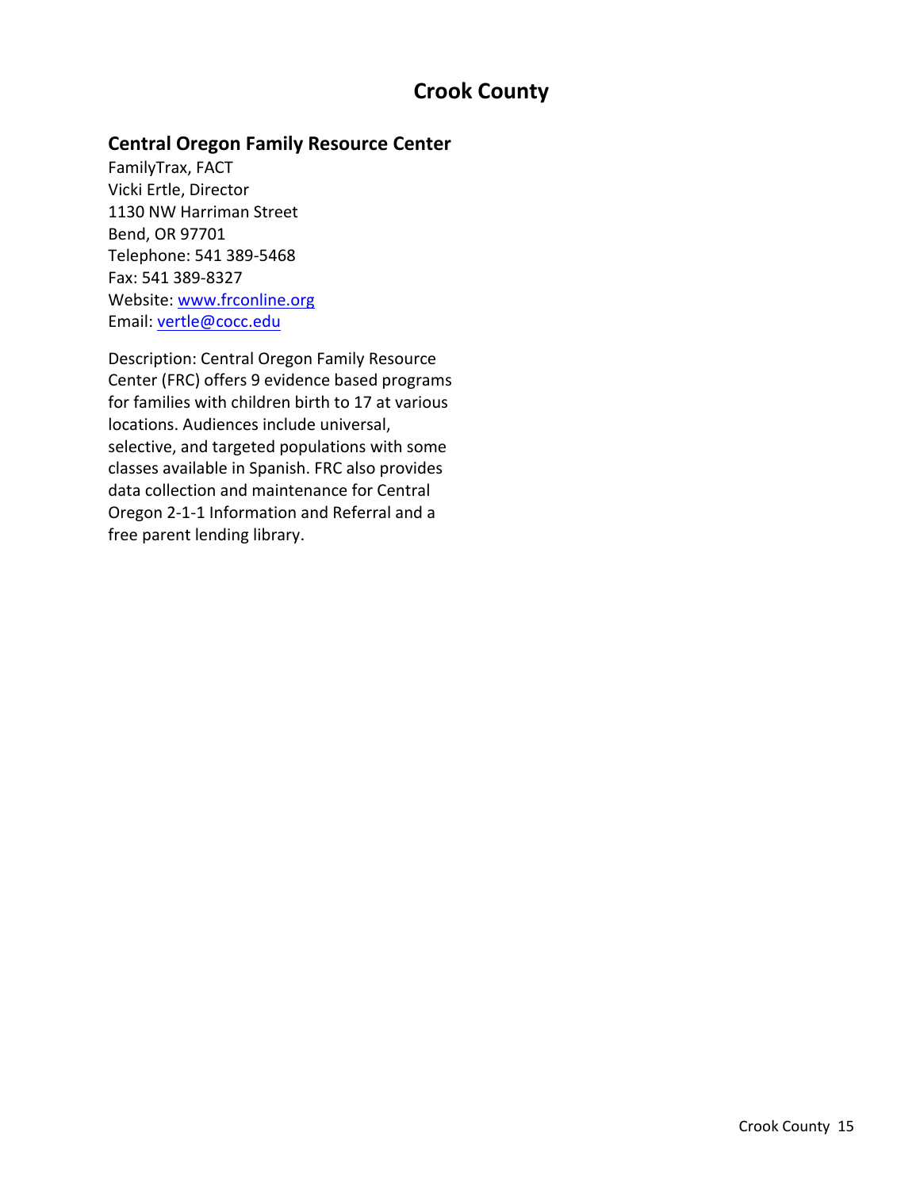# Crook County

## Central Oregon Family Resource Center

FamilyTrax, FACT
Vicki Ertle, Director
1130 NW Harriman Street
Bend, OR 97701
Telephone: 541 389-5468
Fax: 541 389-8327
Website: www.frconline.org
Email: vertle@cocc.edu

Description: Central Oregon Family Resource Center (FRC) offers 9 evidence based programs for families with children birth to 17 at various locations. Audiences include universal, selective, and targeted populations with some classes available in Spanish. FRC also provides data collection and maintenance for Central Oregon 2-1-1 Information and Referral and a free parent lending library.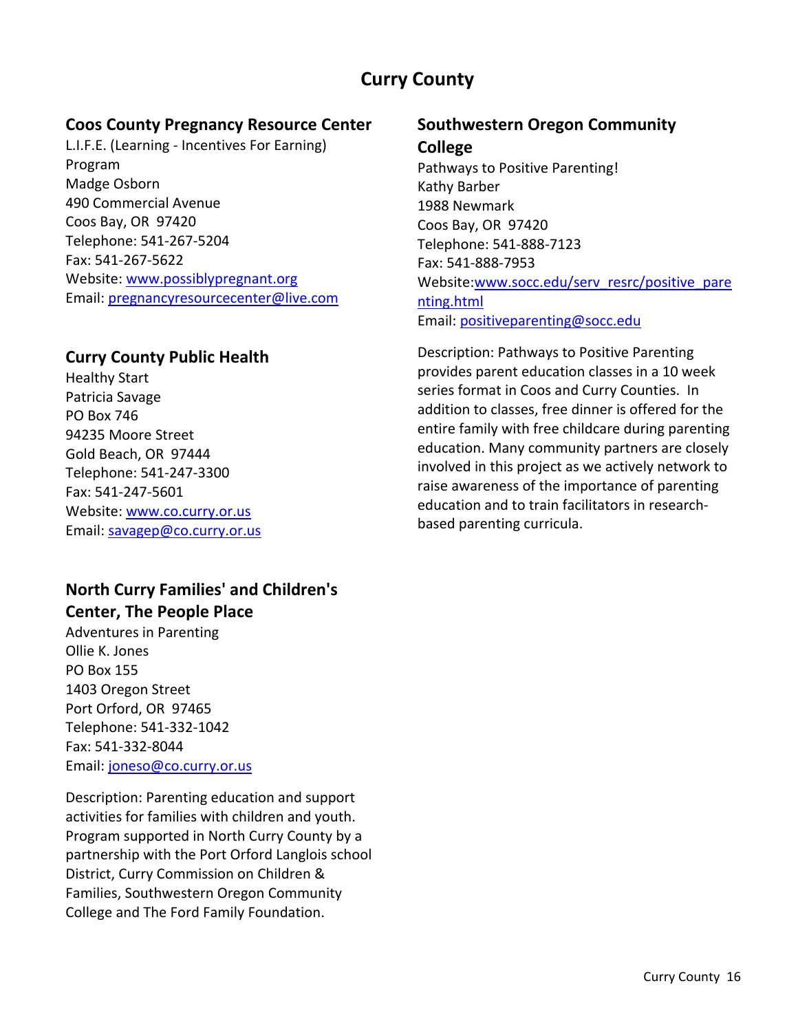# Curry County

### Coos County Pregnancy Resource Center

L.I.F.E. (Learning - Incentives For Earning) Program
Madge Osborn
490 Commercial Avenue
Coos Bay, OR 97420
Telephone: 541-267-5204
Fax: 541-267-5622
Website: www.possiblypregnant.org
Email: pregnancyresourcecenter@live.com

### Curry County Public Health

Healthy Start
Patricia Savage
PO Box 746
94235 Moore Street
Gold Beach, OR 97444
Telephone: 541-247-3300
Fax: 541-247-5601
Website: www.co.curry.or.us
Email: savagep@co.curry.or.us

### North Curry Families' and Children's Center, The People Place

Adventures in Parenting
Ollie K. Jones
PO Box 155
1403 Oregon Street
Port Orford, OR 97465
Telephone: 541-332-1042
Fax: 541-332-8044
Email: joneso@co.curry.or.us

Description: Parenting education and support activities for families with children and youth. Program supported in North Curry County by a partnership with the Port Orford Langlois school District, Curry Commission on Children & Families, Southwestern Oregon Community College and The Ford Family Foundation.

### Southwestern Oregon Community College

Pathways to Positive Parenting!
Kathy Barber
1988 Newmark
Coos Bay, OR 97420
Telephone: 541-888-7123
Fax: 541-888-7953
Website: www.socc.edu/serv_resrc/positive_parenting.html
Email: positiveparenting@socc.edu

Description: Pathways to Positive Parenting provides parent education classes in a 10 week series format in Coos and Curry Counties. In addition to classes, free dinner is offered for the entire family with free childcare during parenting education. Many community partners are closely involved in this project as we actively network to raise awareness of the importance of parenting education and to train facilitators in research-based parenting curricula.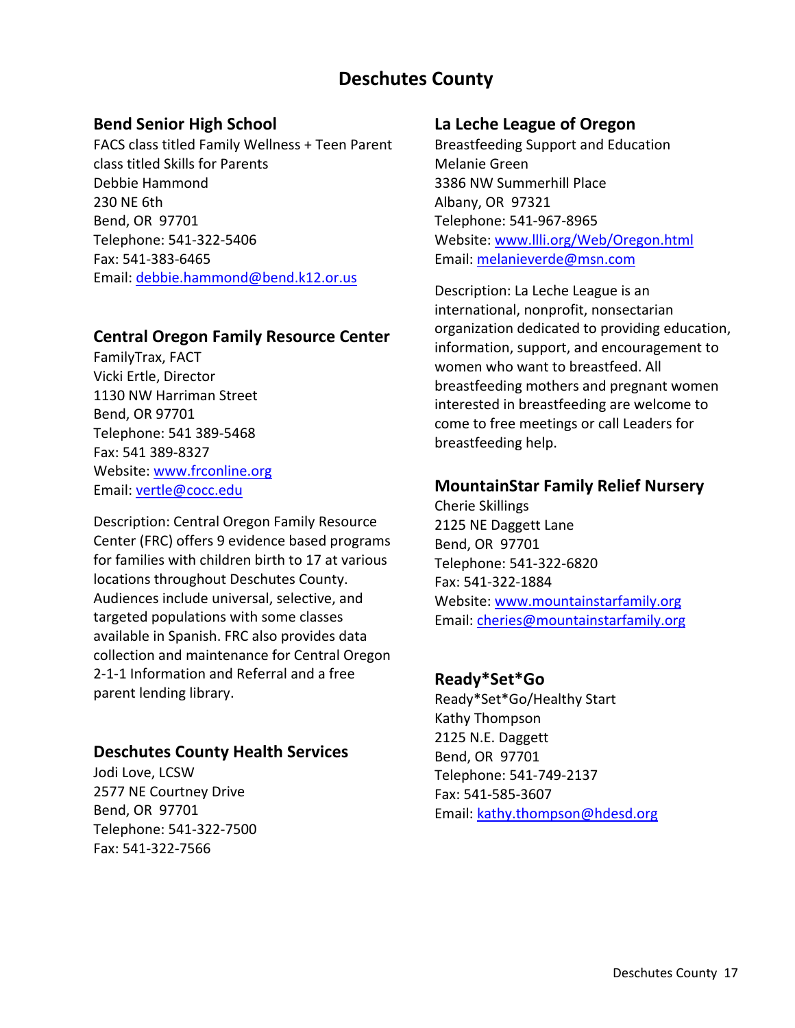# Deschutes County

## Bend Senior High School

FACS class titled Family Wellness + Teen Parent class titled Skills for Parents
Debbie Hammond
230 NE 6th
Bend, OR 97701
Telephone: 541-322-5406
Fax: 541-383-6465
Email: debbie.hammond@bend.k12.or.us

## Central Oregon Family Resource Center

FamilyTrax, FACT
Vicki Ertle, Director
1130 NW Harriman Street
Bend, OR 97701
Telephone: 541 389-5468
Fax: 541 389-8327
Website: www.frconline.org
Email: vertle@cocc.edu

Description: Central Oregon Family Resource Center (FRC) offers 9 evidence based programs for families with children birth to 17 at various locations throughout Deschutes County. Audiences include universal, selective, and targeted populations with some classes available in Spanish. FRC also provides data collection and maintenance for Central Oregon 2-1-1 Information and Referral and a free parent lending library.

## Deschutes County Health Services

Jodi Love, LCSW
2577 NE Courtney Drive
Bend, OR 97701
Telephone: 541-322-7500
Fax: 541-322-7566

## La Leche League of Oregon

Breastfeeding Support and Education
Melanie Green
3386 NW Summerhill Place
Albany, OR 97321
Telephone: 541-967-8965
Website: www.llli.org/Web/Oregon.html
Email: melanieverde@msn.com

Description: La Leche League is an international, nonprofit, nonsectarian organization dedicated to providing education, information, support, and encouragement to women who want to breastfeed. All breastfeeding mothers and pregnant women interested in breastfeeding are welcome to come to free meetings or call Leaders for breastfeeding help.

## MountainStar Family Relief Nursery

Cherie Skillings
2125 NE Daggett Lane
Bend, OR 97701
Telephone: 541-322-6820
Fax: 541-322-1884
Website: www.mountainstarfamily.org
Email: cheries@mountainstarfamily.org

## Ready*Set*Go

Ready*Set*Go/Healthy Start
Kathy Thompson
2125 N.E. Daggett
Bend, OR 97701
Telephone: 541-749-2137
Fax: 541-585-3607
Email: kathy.thompson@hdesd.org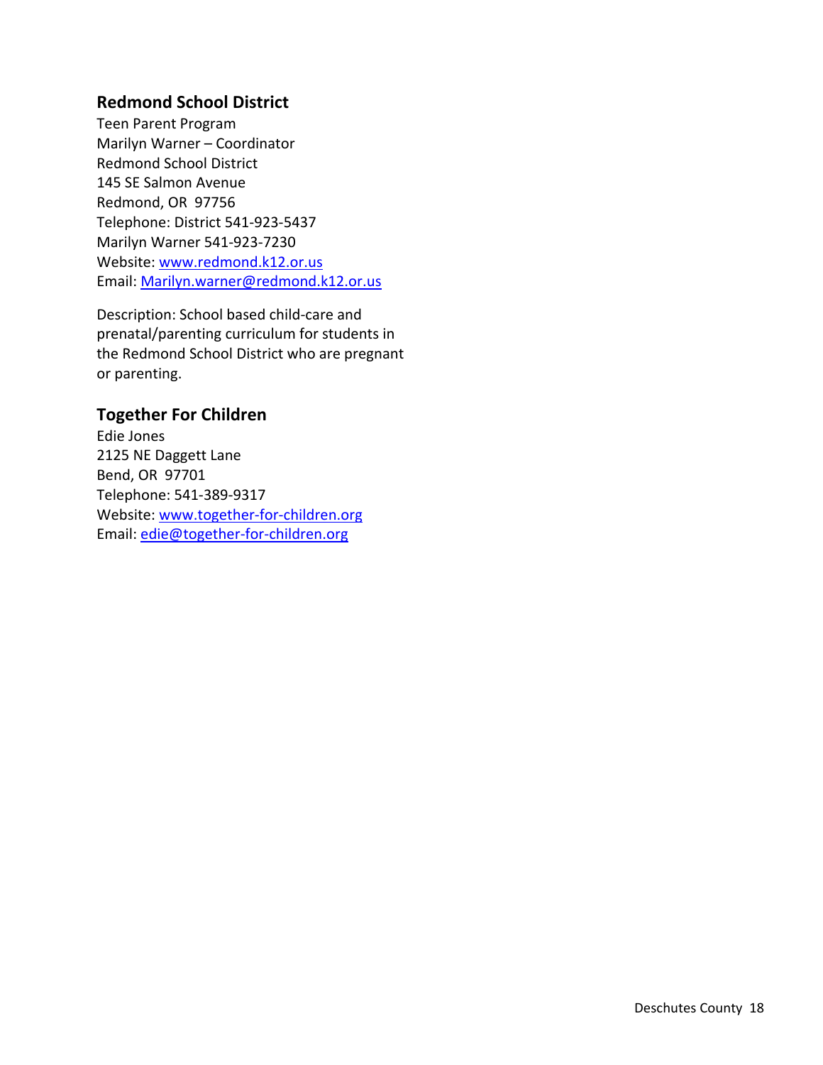### Redmond School District

Teen Parent Program
Marilyn Warner – Coordinator
Redmond School District
145 SE Salmon Avenue
Redmond, OR 97756
Telephone: District 541-923-5437
Marilyn Warner 541-923-7230
Website: [www.redmond.k12.or.us](http://www.redmond.k12.or.us)
Email: [Marilyn.warner@redmond.k12.or.us](mailto:Marilyn.warner@redmond.k12.or.us)

Description: School based child-care and prenatal/parenting curriculum for students in the Redmond School District who are pregnant or parenting.

### Together For Children

Edie Jones
2125 NE Daggett Lane
Bend, OR 97701
Telephone: 541-389-9317
Website: [www.together-for-children.org](http://www.together-for-children.org)
Email: [edie@together-for-children.org](mailto:edie@together-for-children.org)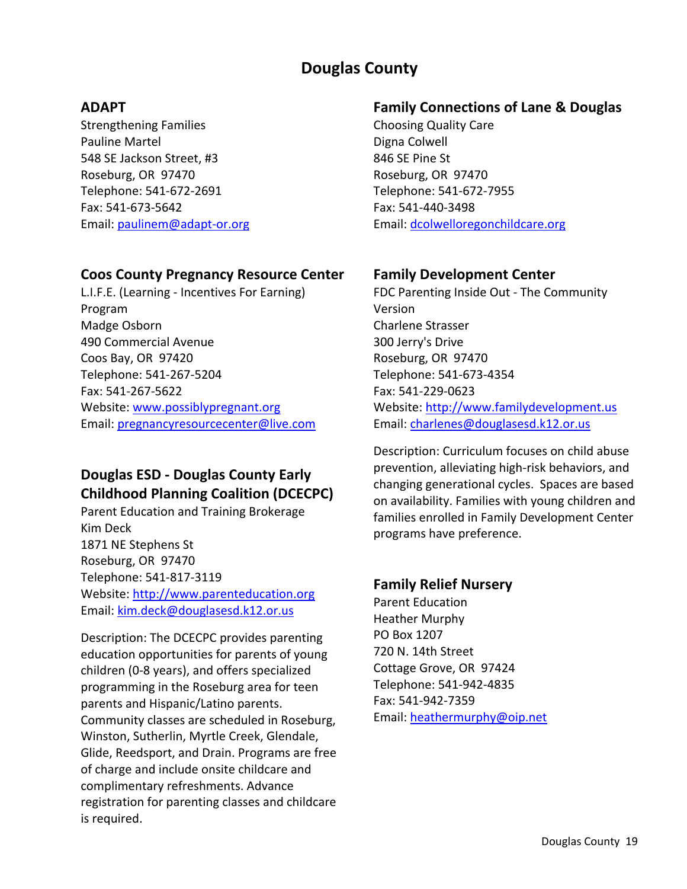# Douglas County

## ADAPT

Strengthening Families
Pauline Martel
548 SE Jackson Street, #3
Roseburg, OR 97470
Telephone: 541-672-2691
Fax: 541-673-5642
Email: paulinem@adapt-or.org

## Coos County Pregnancy Resource Center

L.I.F.E. (Learning - Incentives For Earning) Program
Madge Osborn
490 Commercial Avenue
Coos Bay, OR 97420
Telephone: 541-267-5204
Fax: 541-267-5622
Website: www.possiblypregnant.org
Email: pregnancyresourcecenter@live.com

## Douglas ESD - Douglas County Early Childhood Planning Coalition (DCECPC)

Parent Education and Training Brokerage
Kim Deck
1871 NE Stephens St
Roseburg, OR 97470
Telephone: 541-817-3119
Website: http://www.parenteducation.org
Email: kim.deck@douglasesd.k12.or.us

Description: The DCECPC provides parenting education opportunities for parents of young children (0-8 years), and offers specialized programming in the Roseburg area for teen parents and Hispanic/Latino parents. Community classes are scheduled in Roseburg, Winston, Sutherlin, Myrtle Creek, Glendale, Glide, Reedsport, and Drain. Programs are free of charge and include onsite childcare and complimentary refreshments. Advance registration for parenting classes and childcare is required.

## Family Connections of Lane & Douglas

Choosing Quality Care
Digna Colwell
846 SE Pine St
Roseburg, OR 97470
Telephone: 541-672-7955
Fax: 541-440-3498
Email: dcolwelloregonchildcare.org

## Family Development Center

FDC Parenting Inside Out - The Community Version
Charlene Strasser
300 Jerry's Drive
Roseburg, OR 97470
Telephone: 541-673-4354
Fax: 541-229-0623
Website: http://www.familydevelopment.us
Email: charlenes@douglasesd.k12.or.us

Description: Curriculum focuses on child abuse prevention, alleviating high-risk behaviors, and changing generational cycles. Spaces are based on availability. Families with young children and families enrolled in Family Development Center programs have preference.

## Family Relief Nursery

Parent Education
Heather Murphy
PO Box 1207
720 N. 14th Street
Cottage Grove, OR 97424
Telephone: 541-942-4835
Fax: 541-942-7359
Email: heathermurphy@oip.net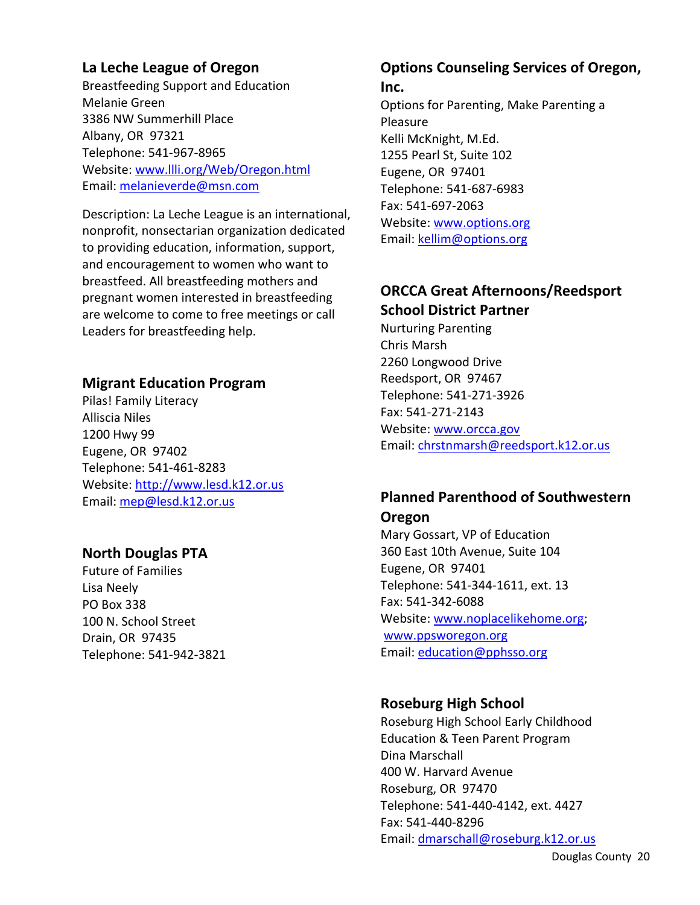## La Leche League of Oregon

Breastfeeding Support and Education
Melanie Green
3386 NW Summerhill Place
Albany, OR 97321
Telephone: 541-967-8965
Website: www.llli.org/Web/Oregon.html
Email: melanieverde@msn.com

Description: La Leche League is an international, nonprofit, nonsectarian organization dedicated to providing education, information, support, and encouragement to women who want to breastfeed. All breastfeeding mothers and pregnant women interested in breastfeeding are welcome to come to free meetings or call Leaders for breastfeeding help.

## Migrant Education Program

Pilas! Family Literacy
Alliscia Niles
1200 Hwy 99
Eugene, OR 97402
Telephone: 541-461-8283
Website: http://www.lesd.k12.or.us
Email: mep@lesd.k12.or.us

## North Douglas PTA

Future of Families
Lisa Neely
PO Box 338
100 N. School Street
Drain, OR 97435
Telephone: 541-942-3821

## Options Counseling Services of Oregon, Inc.

Options for Parenting, Make Parenting a Pleasure
Kelli McKnight, M.Ed.
1255 Pearl St, Suite 102
Eugene, OR 97401
Telephone: 541-687-6983
Fax: 541-697-2063
Website: www.options.org
Email: kellim@options.org

## ORCCA Great Afternoons/Reedsport School District Partner

Nurturing Parenting
Chris Marsh
2260 Longwood Drive
Reedsport, OR 97467
Telephone: 541-271-3926
Fax: 541-271-2143
Website: www.orcca.gov
Email: chrstnmarsh@reedsport.k12.or.us

## Planned Parenthood of Southwestern Oregon

Mary Gossart, VP of Education
360 East 10th Avenue, Suite 104
Eugene, OR 97401
Telephone: 541-344-1611, ext. 13
Fax: 541-342-6088
Website: www.noplacelikehome.org; www.ppsworegon.org
Email: education@pphsso.org

## Roseburg High School

Roseburg High School Early Childhood Education & Teen Parent Program
Dina Marschall
400 W. Harvard Avenue
Roseburg, OR 97470
Telephone: 541-440-4142, ext. 4427
Fax: 541-440-8296
Email: dmarschall@roseburg.k12.or.us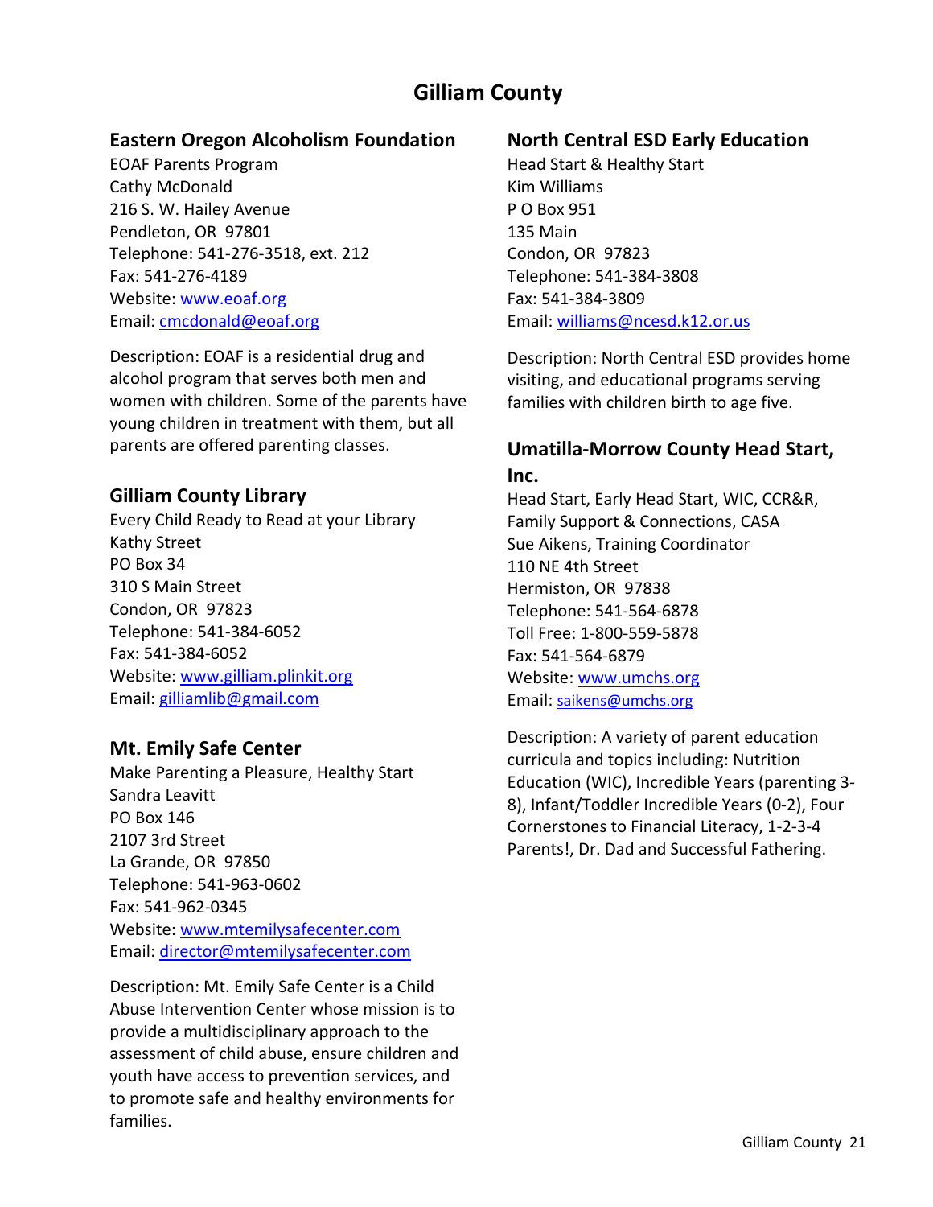# Gilliam County

## Eastern Oregon Alcoholism Foundation

EOAF Parents Program
Cathy McDonald
216 S. W. Hailey Avenue
Pendleton, OR 97801
Telephone: 541-276-3518, ext. 212
Fax: 541-276-4189
Website: www.eoaf.org
Email: cmcdonald@eoaf.org

Description: EOAF is a residential drug and alcohol program that serves both men and women with children. Some of the parents have young children in treatment with them, but all parents are offered parenting classes.

## Gilliam County Library

Every Child Ready to Read at your Library
Kathy Street
PO Box 34
310 S Main Street
Condon, OR 97823
Telephone: 541-384-6052
Fax: 541-384-6052
Website: www.gilliam.plinkit.org
Email: gilliamlib@gmail.com

## Mt. Emily Safe Center

Make Parenting a Pleasure, Healthy Start
Sandra Leavitt
PO Box 146
2107 3rd Street
La Grande, OR 97850
Telephone: 541-963-0602
Fax: 541-962-0345
Website: www.mtemilysafecenter.com
Email: director@mtemilysafecenter.com

Description: Mt. Emily Safe Center is a Child Abuse Intervention Center whose mission is to provide a multidisciplinary approach to the assessment of child abuse, ensure children and youth have access to prevention services, and to promote safe and healthy environments for families.

## North Central ESD Early Education

Head Start & Healthy Start
Kim Williams
P O Box 951
135 Main
Condon, OR 97823
Telephone: 541-384-3808
Fax: 541-384-3809
Email: williams@ncesd.k12.or.us

Description: North Central ESD provides home visiting, and educational programs serving families with children birth to age five.

## Umatilla-Morrow County Head Start, Inc.

Head Start, Early Head Start, WIC, CCR&R, Family Support & Connections, CASA
Sue Aikens, Training Coordinator
110 NE 4th Street
Hermiston, OR 97838
Telephone: 541-564-6878
Toll Free: 1-800-559-5878
Fax: 541-564-6879
Website: www.umchs.org
Email: saikens@umchs.org

Description: A variety of parent education curricula and topics including: Nutrition Education (WIC), Incredible Years (parenting 3-8), Infant/Toddler Incredible Years (0-2), Four Cornerstones to Financial Literacy, 1-2-3-4 Parents!, Dr. Dad and Successful Fathering.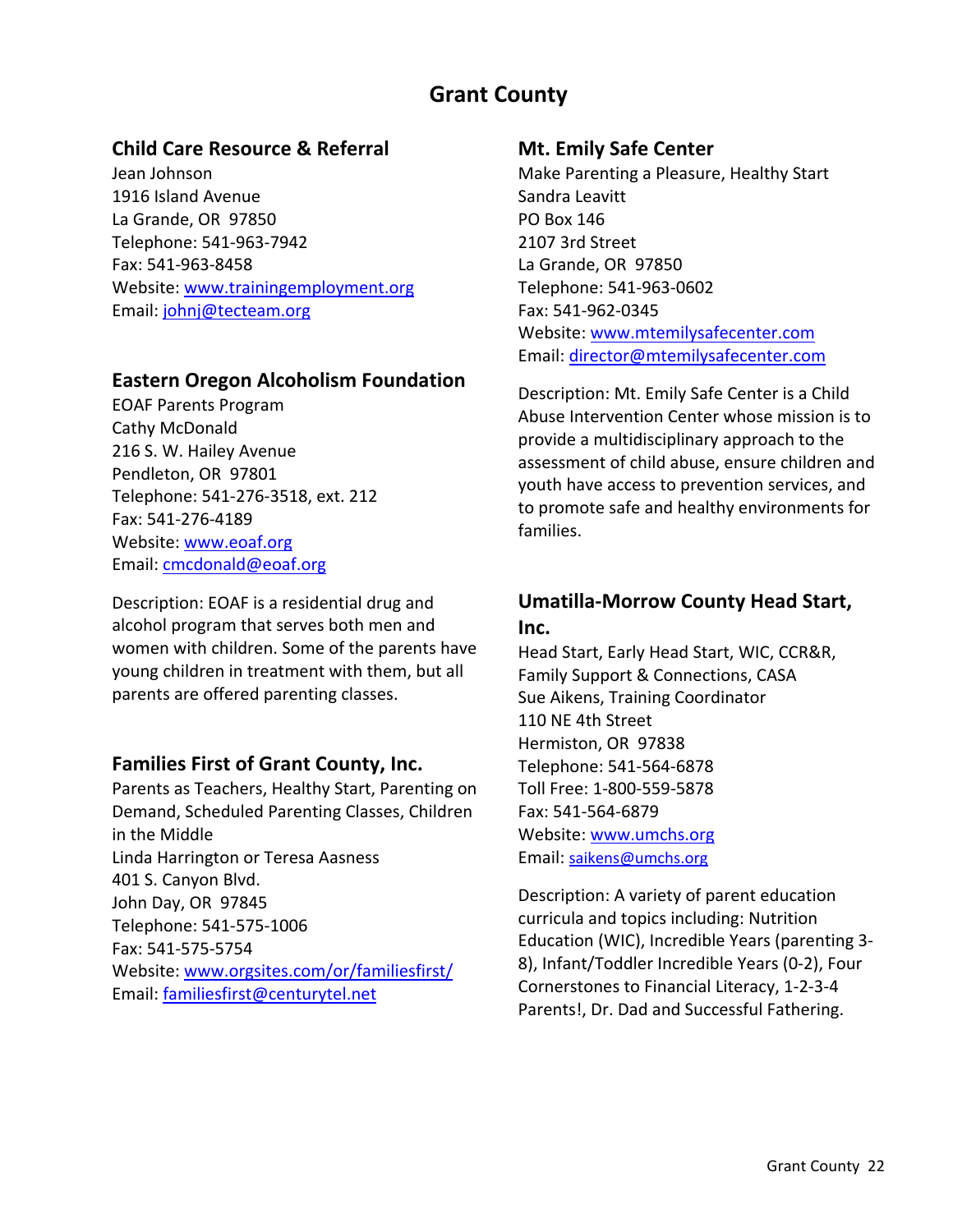# Grant County

## Child Care Resource & Referral

Jean Johnson
1916 Island Avenue
La Grande, OR 97850
Telephone: 541-963-7942
Fax: 541-963-8458
Website: www.trainingemployment.org
Email: johnj@tecteam.org

## Eastern Oregon Alcoholism Foundation

EOAF Parents Program
Cathy McDonald
216 S. W. Hailey Avenue
Pendleton, OR 97801
Telephone: 541-276-3518, ext. 212
Fax: 541-276-4189
Website: www.eoaf.org
Email: cmcdonald@eoaf.org

Description: EOAF is a residential drug and alcohol program that serves both men and women with children. Some of the parents have young children in treatment with them, but all parents are offered parenting classes.

## Families First of Grant County, Inc.

Parents as Teachers, Healthy Start, Parenting on Demand, Scheduled Parenting Classes, Children in the Middle
Linda Harrington or Teresa Aasness
401 S. Canyon Blvd.
John Day, OR 97845
Telephone: 541-575-1006
Fax: 541-575-5754
Website: www.orgsites.com/or/familiesfirst/
Email: familiesfirst@centurytel.net

## Mt. Emily Safe Center

Make Parenting a Pleasure, Healthy Start
Sandra Leavitt
PO Box 146
2107 3rd Street
La Grande, OR 97850
Telephone: 541-963-0602
Fax: 541-962-0345
Website: www.mtemilysafecenter.com
Email: director@mtemilysafecenter.com

Description: Mt. Emily Safe Center is a Child Abuse Intervention Center whose mission is to provide a multidisciplinary approach to the assessment of child abuse, ensure children and youth have access to prevention services, and to promote safe and healthy environments for families.

## Umatilla-Morrow County Head Start, Inc.

Head Start, Early Head Start, WIC, CCR&R, Family Support & Connections, CASA
Sue Aikens, Training Coordinator
110 NE 4th Street
Hermiston, OR 97838
Telephone: 541-564-6878
Toll Free: 1-800-559-5878
Fax: 541-564-6879
Website: www.umchs.org
Email: saikens@umchs.org

Description: A variety of parent education curricula and topics including: Nutrition Education (WIC), Incredible Years (parenting 3-8), Infant/Toddler Incredible Years (0-2), Four Cornerstones to Financial Literacy, 1-2-3-4 Parents!, Dr. Dad and Successful Fathering.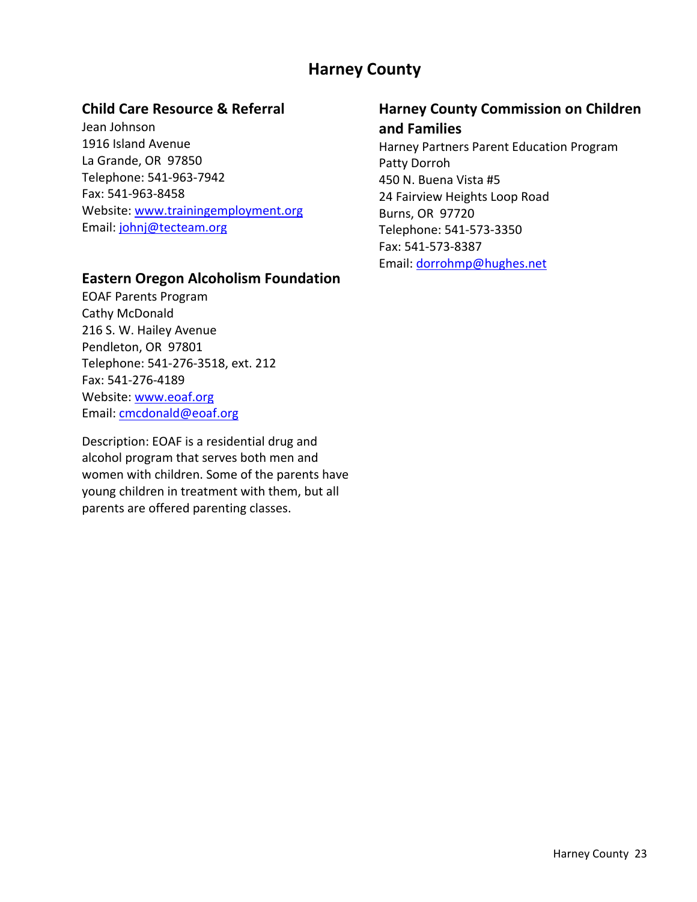# Harney County

## Child Care Resource & Referral

Jean Johnson
1916 Island Avenue
La Grande, OR 97850
Telephone: 541-963-7942
Fax: 541-963-8458
Website: www.trainingemployment.org
Email: johnj@tecteam.org

## Eastern Oregon Alcoholism Foundation

EOAF Parents Program
Cathy McDonald
216 S. W. Hailey Avenue
Pendleton, OR 97801
Telephone: 541-276-3518, ext. 212
Fax: 541-276-4189
Website: www.eoaf.org
Email: cmcdonald@eoaf.org

Description: EOAF is a residential drug and alcohol program that serves both men and women with children. Some of the parents have young children in treatment with them, but all parents are offered parenting classes.

## Harney County Commission on Children and Families

Harney Partners Parent Education Program
Patty Dorroh
450 N. Buena Vista #5
24 Fairview Heights Loop Road
Burns, OR 97720
Telephone: 541-573-3350
Fax: 541-573-8387
Email: dorrohmp@hughes.net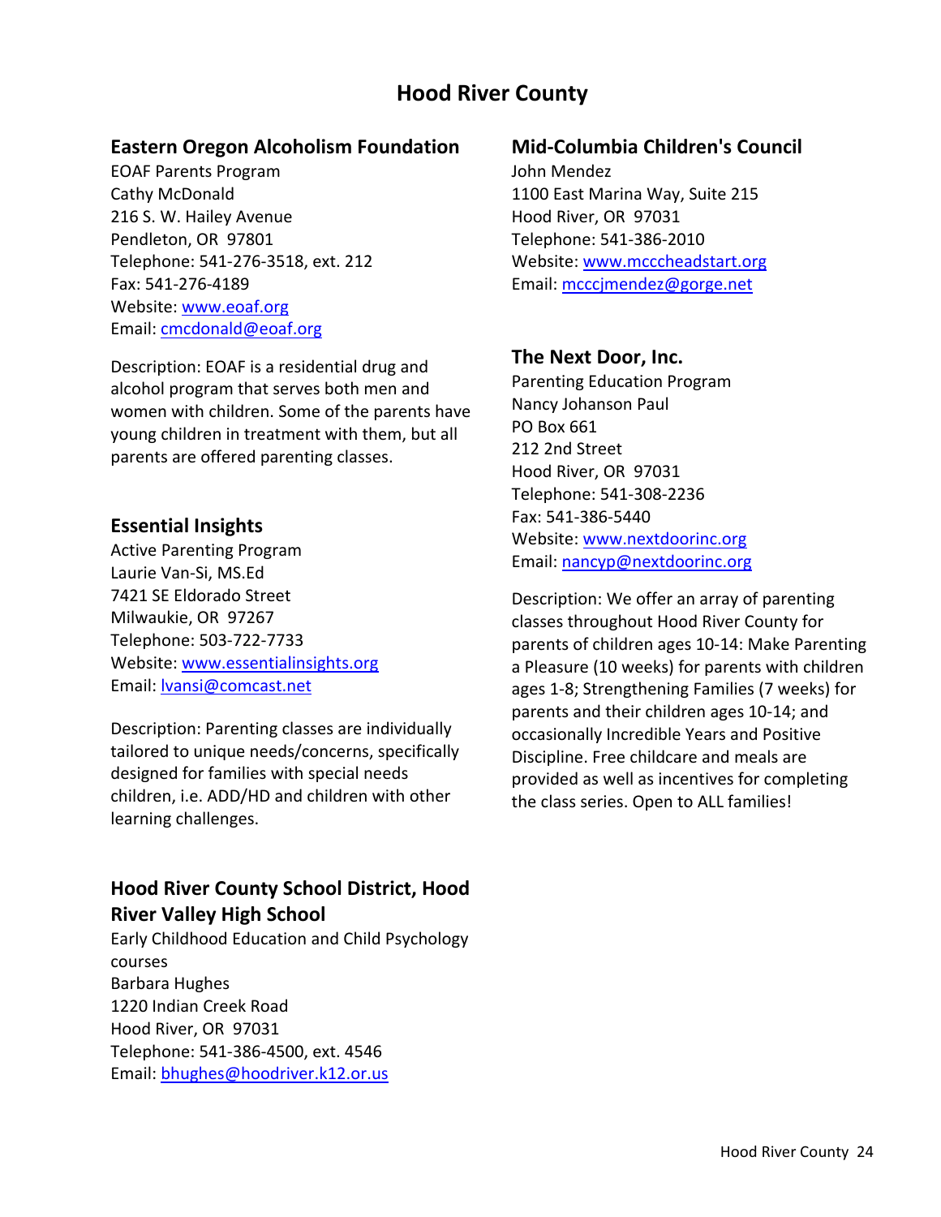# Hood River County

## Eastern Oregon Alcoholism Foundation

EOAF Parents Program
Cathy McDonald
216 S. W. Hailey Avenue
Pendleton, OR 97801
Telephone: 541-276-3518, ext. 212
Fax: 541-276-4189
Website: www.eoaf.org
Email: cmcdonald@eoaf.org

Description: EOAF is a residential drug and alcohol program that serves both men and women with children. Some of the parents have young children in treatment with them, but all parents are offered parenting classes.

## Essential Insights

Active Parenting Program
Laurie Van-Si, MS.Ed
7421 SE Eldorado Street
Milwaukie, OR 97267
Telephone: 503-722-7733
Website: www.essentialinsights.org
Email: lvansi@comcast.net

Description: Parenting classes are individually tailored to unique needs/concerns, specifically designed for families with special needs children, i.e. ADD/HD and children with other learning challenges.

## Hood River County School District, Hood River Valley High School

Early Childhood Education and Child Psychology courses
Barbara Hughes
1220 Indian Creek Road
Hood River, OR 97031
Telephone: 541-386-4500, ext. 4546
Email: bhughes@hoodriver.k12.or.us

## Mid-Columbia Children's Council

John Mendez
1100 East Marina Way, Suite 215
Hood River, OR 97031
Telephone: 541-386-2010
Website: www.mcccheadstart.org
Email: mcccjmendez@gorge.net

## The Next Door, Inc.

Parenting Education Program
Nancy Johanson Paul
PO Box 661
212 2nd Street
Hood River, OR 97031
Telephone: 541-308-2236
Fax: 541-386-5440
Website: www.nextdoorinc.org
Email: nancyp@nextdoorinc.org

Description: We offer an array of parenting classes throughout Hood River County for parents of children ages 10-14: Make Parenting a Pleasure (10 weeks) for parents with children ages 1-8; Strengthening Families (7 weeks) for parents and their children ages 10-14; and occasionally Incredible Years and Positive Discipline. Free childcare and meals are provided as well as incentives for completing the class series. Open to ALL families!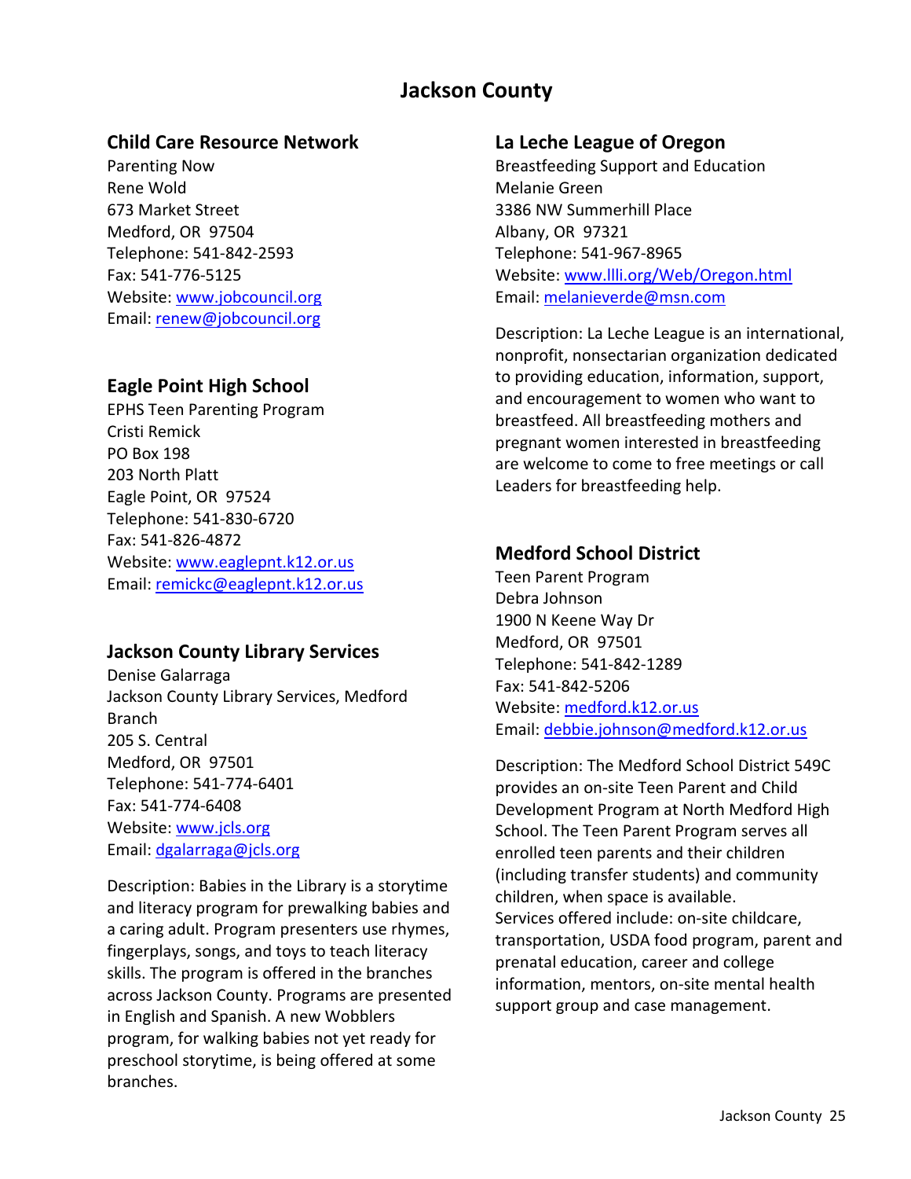# Jackson County

## Child Care Resource Network

Parenting Now
Rene Wold
673 Market Street
Medford, OR 97504
Telephone: 541-842-2593
Fax: 541-776-5125
Website: www.jobcouncil.org
Email: renew@jobcouncil.org

## Eagle Point High School

EPHS Teen Parenting Program
Cristi Remick
PO Box 198
203 North Platt
Eagle Point, OR 97524
Telephone: 541-830-6720
Fax: 541-826-4872
Website: www.eaglepnt.k12.or.us
Email: remickc@eaglepnt.k12.or.us

## Jackson County Library Services

Denise Galarraga
Jackson County Library Services, Medford Branch
205 S. Central
Medford, OR 97501
Telephone: 541-774-6401
Fax: 541-774-6408
Website: www.jcls.org
Email: dgalarraga@jcls.org

Description: Babies in the Library is a storytime and literacy program for prewalking babies and a caring adult. Program presenters use rhymes, fingerplays, songs, and toys to teach literacy skills. The program is offered in the branches across Jackson County. Programs are presented in English and Spanish. A new Wobblers program, for walking babies not yet ready for preschool storytime, is being offered at some branches.

## La Leche League of Oregon

Breastfeeding Support and Education
Melanie Green
3386 NW Summerhill Place
Albany, OR 97321
Telephone: 541-967-8965
Website: www.llli.org/Web/Oregon.html
Email: melanieverde@msn.com

Description: La Leche League is an international, nonprofit, nonsectarian organization dedicated to providing education, information, support, and encouragement to women who want to breastfeed. All breastfeeding mothers and pregnant women interested in breastfeeding are welcome to come to free meetings or call Leaders for breastfeeding help.

## Medford School District

Teen Parent Program
Debra Johnson
1900 N Keene Way Dr
Medford, OR 97501
Telephone: 541-842-1289
Fax: 541-842-5206
Website: medford.k12.or.us
Email: debbie.johnson@medford.k12.or.us

Description: The Medford School District 549C provides an on-site Teen Parent and Child Development Program at North Medford High School. The Teen Parent Program serves all enrolled teen parents and their children (including transfer students) and community children, when space is available.
Services offered include: on-site childcare, transportation, USDA food program, parent and prenatal education, career and college information, mentors, on-site mental health support group and case management.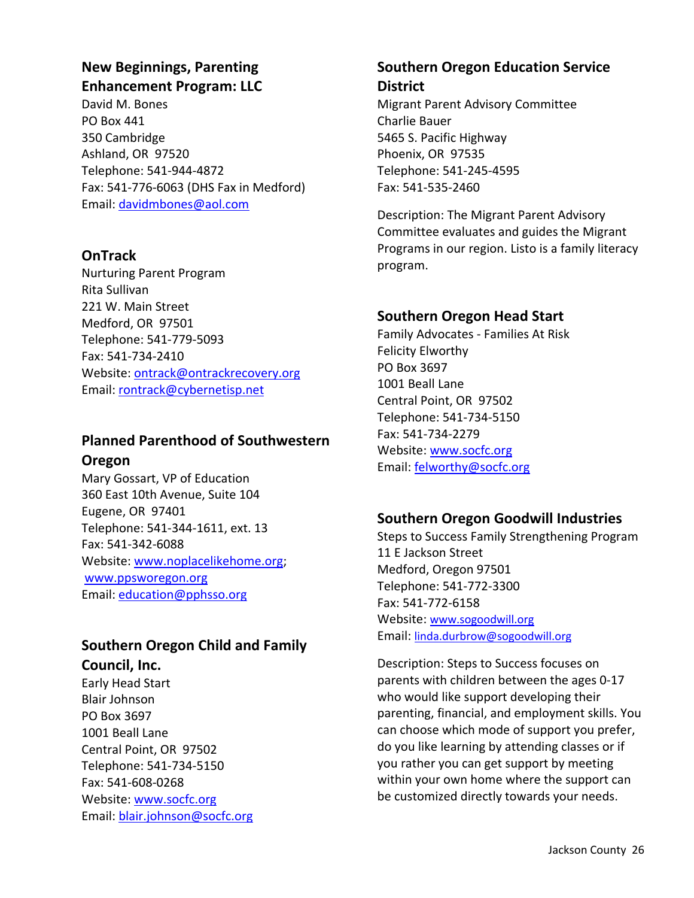### New Beginnings, Parenting Enhancement Program: LLC

David M. Bones
PO Box 441
350 Cambridge
Ashland, OR 97520
Telephone: 541-944-4872
Fax: 541-776-6063 (DHS Fax in Medford)
Email: davidmbones@aol.com

### OnTrack

Nurturing Parent Program
Rita Sullivan
221 W. Main Street
Medford, OR 97501
Telephone: 541-779-5093
Fax: 541-734-2410
Website: ontrack@ontrackrecovery.org
Email: rontrack@cybernetisp.net

### Planned Parenthood of Southwestern Oregon

Mary Gossart, VP of Education
360 East 10th Avenue, Suite 104
Eugene, OR 97401
Telephone: 541-344-1611, ext. 13
Fax: 541-342-6088
Website: www.noplacelikehome.org; www.ppsworegon.org
Email: education@pphsso.org

### Southern Oregon Child and Family Council, Inc.

Early Head Start
Blair Johnson
PO Box 3697
1001 Beall Lane
Central Point, OR 97502
Telephone: 541-734-5150
Fax: 541-608-0268
Website: www.socfc.org
Email: blair.johnson@socfc.org

### Southern Oregon Education Service District

Migrant Parent Advisory Committee
Charlie Bauer
5465 S. Pacific Highway
Phoenix, OR 97535
Telephone: 541-245-4595
Fax: 541-535-2460

Description: The Migrant Parent Advisory Committee evaluates and guides the Migrant Programs in our region. Listo is a family literacy program.

### Southern Oregon Head Start

Family Advocates - Families At Risk
Felicity Elworthy
PO Box 3697
1001 Beall Lane
Central Point, OR 97502
Telephone: 541-734-5150
Fax: 541-734-2279
Website: www.socfc.org
Email: felworthy@socfc.org

### Southern Oregon Goodwill Industries

Steps to Success Family Strengthening Program
11 E Jackson Street
Medford, Oregon 97501
Telephone: 541-772-3300
Fax: 541-772-6158
Website: www.sogoodwill.org
Email: linda.durbrow@sogoodwill.org

Description: Steps to Success focuses on parents with children between the ages 0-17 who would like support developing their parenting, financial, and employment skills. You can choose which mode of support you prefer, do you like learning by attending classes or if you rather you can get support by meeting within your own home where the support can be customized directly towards your needs.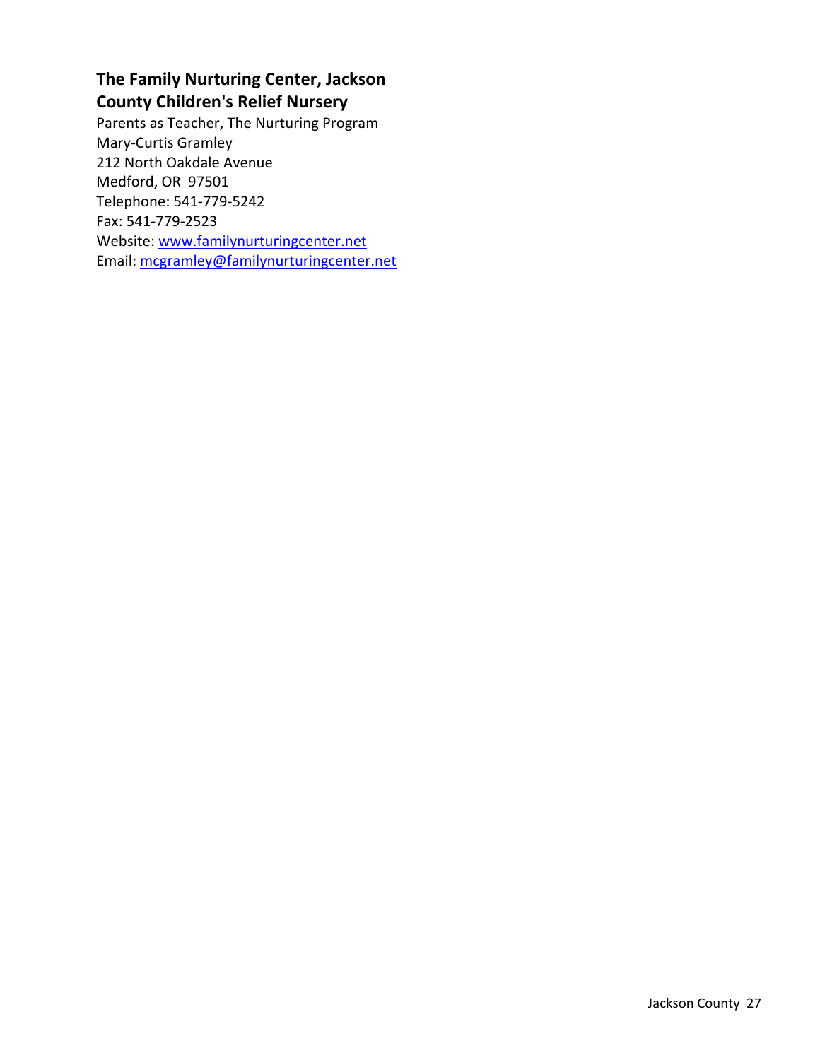### The Family Nurturing Center, Jackson County Children's Relief Nursery

Parents as Teacher, The Nurturing Program
Mary-Curtis Gramley
212 North Oakdale Avenue
Medford, OR 97501
Telephone: 541-779-5242
Fax: 541-779-2523
Website: www.familynurturingcenter.net
Email: mcgramley@familynurturingcenter.net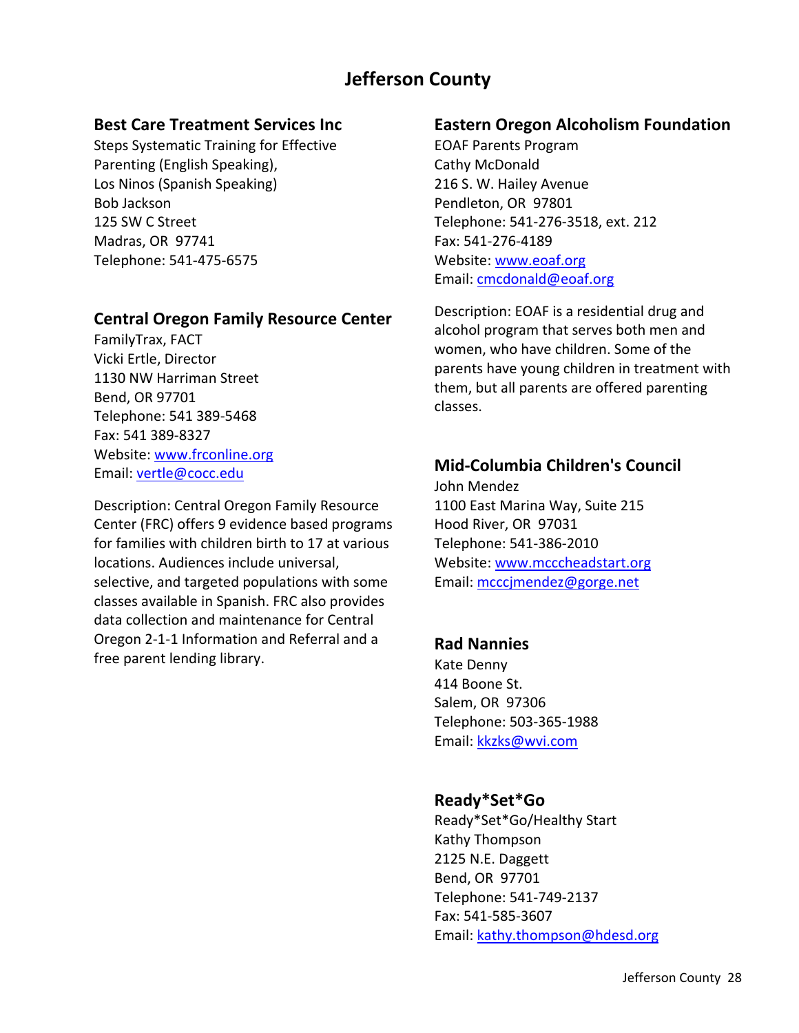# Jefferson County

## Best Care Treatment Services Inc

Steps Systematic Training for Effective Parenting (English Speaking),
Los Ninos (Spanish Speaking)
Bob Jackson
125 SW C Street
Madras, OR 97741
Telephone: 541-475-6575

## Central Oregon Family Resource Center

FamilyTrax, FACT
Vicki Ertle, Director
1130 NW Harriman Street
Bend, OR 97701
Telephone: 541 389-5468
Fax: 541 389-8327
Website: www.frconline.org
Email: vertle@cocc.edu

Description: Central Oregon Family Resource Center (FRC) offers 9 evidence based programs for families with children birth to 17 at various locations. Audiences include universal, selective, and targeted populations with some classes available in Spanish. FRC also provides data collection and maintenance for Central Oregon 2-1-1 Information and Referral and a free parent lending library.

## Eastern Oregon Alcoholism Foundation

EOAF Parents Program
Cathy McDonald
216 S. W. Hailey Avenue
Pendleton, OR 97801
Telephone: 541-276-3518, ext. 212
Fax: 541-276-4189
Website: www.eoaf.org
Email: cmcdonald@eoaf.org

Description: EOAF is a residential drug and alcohol program that serves both men and women, who have children. Some of the parents have young children in treatment with them, but all parents are offered parenting classes.

## Mid-Columbia Children's Council

John Mendez
1100 East Marina Way, Suite 215
Hood River, OR 97031
Telephone: 541-386-2010
Website: www.mcccheadstart.org
Email: mcccjmendez@gorge.net

## Rad Nannies

Kate Denny
414 Boone St.
Salem, OR 97306
Telephone: 503-365-1988
Email: kkzks@wvi.com

## Ready*Set*Go

Ready*Set*Go/Healthy Start
Kathy Thompson
2125 N.E. Daggett
Bend, OR 97701
Telephone: 541-749-2137
Fax: 541-585-3607
Email: kathy.thompson@hdesd.org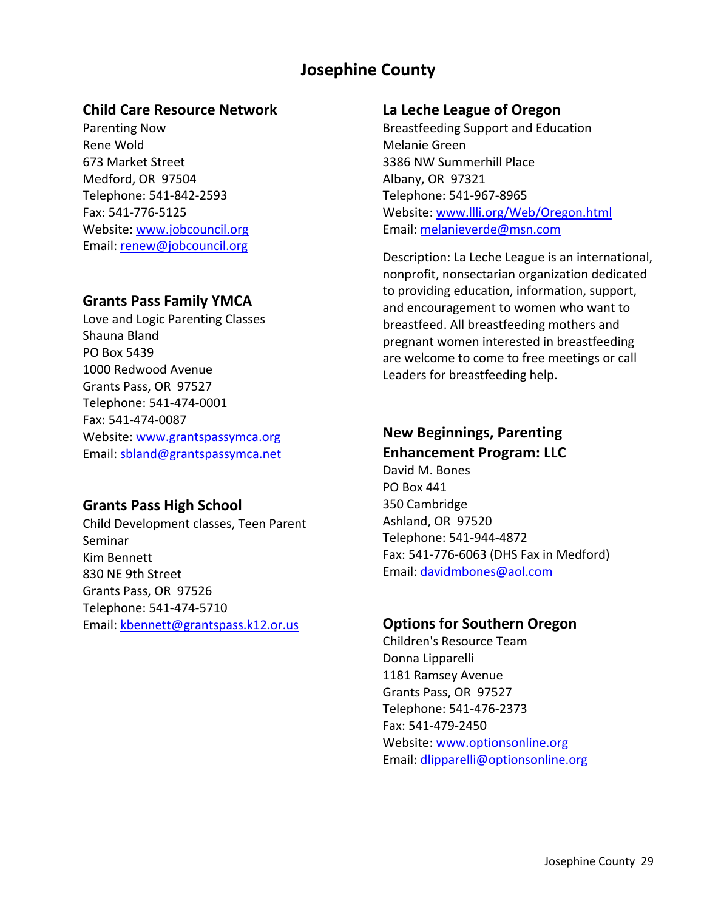# Josephine County

### Child Care Resource Network

Parenting Now
Rene Wold
673 Market Street
Medford, OR 97504
Telephone: 541-842-2593
Fax: 541-776-5125
Website: www.jobcouncil.org
Email: renew@jobcouncil.org

### Grants Pass Family YMCA

Love and Logic Parenting Classes
Shauna Bland
PO Box 5439
1000 Redwood Avenue
Grants Pass, OR 97527
Telephone: 541-474-0001
Fax: 541-474-0087
Website: www.grantspassymca.org
Email: sbland@grantspassymca.net

### Grants Pass High School

Child Development classes, Teen Parent Seminar
Kim Bennett
830 NE 9th Street
Grants Pass, OR 97526
Telephone: 541-474-5710
Email: kbennett@grantspass.k12.or.us

### La Leche League of Oregon

Breastfeeding Support and Education
Melanie Green
3386 NW Summerhill Place
Albany, OR 97321
Telephone: 541-967-8965
Website: www.llli.org/Web/Oregon.html
Email: melanieverde@msn.com

Description: La Leche League is an international, nonprofit, nonsectarian organization dedicated to providing education, information, support, and encouragement to women who want to breastfeed. All breastfeeding mothers and pregnant women interested in breastfeeding are welcome to come to free meetings or call Leaders for breastfeeding help.

### New Beginnings, Parenting Enhancement Program: LLC

David M. Bones
PO Box 441
350 Cambridge
Ashland, OR 97520
Telephone: 541-944-4872
Fax: 541-776-6063 (DHS Fax in Medford)
Email: davidmbones@aol.com

### Options for Southern Oregon

Children's Resource Team
Donna Lipparelli
1181 Ramsey Avenue
Grants Pass, OR 97527
Telephone: 541-476-2373
Fax: 541-479-2450
Website: www.optionsonline.org
Email: dlipparelli@optionsonline.org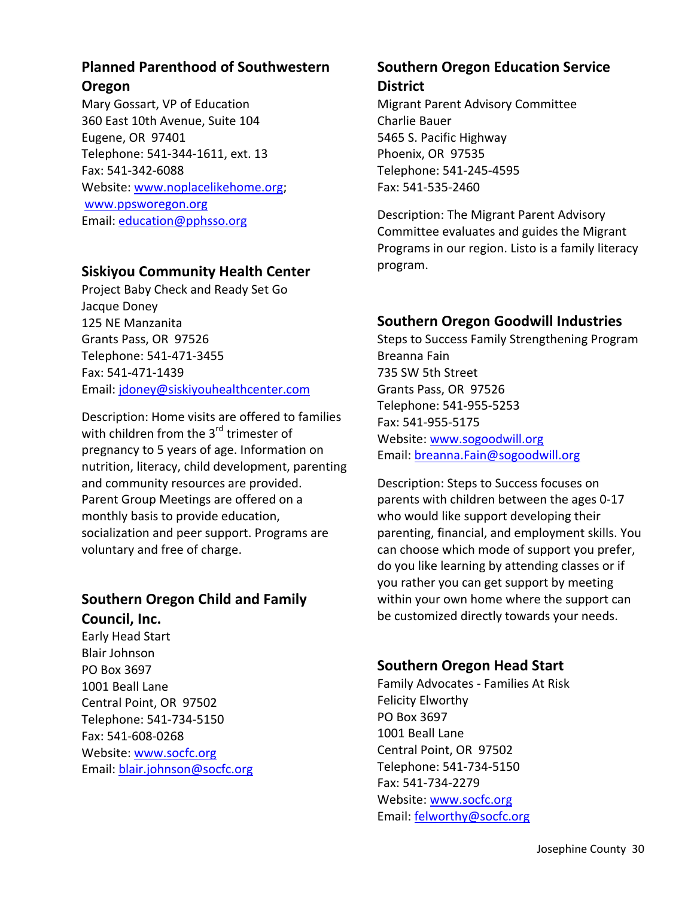### Planned Parenthood of Southwestern Oregon

Mary Gossart, VP of Education
360 East 10th Avenue, Suite 104
Eugene, OR 97401
Telephone: 541-344-1611, ext. 13
Fax: 541-342-6088
Website: www.noplacelikehome.org; www.ppsworegon.org
Email: education@pphsso.org

### Siskiyou Community Health Center

Project Baby Check and Ready Set Go
Jacque Doney
125 NE Manzanita
Grants Pass, OR 97526
Telephone: 541-471-3455
Fax: 541-471-1439
Email: jdoney@siskiyouhealthcenter.com

Description: Home visits are offered to families with children from the 3rd trimester of pregnancy to 5 years of age. Information on nutrition, literacy, child development, parenting and community resources are provided. Parent Group Meetings are offered on a monthly basis to provide education, socialization and peer support. Programs are voluntary and free of charge.

### Southern Oregon Child and Family Council, Inc.

Early Head Start
Blair Johnson
PO Box 3697
1001 Beall Lane
Central Point, OR 97502
Telephone: 541-734-5150
Fax: 541-608-0268
Website: www.socfc.org
Email: blair.johnson@socfc.org

### Southern Oregon Education Service District

Migrant Parent Advisory Committee
Charlie Bauer
5465 S. Pacific Highway
Phoenix, OR 97535
Telephone: 541-245-4595
Fax: 541-535-2460

Description: The Migrant Parent Advisory Committee evaluates and guides the Migrant Programs in our region. Listo is a family literacy program.

### Southern Oregon Goodwill Industries

Steps to Success Family Strengthening Program
Breanna Fain
735 SW 5th Street
Grants Pass, OR 97526
Telephone: 541-955-5253
Fax: 541-955-5175
Website: www.sogoodwill.org
Email: breanna.Fain@sogoodwill.org

Description: Steps to Success focuses on parents with children between the ages 0-17 who would like support developing their parenting, financial, and employment skills. You can choose which mode of support you prefer, do you like learning by attending classes or if you rather you can get support by meeting within your own home where the support can be customized directly towards your needs.

### Southern Oregon Head Start

Family Advocates - Families At Risk
Felicity Elworthy
PO Box 3697
1001 Beall Lane
Central Point, OR 97502
Telephone: 541-734-5150
Fax: 541-734-2279
Website: www.socfc.org
Email: felworthy@socfc.org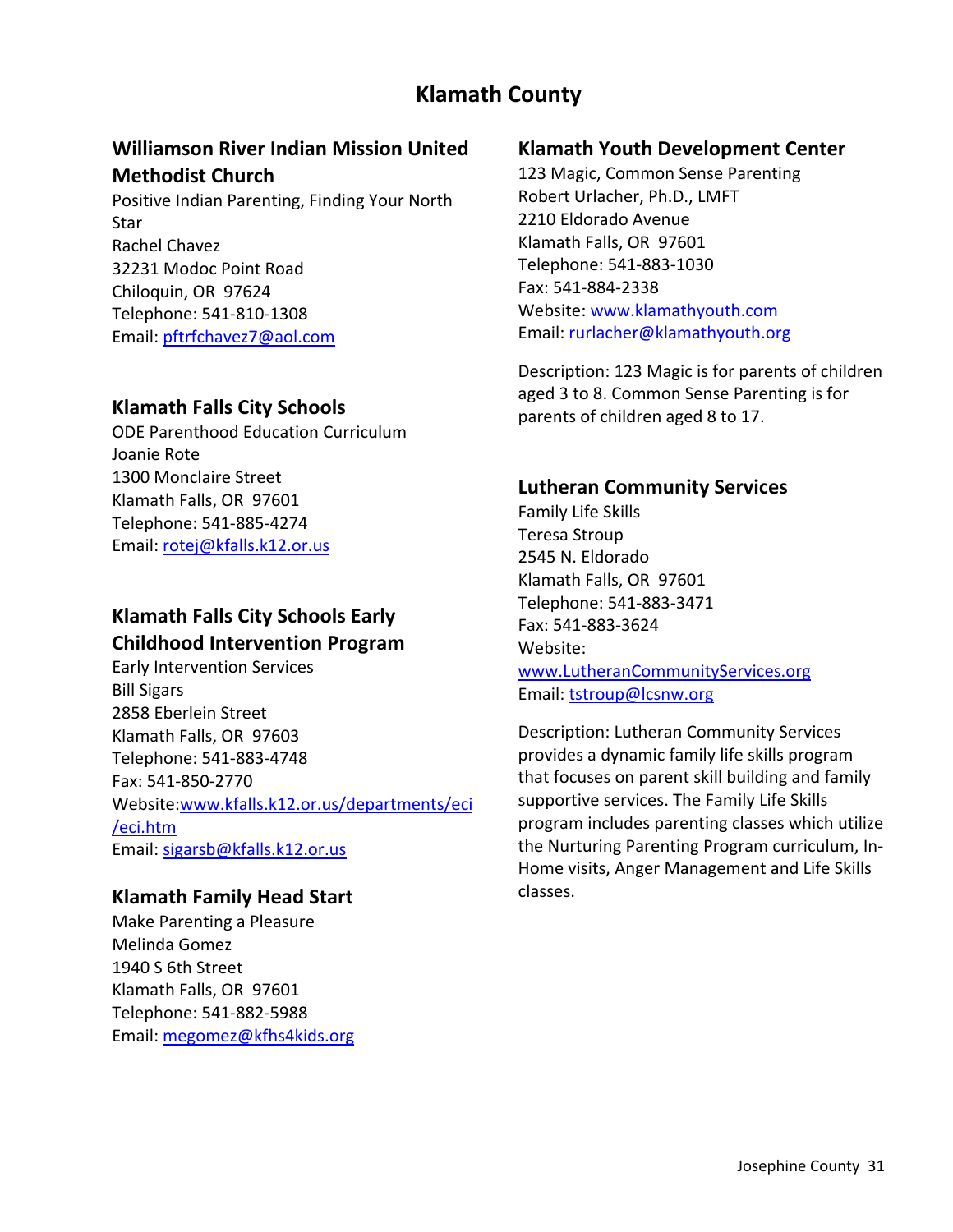# Klamath County

## Williamson River Indian Mission United Methodist Church

Positive Indian Parenting, Finding Your North Star
Rachel Chavez
32231 Modoc Point Road
Chiloquin, OR 97624
Telephone: 541-810-1308
Email: pftrfchavez7@aol.com

## Klamath Falls City Schools

ODE Parenthood Education Curriculum
Joanie Rote
1300 Monclaire Street
Klamath Falls, OR 97601
Telephone: 541-885-4274
Email: rotej@kfalls.k12.or.us

## Klamath Falls City Schools Early Childhood Intervention Program

Early Intervention Services
Bill Sigars
2858 Eberlein Street
Klamath Falls, OR 97603
Telephone: 541-883-4748
Fax: 541-850-2770
Website: www.kfalls.k12.or.us/departments/eci/eci.htm
Email: sigarsb@kfalls.k12.or.us

## Klamath Family Head Start

Make Parenting a Pleasure
Melinda Gomez
1940 S 6th Street
Klamath Falls, OR 97601
Telephone: 541-882-5988
Email: megomez@kfhs4kids.org

## Klamath Youth Development Center

123 Magic, Common Sense Parenting
Robert Urlacher, Ph.D., LMFT
2210 Eldorado Avenue
Klamath Falls, OR 97601
Telephone: 541-883-1030
Fax: 541-884-2338
Website: www.klamathyouth.com
Email: rurlacher@klamathyouth.org

Description: 123 Magic is for parents of children aged 3 to 8. Common Sense Parenting is for parents of children aged 8 to 17.

## Lutheran Community Services

Family Life Skills
Teresa Stroup
2545 N. Eldorado
Klamath Falls, OR 97601
Telephone: 541-883-3471
Fax: 541-883-3624
Website: www.LutheranCommunityServices.org
Email: tstroup@lcsnw.org

Description: Lutheran Community Services provides a dynamic family life skills program that focuses on parent skill building and family supportive services. The Family Life Skills program includes parenting classes which utilize the Nurturing Parenting Program curriculum, In-Home visits, Anger Management and Life Skills classes.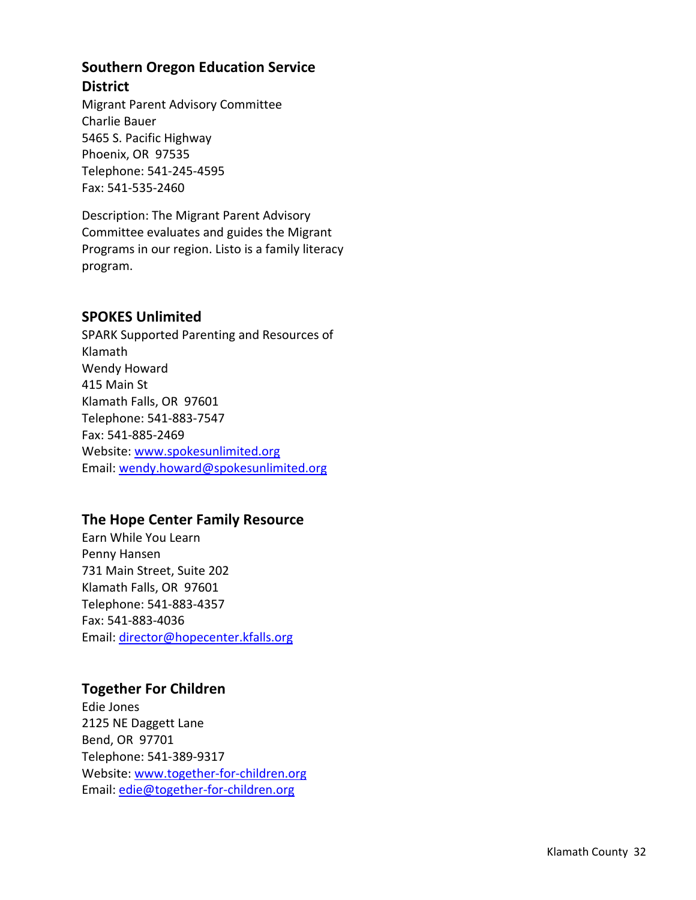### Southern Oregon Education Service District

Migrant Parent Advisory Committee
Charlie Bauer
5465 S. Pacific Highway
Phoenix, OR 97535
Telephone: 541-245-4595
Fax: 541-535-2460

Description: The Migrant Parent Advisory Committee evaluates and guides the Migrant Programs in our region. Listo is a family literacy program.

### SPOKES Unlimited

SPARK Supported Parenting and Resources of Klamath
Wendy Howard
415 Main St
Klamath Falls, OR 97601
Telephone: 541-883-7547
Fax: 541-885-2469
Website: www.spokesunlimited.org
Email: wendy.howard@spokesunlimited.org

### The Hope Center Family Resource

Earn While You Learn
Penny Hansen
731 Main Street, Suite 202
Klamath Falls, OR 97601
Telephone: 541-883-4357
Fax: 541-883-4036
Email: director@hopecenter.kfalls.org

### Together For Children

Edie Jones
2125 NE Daggett Lane
Bend, OR 97701
Telephone: 541-389-9317
Website: www.together-for-children.org
Email: edie@together-for-children.org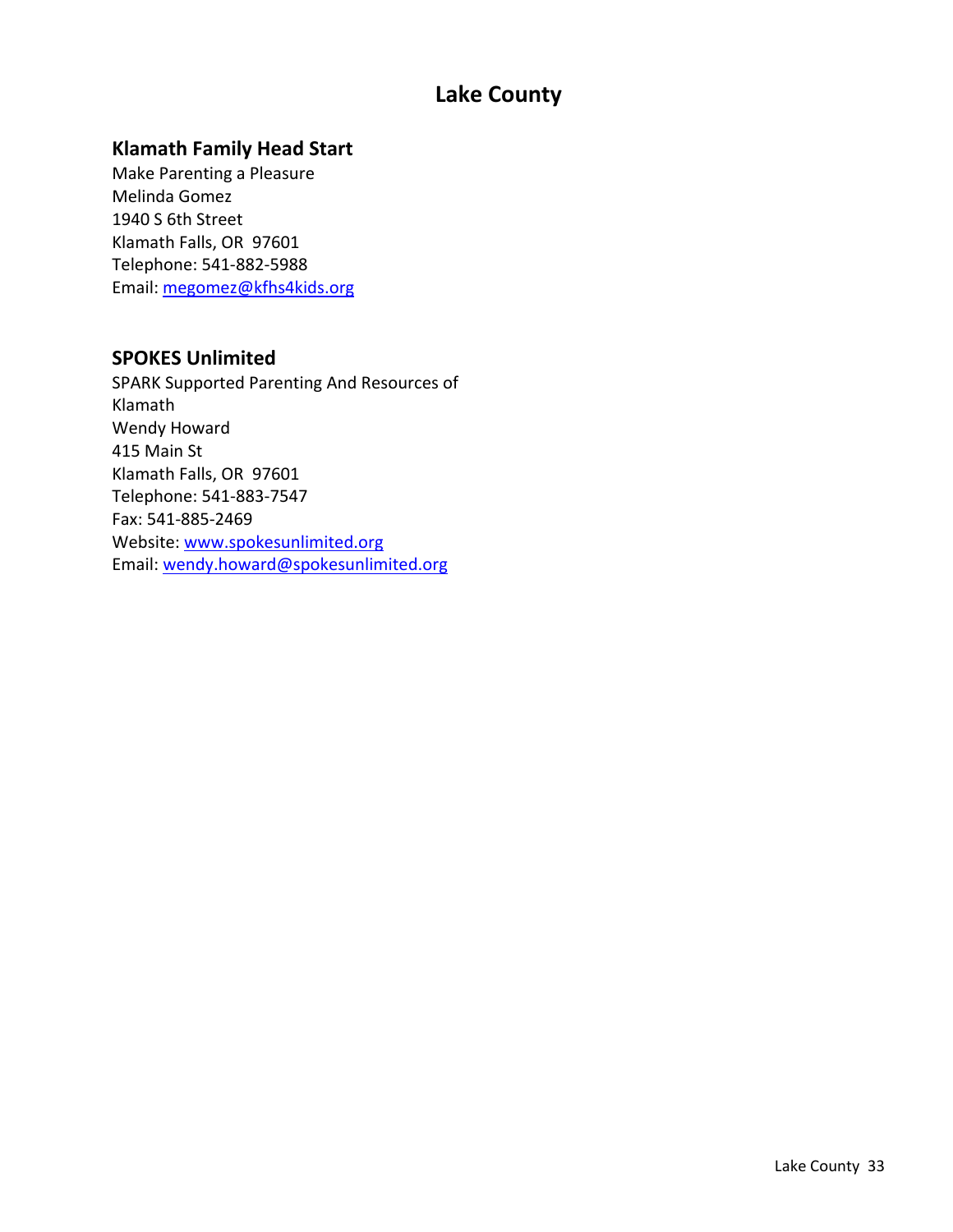# Lake County

### Klamath Family Head Start

Make Parenting a Pleasure
Melinda Gomez
1940 S 6th Street
Klamath Falls, OR 97601
Telephone: 541-882-5988
Email: megomez@kfhs4kids.org

### SPOKES Unlimited

SPARK Supported Parenting And Resources of Klamath
Wendy Howard
415 Main St
Klamath Falls, OR 97601
Telephone: 541-883-7547
Fax: 541-885-2469
Website: www.spokesunlimited.org
Email: wendy.howard@spokesunlimited.org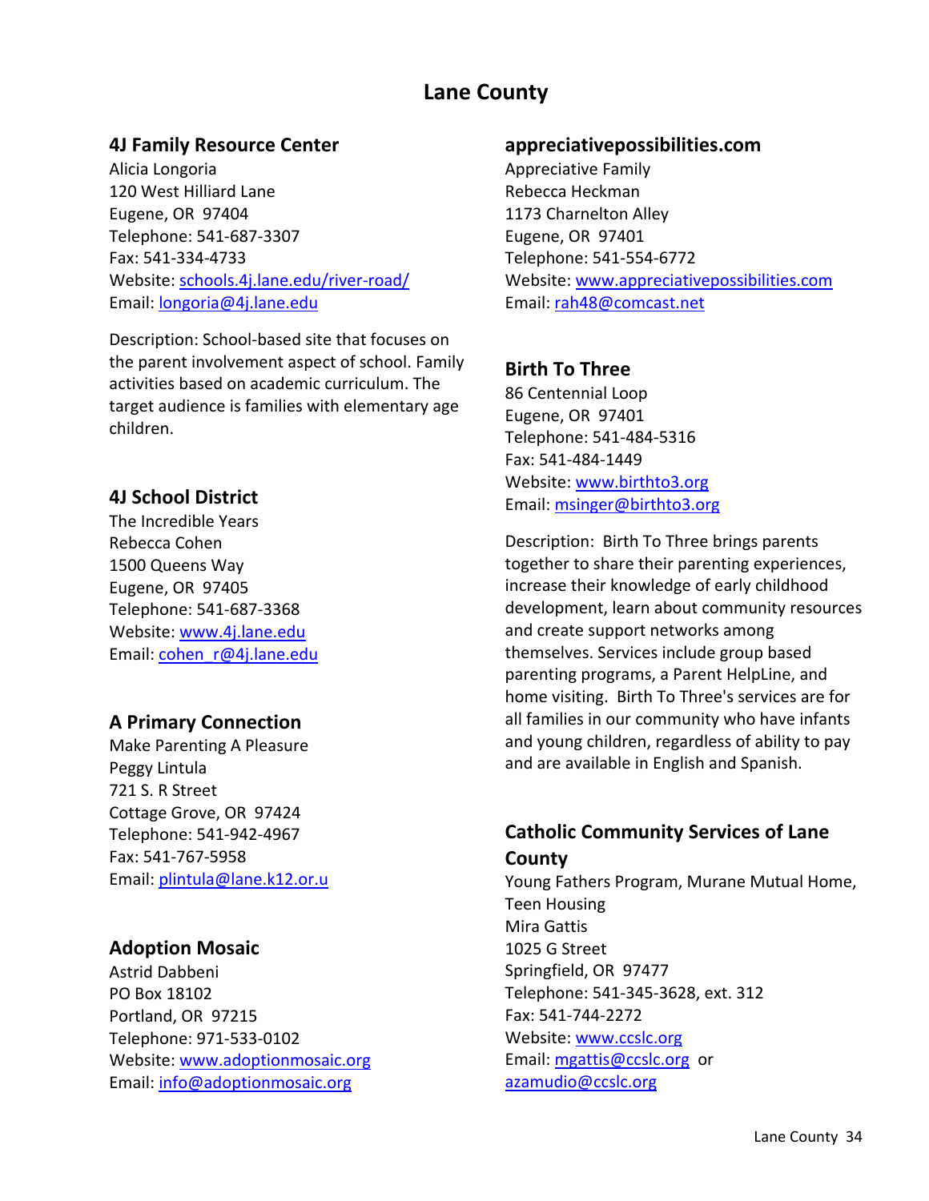# Lane County

## 4J Family Resource Center

Alicia Longoria
120 West Hilliard Lane
Eugene, OR 97404
Telephone: 541-687-3307
Fax: 541-334-4733
Website: schools.4j.lane.edu/river-road/
Email: longoria@4j.lane.edu

Description: School-based site that focuses on the parent involvement aspect of school. Family activities based on academic curriculum. The target audience is families with elementary age children.

## 4J School District

The Incredible Years
Rebecca Cohen
1500 Queens Way
Eugene, OR 97405
Telephone: 541-687-3368
Website: www.4j.lane.edu
Email: cohen_r@4j.lane.edu

## A Primary Connection

Make Parenting A Pleasure
Peggy Lintula
721 S. R Street
Cottage Grove, OR 97424
Telephone: 541-942-4967
Fax: 541-767-5958
Email: plintula@lane.k12.or.u

## Adoption Mosaic

Astrid Dabbeni
PO Box 18102
Portland, OR 97215
Telephone: 971-533-0102
Website: www.adoptionmosaic.org
Email: info@adoptionmosaic.org

## appreciativepossibilities.com

Appreciative Family
Rebecca Heckman
1173 Charnelton Alley
Eugene, OR 97401
Telephone: 541-554-6772
Website: www.appreciativepossibilities.com
Email: rah48@comcast.net

## Birth To Three

86 Centennial Loop
Eugene, OR 97401
Telephone: 541-484-5316
Fax: 541-484-1449
Website: www.birthto3.org
Email: msinger@birthto3.org

Description: Birth To Three brings parents together to share their parenting experiences, increase their knowledge of early childhood development, learn about community resources and create support networks among themselves. Services include group based parenting programs, a Parent HelpLine, and home visiting. Birth To Three's services are for all families in our community who have infants and young children, regardless of ability to pay and are available in English and Spanish.

## Catholic Community Services of Lane County

Young Fathers Program, Murane Mutual Home, Teen Housing
Mira Gattis
1025 G Street
Springfield, OR 97477
Telephone: 541-345-3628, ext. 312
Fax: 541-744-2272
Website: www.ccslc.org
Email: mgattis@ccslc.org or azamudio@ccslc.org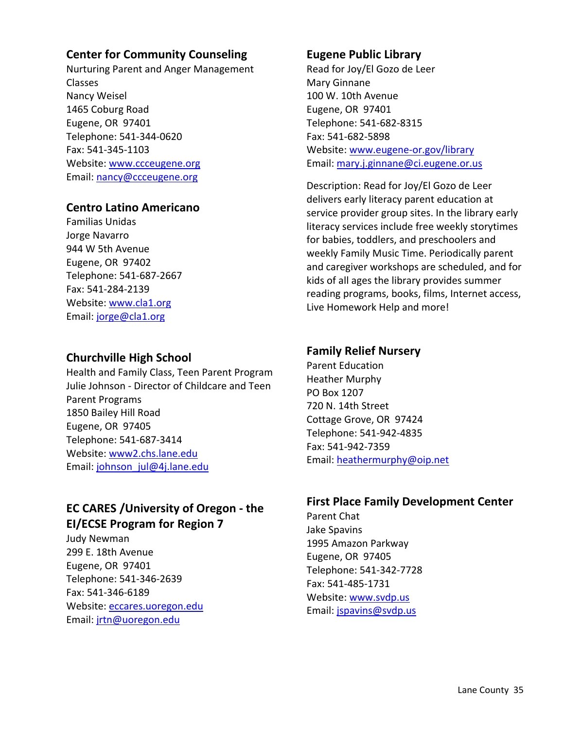### Center for Community Counseling

Nurturing Parent and Anger Management Classes
Nancy Weisel
1465 Coburg Road
Eugene, OR 97401
Telephone: 541-344-0620
Fax: 541-345-1103
Website: www.ccceugene.org
Email: nancy@ccceugene.org

### Centro Latino Americano

Familias Unidas
Jorge Navarro
944 W 5th Avenue
Eugene, OR 97402
Telephone: 541-687-2667
Fax: 541-284-2139
Website: www.cla1.org
Email: jorge@cla1.org

### Churchville High School

Health and Family Class, Teen Parent Program
Julie Johnson - Director of Childcare and Teen Parent Programs
1850 Bailey Hill Road
Eugene, OR 97405
Telephone: 541-687-3414
Website: www2.chs.lane.edu
Email: johnson_jul@4j.lane.edu

### EC CARES /University of Oregon - the EI/ECSE Program for Region 7

Judy Newman
299 E. 18th Avenue
Eugene, OR 97401
Telephone: 541-346-2639
Fax: 541-346-6189
Website: eccares.uoregon.edu
Email: jrtn@uoregon.edu

### Eugene Public Library

Read for Joy/El Gozo de Leer
Mary Ginnane
100 W. 10th Avenue
Eugene, OR 97401
Telephone: 541-682-8315
Fax: 541-682-5898
Website: www.eugene-or.gov/library
Email: mary.j.ginnane@ci.eugene.or.us

Description: Read for Joy/El Gozo de Leer delivers early literacy parent education at service provider group sites. In the library early literacy services include free weekly storytimes for babies, toddlers, and preschoolers and weekly Family Music Time. Periodically parent and caregiver workshops are scheduled, and for kids of all ages the library provides summer reading programs, books, films, Internet access, Live Homework Help and more!

### Family Relief Nursery

Parent Education
Heather Murphy
PO Box 1207
720 N. 14th Street
Cottage Grove, OR 97424
Telephone: 541-942-4835
Fax: 541-942-7359
Email: heathermurphy@oip.net

### First Place Family Development Center

Parent Chat
Jake Spavins
1995 Amazon Parkway
Eugene, OR 97405
Telephone: 541-342-7728
Fax: 541-485-1731
Website: www.svdp.us
Email: jspavins@svdp.us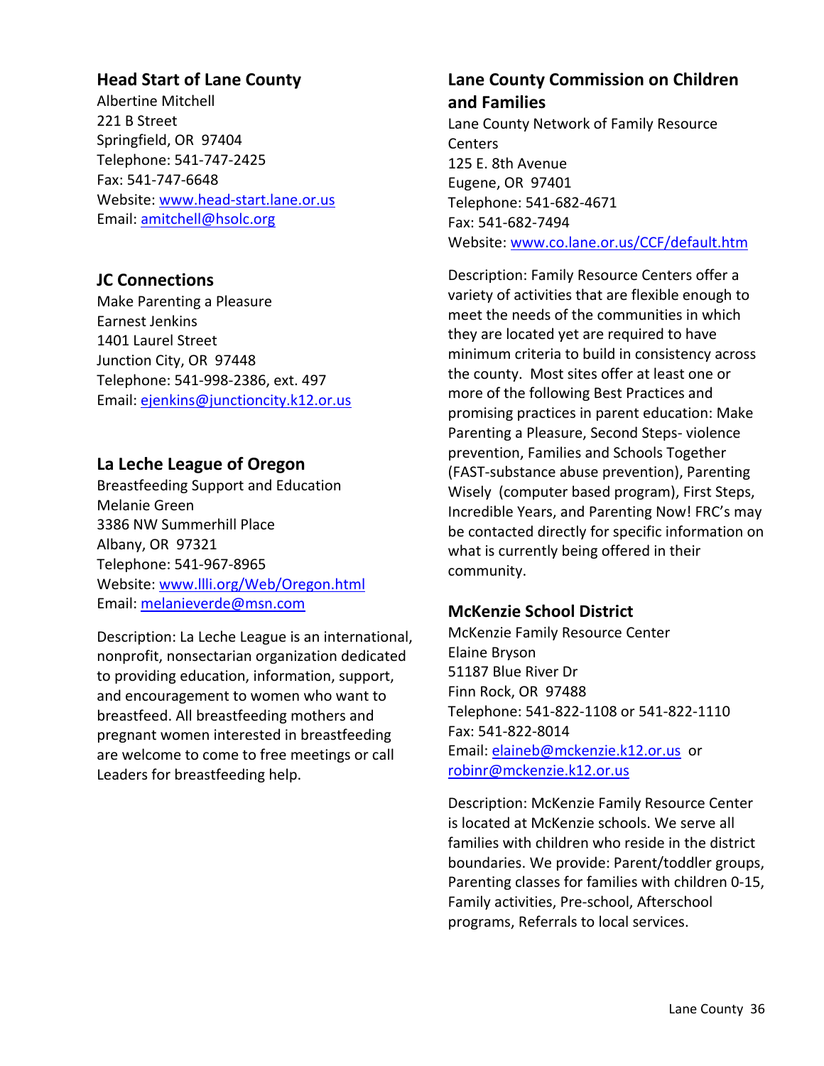### Head Start of Lane County

Albertine Mitchell
221 B Street
Springfield, OR 97404
Telephone: 541-747-2425
Fax: 541-747-6648
Website: www.head-start.lane.or.us
Email: amitchell@hsolc.org

### JC Connections

Make Parenting a Pleasure
Earnest Jenkins
1401 Laurel Street
Junction City, OR 97448
Telephone: 541-998-2386, ext. 497
Email: ejenkins@junctioncity.k12.or.us

### La Leche League of Oregon

Breastfeeding Support and Education
Melanie Green
3386 NW Summerhill Place
Albany, OR 97321
Telephone: 541-967-8965
Website: www.llli.org/Web/Oregon.html
Email: melanieverde@msn.com

Description: La Leche League is an international, nonprofit, nonsectarian organization dedicated to providing education, information, support, and encouragement to women who want to breastfeed. All breastfeeding mothers and pregnant women interested in breastfeeding are welcome to come to free meetings or call Leaders for breastfeeding help.

### Lane County Commission on Children and Families

Lane County Network of Family Resource Centers
125 E. 8th Avenue
Eugene, OR 97401
Telephone: 541-682-4671
Fax: 541-682-7494
Website: www.co.lane.or.us/CCF/default.htm

Description: Family Resource Centers offer a variety of activities that are flexible enough to meet the needs of the communities in which they are located yet are required to have minimum criteria to build in consistency across the county. Most sites offer at least one or more of the following Best Practices and promising practices in parent education: Make Parenting a Pleasure, Second Steps- violence prevention, Families and Schools Together (FAST-substance abuse prevention), Parenting Wisely (computer based program), First Steps, Incredible Years, and Parenting Now! FRC's may be contacted directly for specific information on what is currently being offered in their community.

### McKenzie School District

McKenzie Family Resource Center
Elaine Bryson
51187 Blue River Dr
Finn Rock, OR 97488
Telephone: 541-822-1108 or 541-822-1110
Fax: 541-822-8014
Email: elaineb@mckenzie.k12.or.us or robinr@mckenzie.k12.or.us

Description: McKenzie Family Resource Center is located at McKenzie schools. We serve all families with children who reside in the district boundaries. We provide: Parent/toddler groups, Parenting classes for families with children 0-15, Family activities, Pre-school, Afterschool programs, Referrals to local services.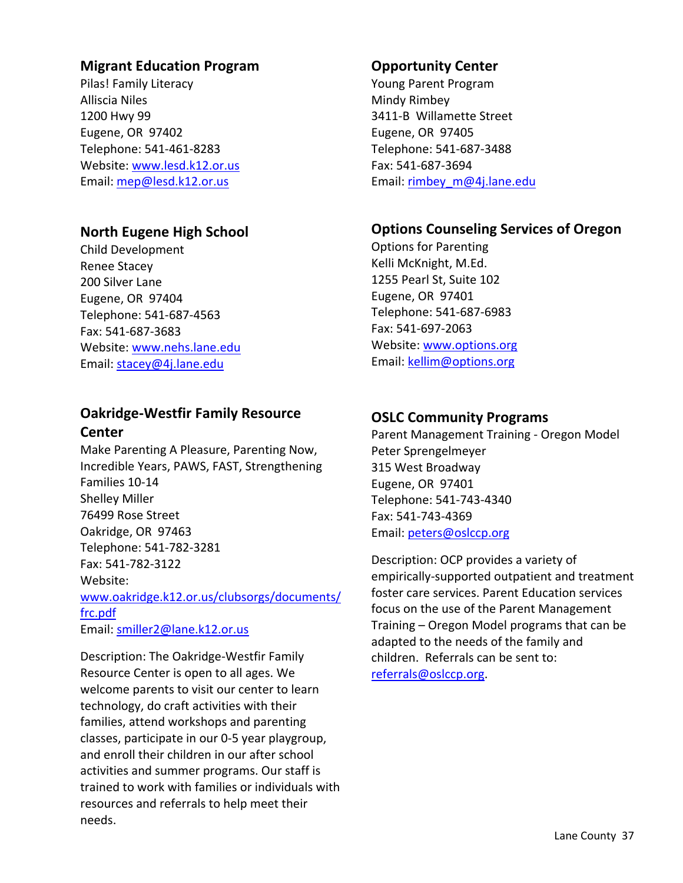### Migrant Education Program

Pilas! Family Literacy
Alliscia Niles
1200 Hwy 99
Eugene, OR 97402
Telephone: 541-461-8283
Website: www.lesd.k12.or.us
Email: mep@lesd.k12.or.us

### North Eugene High School

Child Development
Renee Stacey
200 Silver Lane
Eugene, OR 97404
Telephone: 541-687-4563
Fax: 541-687-3683
Website: www.nehs.lane.edu
Email: stacey@4j.lane.edu

### Oakridge-Westfir Family Resource Center

Make Parenting A Pleasure, Parenting Now, Incredible Years, PAWS, FAST, Strengthening Families 10-14
Shelley Miller
76499 Rose Street
Oakridge, OR 97463
Telephone: 541-782-3281
Fax: 541-782-3122
Website: www.oakridge.k12.or.us/clubsorgs/documents/frc.pdf
Email: smiller2@lane.k12.or.us

Description: The Oakridge-Westfir Family Resource Center is open to all ages. We welcome parents to visit our center to learn technology, do craft activities with their families, attend workshops and parenting classes, participate in our 0-5 year playgroup, and enroll their children in our after school activities and summer programs. Our staff is trained to work with families or individuals with resources and referrals to help meet their needs.

### Opportunity Center

Young Parent Program
Mindy Rimbey
3411-B Willamette Street
Eugene, OR 97405
Telephone: 541-687-3488
Fax: 541-687-3694
Email: rimbey_m@4j.lane.edu

### Options Counseling Services of Oregon

Options for Parenting
Kelli McKnight, M.Ed.
1255 Pearl St, Suite 102
Eugene, OR 97401
Telephone: 541-687-6983
Fax: 541-697-2063
Website: www.options.org
Email: kellim@options.org

### OSLC Community Programs

Parent Management Training - Oregon Model
Peter Sprengelmeyer
315 West Broadway
Eugene, OR 97401
Telephone: 541-743-4340
Fax: 541-743-4369
Email: peters@oslccp.org

Description: OCP provides a variety of empirically-supported outpatient and treatment foster care services. Parent Education services focus on the use of the Parent Management Training – Oregon Model programs that can be adapted to the needs of the family and children. Referrals can be sent to: referrals@oslccp.org.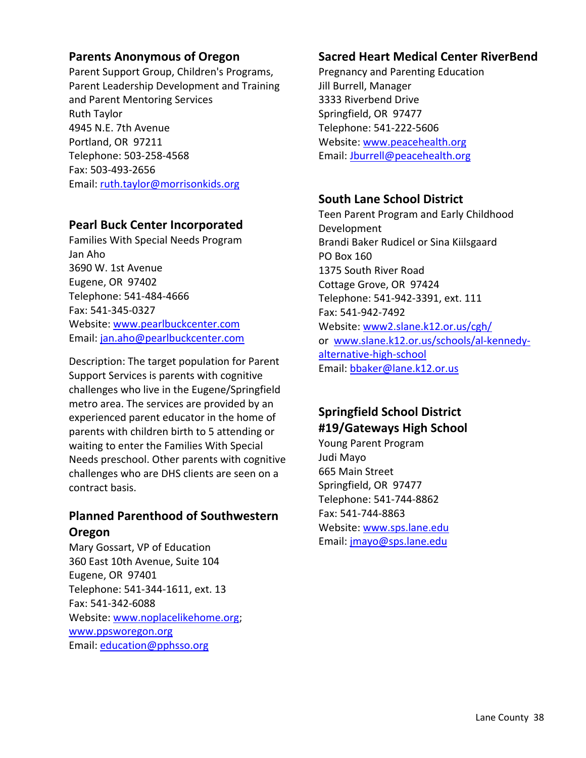### Parents Anonymous of Oregon

Parent Support Group, Children's Programs, Parent Leadership Development and Training and Parent Mentoring Services
Ruth Taylor
4945 N.E. 7th Avenue
Portland, OR 97211
Telephone: 503-258-4568
Fax: 503-493-2656
Email: ruth.taylor@morrisonkids.org

### Pearl Buck Center Incorporated

Families With Special Needs Program
Jan Aho
3690 W. 1st Avenue
Eugene, OR 97402
Telephone: 541-484-4666
Fax: 541-345-0327
Website: www.pearlbuckcenter.com
Email: jan.aho@pearlbuckcenter.com

Description: The target population for Parent Support Services is parents with cognitive challenges who live in the Eugene/Springfield metro area. The services are provided by an experienced parent educator in the home of parents with children birth to 5 attending or waiting to enter the Families With Special Needs preschool. Other parents with cognitive challenges who are DHS clients are seen on a contract basis.

### Planned Parenthood of Southwestern Oregon

Mary Gossart, VP of Education
360 East 10th Avenue, Suite 104
Eugene, OR 97401
Telephone: 541-344-1611, ext. 13
Fax: 541-342-6088
Website: www.noplacelikehome.org; www.ppsworegon.org
Email: education@pphsso.org

### Sacred Heart Medical Center RiverBend

Pregnancy and Parenting Education
Jill Burrell, Manager
3333 Riverbend Drive
Springfield, OR 97477
Telephone: 541-222-5606
Website: www.peacehealth.org
Email: Jburrell@peacehealth.org

### South Lane School District

Teen Parent Program and Early Childhood Development
Brandi Baker Rudicel or Sina Kiilsgaard
PO Box 160
1375 South River Road
Cottage Grove, OR 97424
Telephone: 541-942-3391, ext. 111
Fax: 541-942-7492
Website: www2.slane.k12.or.us/cgh/
or www.slane.k12.or.us/schools/al-kennedy-alternative-high-school
Email: bbaker@lane.k12.or.us

### Springfield School District #19/Gateways High School

Young Parent Program
Judi Mayo
665 Main Street
Springfield, OR 97477
Telephone: 541-744-8862
Fax: 541-744-8863
Website: www.sps.lane.edu
Email: jmayo@sps.lane.edu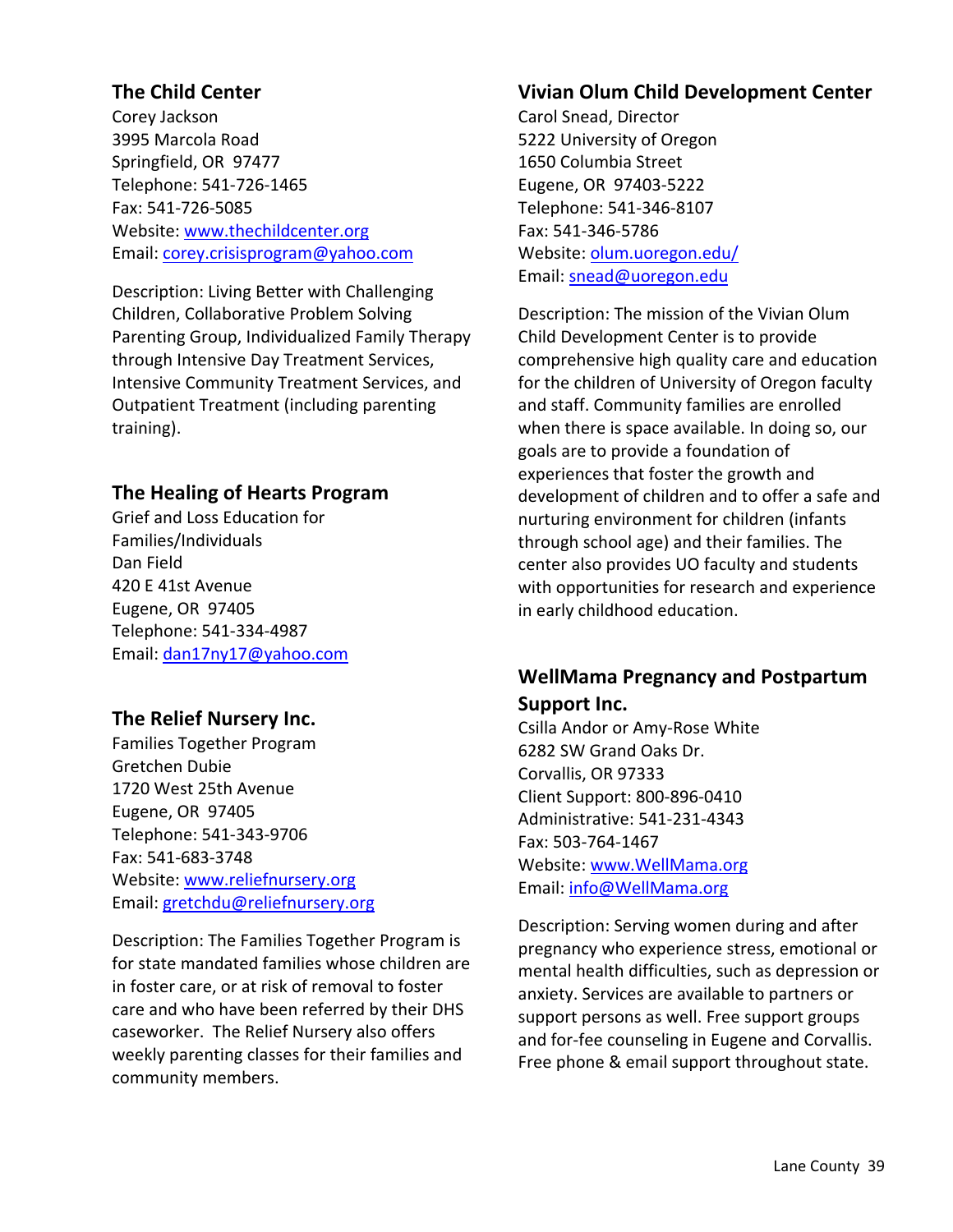## The Child Center

Corey Jackson
3995 Marcola Road
Springfield, OR 97477
Telephone: 541-726-1465
Fax: 541-726-5085
Website: www.thechildcenter.org
Email: corey.crisisprogram@yahoo.com

Description: Living Better with Challenging Children, Collaborative Problem Solving Parenting Group, Individualized Family Therapy through Intensive Day Treatment Services, Intensive Community Treatment Services, and Outpatient Treatment (including parenting training).

## The Healing of Hearts Program

Grief and Loss Education for Families/Individuals
Dan Field
420 E 41st Avenue
Eugene, OR 97405
Telephone: 541-334-4987
Email: dan17ny17@yahoo.com

## The Relief Nursery Inc.

Families Together Program
Gretchen Dubie
1720 West 25th Avenue
Eugene, OR 97405
Telephone: 541-343-9706
Fax: 541-683-3748
Website: www.reliefnursery.org
Email: gretchdu@reliefnursery.org

Description: The Families Together Program is for state mandated families whose children are in foster care, or at risk of removal to foster care and who have been referred by their DHS caseworker. The Relief Nursery also offers weekly parenting classes for their families and community members.

## Vivian Olum Child Development Center

Carol Snead, Director
5222 University of Oregon
1650 Columbia Street
Eugene, OR 97403-5222
Telephone: 541-346-8107
Fax: 541-346-5786
Website: olum.uoregon.edu/
Email: snead@uoregon.edu

Description: The mission of the Vivian Olum Child Development Center is to provide comprehensive high quality care and education for the children of University of Oregon faculty and staff. Community families are enrolled when there is space available. In doing so, our goals are to provide a foundation of experiences that foster the growth and development of children and to offer a safe and nurturing environment for children (infants through school age) and their families. The center also provides UO faculty and students with opportunities for research and experience in early childhood education.

## WellMama Pregnancy and Postpartum Support Inc.

Csilla Andor or Amy-Rose White
6282 SW Grand Oaks Dr.
Corvallis, OR 97333
Client Support: 800-896-0410
Administrative: 541-231-4343
Fax: 503-764-1467
Website: www.WellMama.org
Email: info@WellMama.org

Description: Serving women during and after pregnancy who experience stress, emotional or mental health difficulties, such as depression or anxiety. Services are available to partners or support persons as well. Free support groups and for-fee counseling in Eugene and Corvallis. Free phone & email support throughout state.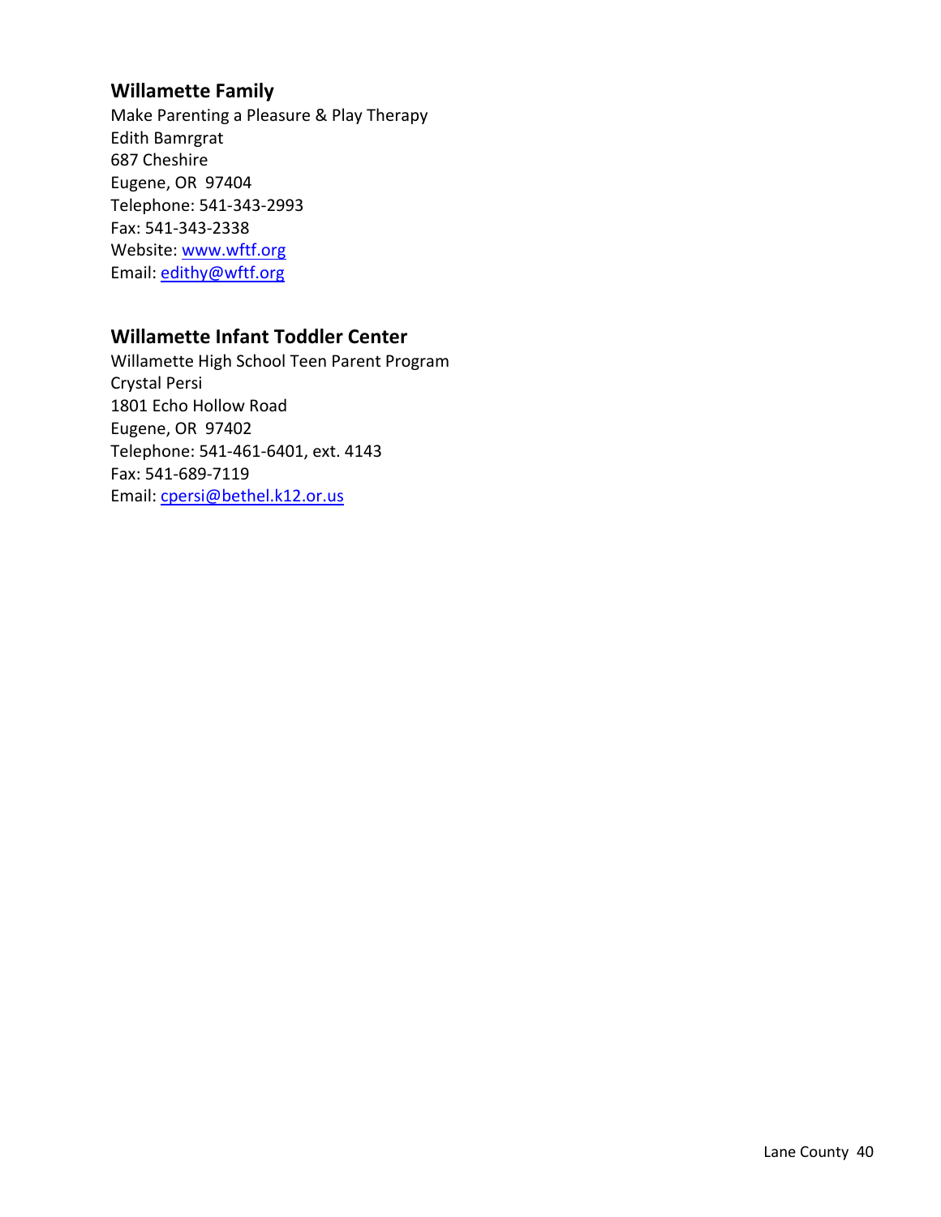### Willamette Family

Make Parenting a Pleasure & Play Therapy
Edith Bamrgrat
687 Cheshire
Eugene, OR  97404
Telephone: 541-343-2993
Fax: 541-343-2338
Website: www.wftf.org
Email: edithy@wftf.org

### Willamette Infant Toddler Center

Willamette High School Teen Parent Program
Crystal Persi
1801 Echo Hollow Road
Eugene, OR  97402
Telephone: 541-461-6401, ext. 4143
Fax: 541-689-7119
Email: cpersi@bethel.k12.or.us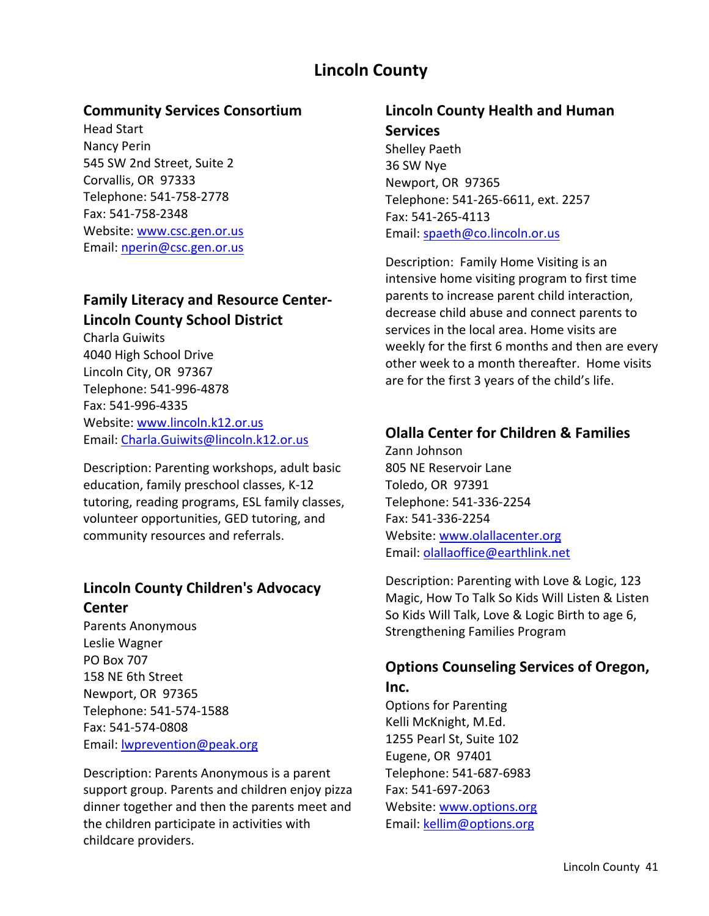# Lincoln County

## Community Services Consortium

Head Start
Nancy Perin
545 SW 2nd Street, Suite 2
Corvallis, OR 97333
Telephone: 541-758-2778
Fax: 541-758-2348
Website: www.csc.gen.or.us
Email: nperin@csc.gen.or.us

## Family Literacy and Resource Center-Lincoln County School District

Charla Guiwits
4040 High School Drive
Lincoln City, OR 97367
Telephone: 541-996-4878
Fax: 541-996-4335
Website: www.lincoln.k12.or.us
Email: Charla.Guiwits@lincoln.k12.or.us

Description: Parenting workshops, adult basic education, family preschool classes, K-12 tutoring, reading programs, ESL family classes, volunteer opportunities, GED tutoring, and community resources and referrals.

## Lincoln County Children's Advocacy Center

Parents Anonymous
Leslie Wagner
PO Box 707
158 NE 6th Street
Newport, OR 97365
Telephone: 541-574-1588
Fax: 541-574-0808
Email: lwprevention@peak.org

Description: Parents Anonymous is a parent support group. Parents and children enjoy pizza dinner together and then the parents meet and the children participate in activities with childcare providers.

## Lincoln County Health and Human Services

Shelley Paeth
36 SW Nye
Newport, OR 97365
Telephone: 541-265-6611, ext. 2257
Fax: 541-265-4113
Email: spaeth@co.lincoln.or.us

Description: Family Home Visiting is an intensive home visiting program to first time parents to increase parent child interaction, decrease child abuse and connect parents to services in the local area. Home visits are weekly for the first 6 months and then are every other week to a month thereafter. Home visits are for the first 3 years of the child's life.

## Olalla Center for Children & Families

Zann Johnson
805 NE Reservoir Lane
Toledo, OR 97391
Telephone: 541-336-2254
Fax: 541-336-2254
Website: www.olallacenter.org
Email: olallaoffice@earthlink.net

Description: Parenting with Love & Logic, 123 Magic, How To Talk So Kids Will Listen & Listen So Kids Will Talk, Love & Logic Birth to age 6, Strengthening Families Program

## Options Counseling Services of Oregon, Inc.

Options for Parenting
Kelli McKnight, M.Ed.
1255 Pearl St, Suite 102
Eugene, OR 97401
Telephone: 541-687-6983
Fax: 541-697-2063
Website: www.options.org
Email: kellim@options.org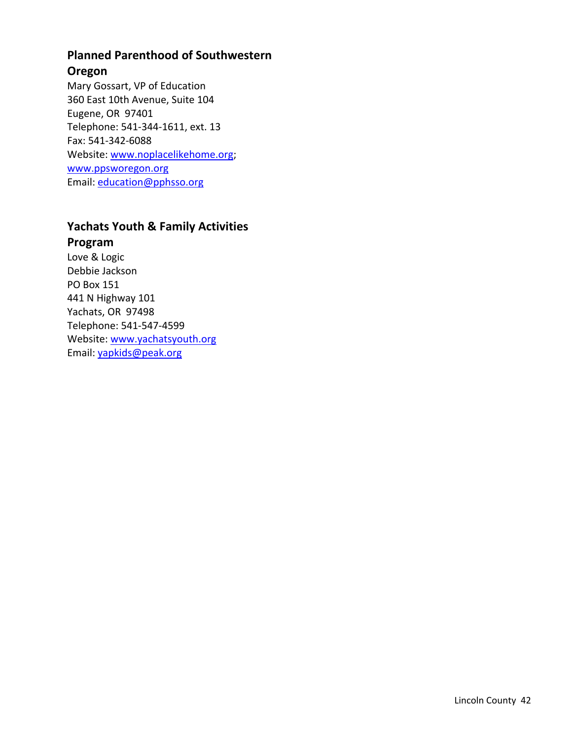### Planned Parenthood of Southwestern Oregon

Mary Gossart, VP of Education
360 East 10th Avenue, Suite 104
Eugene, OR  97401
Telephone: 541-344-1611, ext. 13
Fax: 541-342-6088
Website: www.noplacelikehome.org; www.ppsworegon.org
Email: education@pphsso.org

### Yachats Youth & Family Activities Program

Love & Logic
Debbie Jackson
PO Box 151
441 N Highway 101
Yachats, OR  97498
Telephone: 541-547-4599
Website: www.yachatsyouth.org
Email: yapkids@peak.org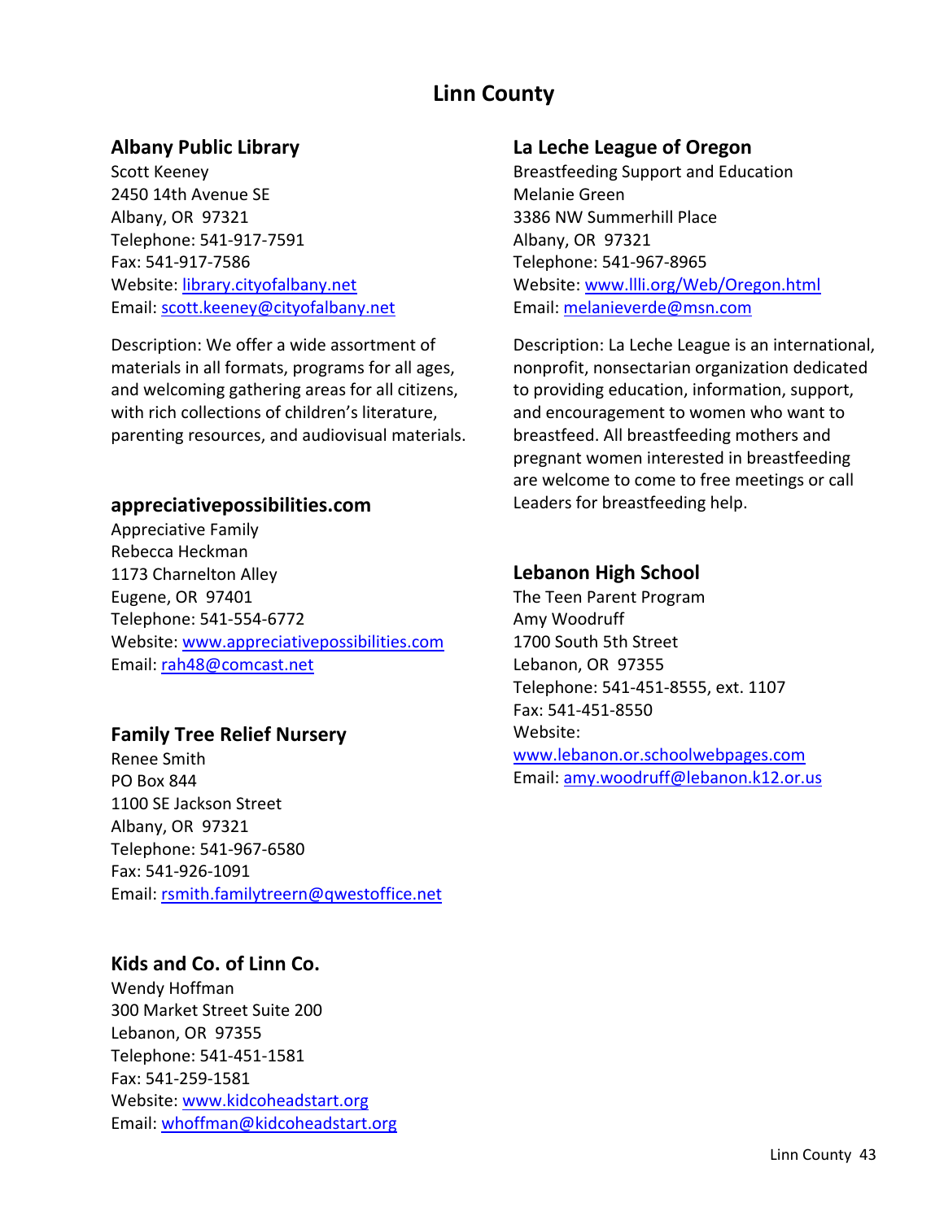# Linn County

## Albany Public Library

Scott Keeney
2450 14th Avenue SE
Albany, OR 97321
Telephone: 541-917-7591
Fax: 541-917-7586
Website: library.cityofalbany.net
Email: scott.keeney@cityofalbany.net

Description: We offer a wide assortment of materials in all formats, programs for all ages, and welcoming gathering areas for all citizens, with rich collections of children's literature, parenting resources, and audiovisual materials.

## appreciativepossibilities.com

Appreciative Family
Rebecca Heckman
1173 Charnelton Alley
Eugene, OR 97401
Telephone: 541-554-6772
Website: www.appreciativepossibilities.com
Email: rah48@comcast.net

## Family Tree Relief Nursery

Renee Smith
PO Box 844
1100 SE Jackson Street
Albany, OR 97321
Telephone: 541-967-6580
Fax: 541-926-1091
Email: rsmith.familytreern@qwestoffice.net

## Kids and Co. of Linn Co.

Wendy Hoffman
300 Market Street Suite 200
Lebanon, OR 97355
Telephone: 541-451-1581
Fax: 541-259-1581
Website: www.kidcoheadstart.org
Email: whoffman@kidcoheadstart.org

## La Leche League of Oregon

Breastfeeding Support and Education
Melanie Green
3386 NW Summerhill Place
Albany, OR 97321
Telephone: 541-967-8965
Website: www.llli.org/Web/Oregon.html
Email: melanieverde@msn.com

Description: La Leche League is an international, nonprofit, nonsectarian organization dedicated to providing education, information, support, and encouragement to women who want to breastfeed. All breastfeeding mothers and pregnant women interested in breastfeeding are welcome to come to free meetings or call Leaders for breastfeeding help.

## Lebanon High School

The Teen Parent Program
Amy Woodruff
1700 South 5th Street
Lebanon, OR 97355
Telephone: 541-451-8555, ext. 1107
Fax: 541-451-8550
Website: www.lebanon.or.schoolwebpages.com
Email: amy.woodruff@lebanon.k12.or.us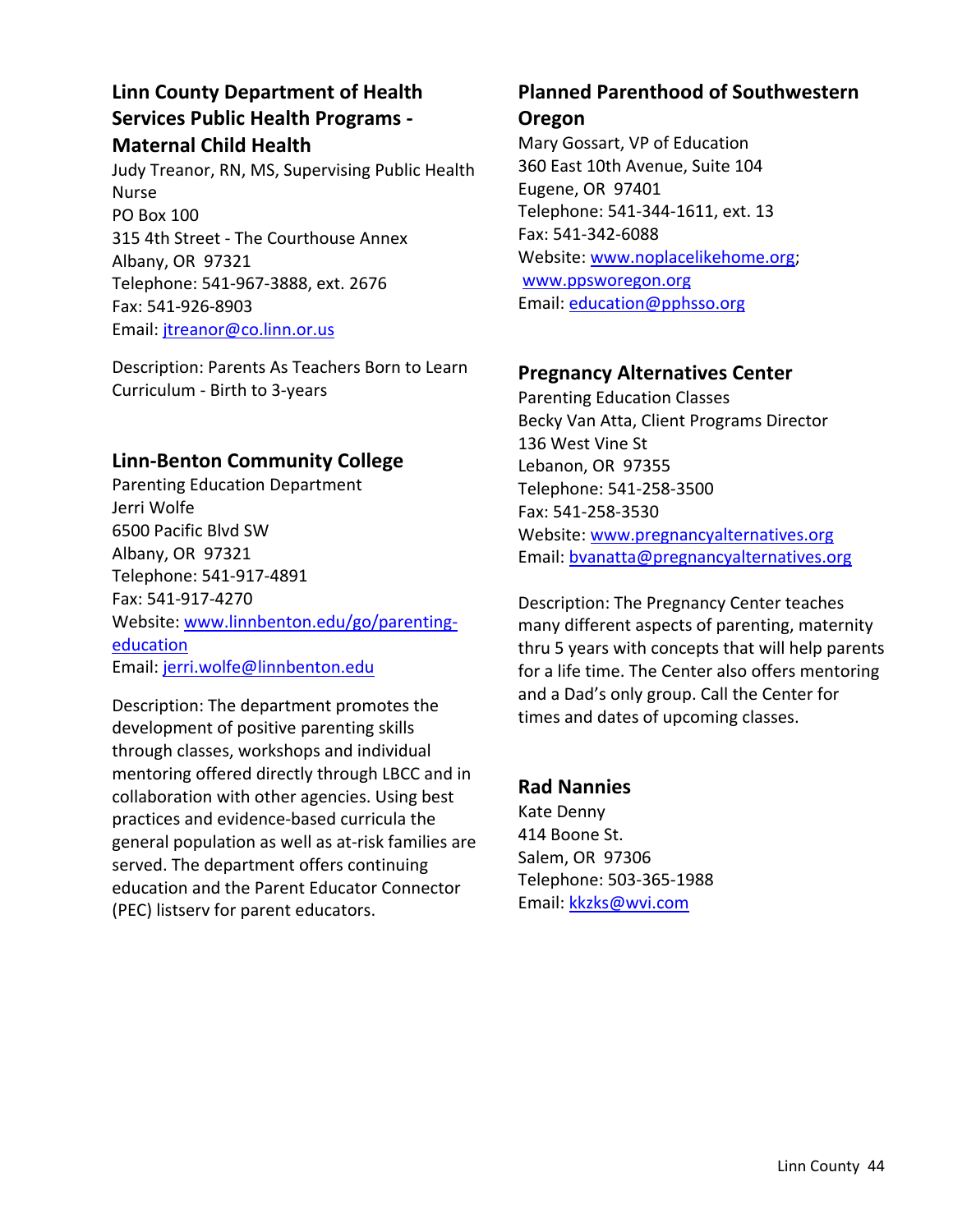### Linn County Department of Health Services Public Health Programs - Maternal Child Health

Judy Treanor, RN, MS, Supervising Public Health Nurse
PO Box 100
315 4th Street - The Courthouse Annex
Albany, OR 97321
Telephone: 541-967-3888, ext. 2676
Fax: 541-926-8903
Email: jtreanor@co.linn.or.us

Description: Parents As Teachers Born to Learn Curriculum - Birth to 3-years

### Linn-Benton Community College

Parenting Education Department
Jerri Wolfe
6500 Pacific Blvd SW
Albany, OR 97321
Telephone: 541-917-4891
Fax: 541-917-4270
Website: www.linnbenton.edu/go/parenting-education
Email: jerri.wolfe@linnbenton.edu

Description: The department promotes the development of positive parenting skills through classes, workshops and individual mentoring offered directly through LBCC and in collaboration with other agencies. Using best practices and evidence-based curricula the general population as well as at-risk families are served. The department offers continuing education and the Parent Educator Connector (PEC) listserv for parent educators.

### Planned Parenthood of Southwestern Oregon

Mary Gossart, VP of Education
360 East 10th Avenue, Suite 104
Eugene, OR 97401
Telephone: 541-344-1611, ext. 13
Fax: 541-342-6088
Website: www.noplacelikehome.org; www.ppsworegon.org
Email: education@pphsso.org

### Pregnancy Alternatives Center

Parenting Education Classes
Becky Van Atta, Client Programs Director
136 West Vine St
Lebanon, OR 97355
Telephone: 541-258-3500
Fax: 541-258-3530
Website: www.pregnancyalternatives.org
Email: bvanatta@pregnancyalternatives.org

Description: The Pregnancy Center teaches many different aspects of parenting, maternity thru 5 years with concepts that will help parents for a life time. The Center also offers mentoring and a Dad's only group. Call the Center for times and dates of upcoming classes.

### Rad Nannies

Kate Denny
414 Boone St.
Salem, OR 97306
Telephone: 503-365-1988
Email: kkzks@wvi.com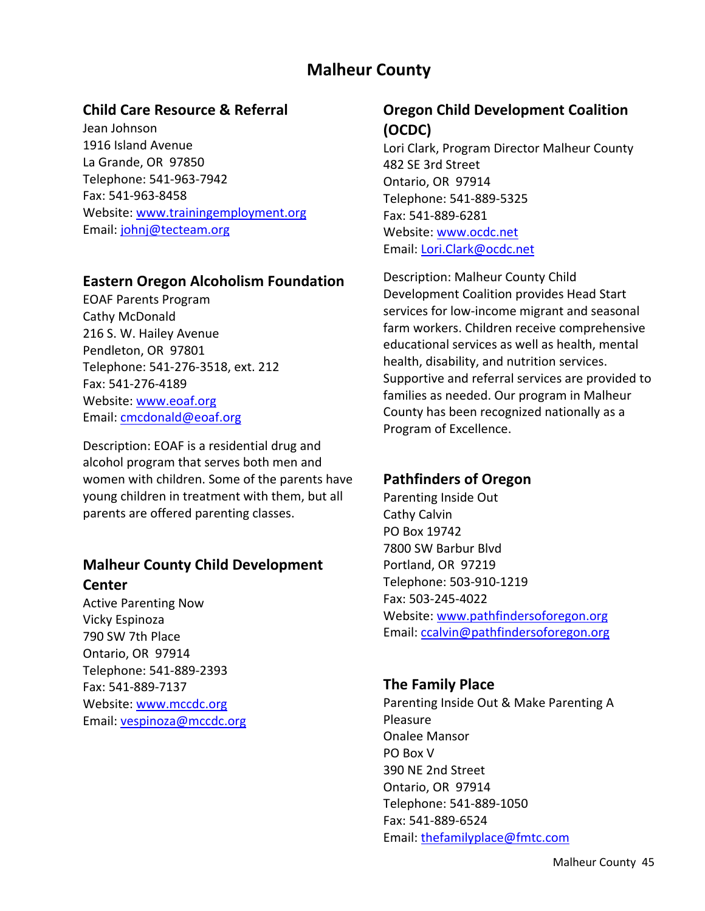# Malheur County

## Child Care Resource & Referral

Jean Johnson
1916 Island Avenue
La Grande, OR 97850
Telephone: 541-963-7942
Fax: 541-963-8458
Website: www.trainingemployment.org
Email: johnj@tecteam.org

## Eastern Oregon Alcoholism Foundation

EOAF Parents Program
Cathy McDonald
216 S. W. Hailey Avenue
Pendleton, OR 97801
Telephone: 541-276-3518, ext. 212
Fax: 541-276-4189
Website: www.eoaf.org
Email: cmcdonald@eoaf.org

Description: EOAF is a residential drug and alcohol program that serves both men and women with children. Some of the parents have young children in treatment with them, but all parents are offered parenting classes.

## Malheur County Child Development Center

Active Parenting Now
Vicky Espinoza
790 SW 7th Place
Ontario, OR 97914
Telephone: 541-889-2393
Fax: 541-889-7137
Website: www.mccdc.org
Email: vespinoza@mccdc.org

## Oregon Child Development Coalition (OCDC)

Lori Clark, Program Director Malheur County
482 SE 3rd Street
Ontario, OR 97914
Telephone: 541-889-5325
Fax: 541-889-6281
Website: www.ocdc.net
Email: Lori.Clark@ocdc.net

Description: Malheur County Child Development Coalition provides Head Start services for low-income migrant and seasonal farm workers. Children receive comprehensive educational services as well as health, mental health, disability, and nutrition services. Supportive and referral services are provided to families as needed. Our program in Malheur County has been recognized nationally as a Program of Excellence.

## Pathfinders of Oregon

Parenting Inside Out
Cathy Calvin
PO Box 19742
7800 SW Barbur Blvd
Portland, OR 97219
Telephone: 503-910-1219
Fax: 503-245-4022
Website: www.pathfindersoforegon.org
Email: ccalvin@pathfindersoforegon.org

## The Family Place

Parenting Inside Out & Make Parenting A Pleasure
Onalee Mansor
PO Box V
390 NE 2nd Street
Ontario, OR 97914
Telephone: 541-889-1050
Fax: 541-889-6524
Email: thefamilyplace@fmtc.com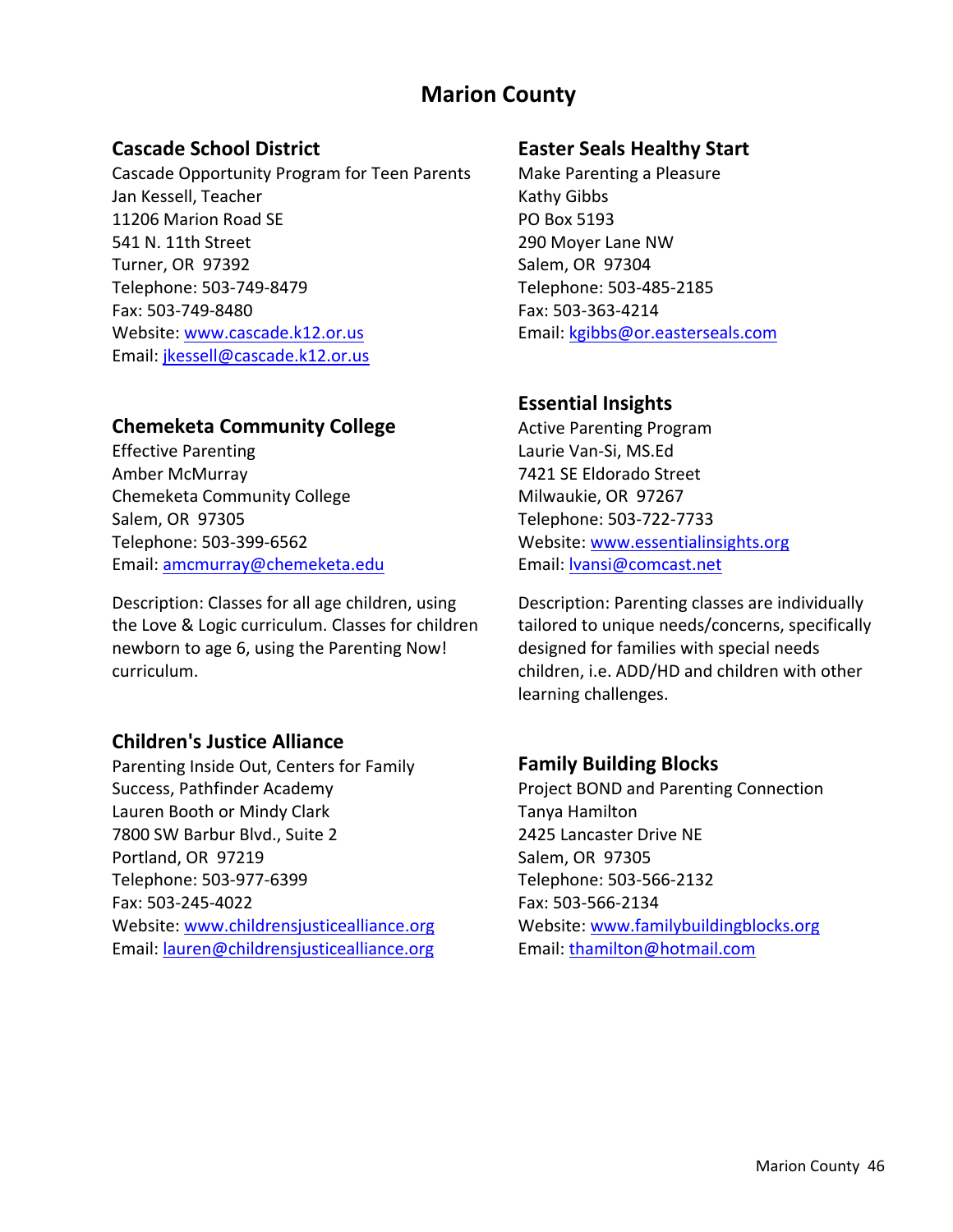# Marion County

## Cascade School District

Cascade Opportunity Program for Teen Parents
Jan Kessell, Teacher
11206 Marion Road SE
541 N. 11th Street
Turner, OR 97392
Telephone: 503-749-8479
Fax: 503-749-8480
Website: www.cascade.k12.or.us
Email: jkessell@cascade.k12.or.us

## Chemeketa Community College

Effective Parenting
Amber McMurray
Chemeketa Community College
Salem, OR 97305
Telephone: 503-399-6562
Email: amcmurray@chemeketa.edu

Description: Classes for all age children, using the Love & Logic curriculum. Classes for children newborn to age 6, using the Parenting Now! curriculum.

## Children's Justice Alliance

Parenting Inside Out, Centers for Family Success, Pathfinder Academy
Lauren Booth or Mindy Clark
7800 SW Barbur Blvd., Suite 2
Portland, OR 97219
Telephone: 503-977-6399
Fax: 503-245-4022
Website: www.childrensjusticealliance.org
Email: lauren@childrensjusticealliance.org

## Easter Seals Healthy Start

Make Parenting a Pleasure
Kathy Gibbs
PO Box 5193
290 Moyer Lane NW
Salem, OR 97304
Telephone: 503-485-2185
Fax: 503-363-4214
Email: kgibbs@or.easterseals.com

## Essential Insights

Active Parenting Program
Laurie Van-Si, MS.Ed
7421 SE Eldorado Street
Milwaukie, OR 97267
Telephone: 503-722-7733
Website: www.essentialinsights.org
Email: lvansi@comcast.net

Description: Parenting classes are individually tailored to unique needs/concerns, specifically designed for families with special needs children, i.e. ADD/HD and children with other learning challenges.

## Family Building Blocks

Project BOND and Parenting Connection
Tanya Hamilton
2425 Lancaster Drive NE
Salem, OR 97305
Telephone: 503-566-2132
Fax: 503-566-2134
Website: www.familybuildingblocks.org
Email: thamilton@hotmail.com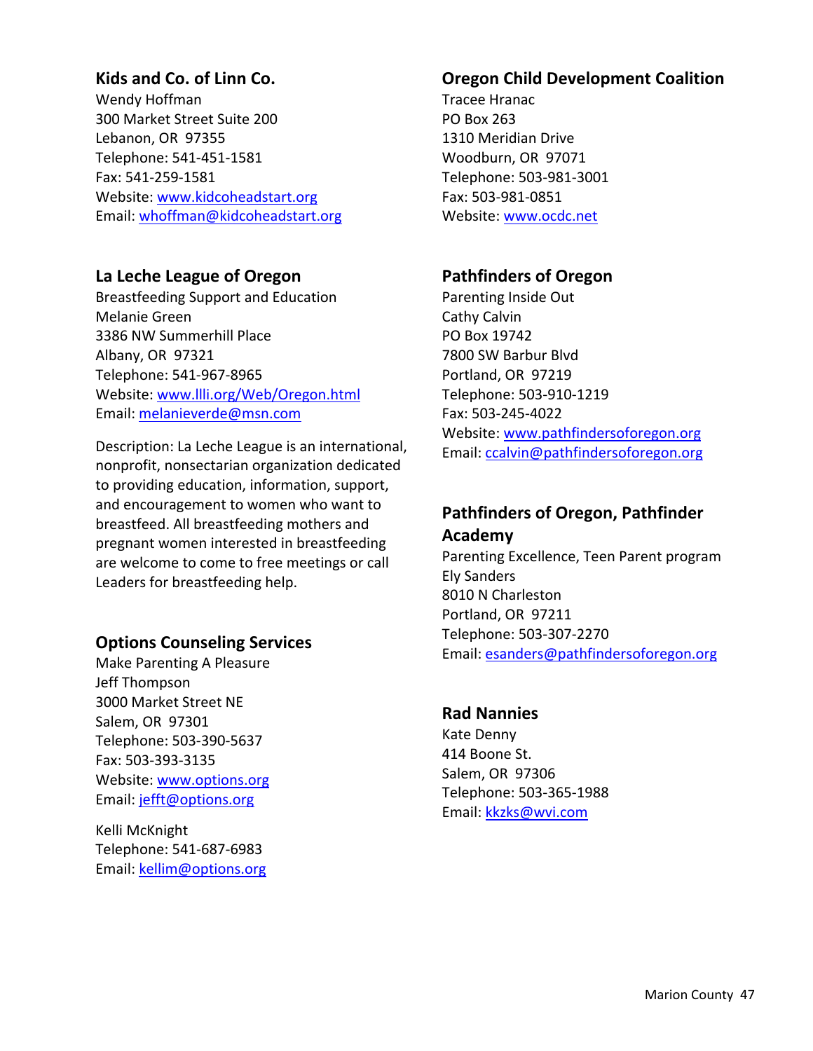### Kids and Co. of Linn Co.

Wendy Hoffman
300 Market Street Suite 200
Lebanon, OR 97355
Telephone: 541-451-1581
Fax: 541-259-1581
Website: www.kidcoheadstart.org
Email: whoffman@kidcoheadstart.org

### La Leche League of Oregon

Breastfeeding Support and Education
Melanie Green
3386 NW Summerhill Place
Albany, OR 97321
Telephone: 541-967-8965
Website: www.llli.org/Web/Oregon.html
Email: melanieverde@msn.com

Description: La Leche League is an international, nonprofit, nonsectarian organization dedicated to providing education, information, support, and encouragement to women who want to breastfeed. All breastfeeding mothers and pregnant women interested in breastfeeding are welcome to come to free meetings or call Leaders for breastfeeding help.

### Options Counseling Services

Make Parenting A Pleasure
Jeff Thompson
3000 Market Street NE
Salem, OR 97301
Telephone: 503-390-5637
Fax: 503-393-3135
Website: www.options.org
Email: jefft@options.org

Kelli McKnight
Telephone: 541-687-6983
Email: kellim@options.org

### Oregon Child Development Coalition

Tracee Hranac
PO Box 263
1310 Meridian Drive
Woodburn, OR 97071
Telephone: 503-981-3001
Fax: 503-981-0851
Website: www.ocdc.net

### Pathfinders of Oregon

Parenting Inside Out
Cathy Calvin
PO Box 19742
7800 SW Barbur Blvd
Portland, OR 97219
Telephone: 503-910-1219
Fax: 503-245-4022
Website: www.pathfindersoforegon.org
Email: ccalvin@pathfindersoforegon.org

### Pathfinders of Oregon, Pathfinder Academy

Parenting Excellence, Teen Parent program
Ely Sanders
8010 N Charleston
Portland, OR 97211
Telephone: 503-307-2270
Email: esanders@pathfindersoforegon.org

### Rad Nannies

Kate Denny
414 Boone St.
Salem, OR 97306
Telephone: 503-365-1988
Email: kkzks@wvi.com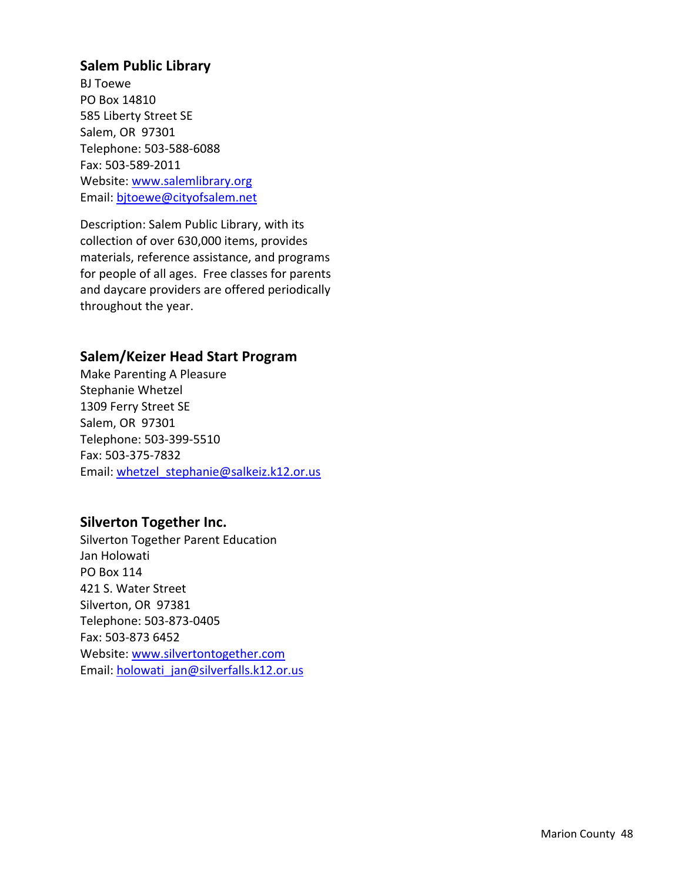### Salem Public Library

BJ Toewe
PO Box 14810
585 Liberty Street SE
Salem, OR 97301
Telephone: 503-588-6088
Fax: 503-589-2011
Website: www.salemlibrary.org
Email: bjtoewe@cityofsalem.net

Description: Salem Public Library, with its collection of over 630,000 items, provides materials, reference assistance, and programs for people of all ages. Free classes for parents and daycare providers are offered periodically throughout the year.

### Salem/Keizer Head Start Program

Make Parenting A Pleasure
Stephanie Whetzel
1309 Ferry Street SE
Salem, OR 97301
Telephone: 503-399-5510
Fax: 503-375-7832
Email: whetzel_stephanie@salkeiz.k12.or.us

### Silverton Together Inc.

Silverton Together Parent Education
Jan Holowati
PO Box 114
421 S. Water Street
Silverton, OR 97381
Telephone: 503-873-0405
Fax: 503-873 6452
Website: www.silvertontogether.com
Email: holowati_jan@silverfalls.k12.or.us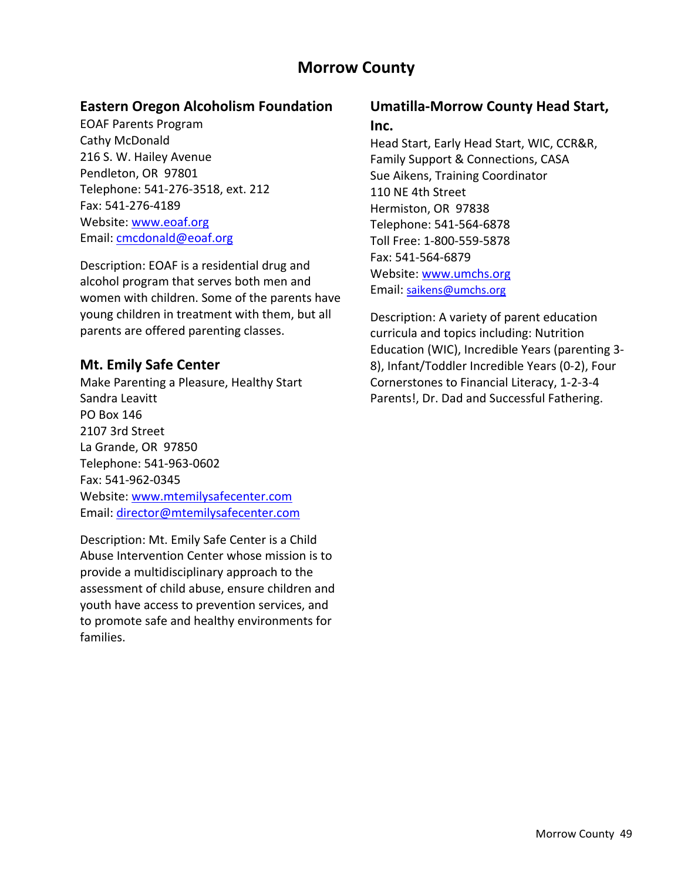# Morrow County

## Eastern Oregon Alcoholism Foundation

EOAF Parents Program
Cathy McDonald
216 S. W. Hailey Avenue
Pendleton, OR 97801
Telephone: 541-276-3518, ext. 212
Fax: 541-276-4189
Website: www.eoaf.org
Email: cmcdonald@eoaf.org

Description: EOAF is a residential drug and alcohol program that serves both men and women with children. Some of the parents have young children in treatment with them, but all parents are offered parenting classes.

## Mt. Emily Safe Center

Make Parenting a Pleasure, Healthy Start
Sandra Leavitt
PO Box 146
2107 3rd Street
La Grande, OR 97850
Telephone: 541-963-0602
Fax: 541-962-0345
Website: www.mtemilysafecenter.com
Email: director@mtemilysafecenter.com

Description: Mt. Emily Safe Center is a Child Abuse Intervention Center whose mission is to provide a multidisciplinary approach to the assessment of child abuse, ensure children and youth have access to prevention services, and to promote safe and healthy environments for families.

## Umatilla-Morrow County Head Start, Inc.

Head Start, Early Head Start, WIC, CCR&R, Family Support & Connections, CASA
Sue Aikens, Training Coordinator
110 NE 4th Street
Hermiston, OR 97838
Telephone: 541-564-6878
Toll Free: 1-800-559-5878
Fax: 541-564-6879
Website: www.umchs.org
Email: saikens@umchs.org

Description: A variety of parent education curricula and topics including: Nutrition Education (WIC), Incredible Years (parenting 3-8), Infant/Toddler Incredible Years (0-2), Four Cornerstones to Financial Literacy, 1-2-3-4 Parents!, Dr. Dad and Successful Fathering.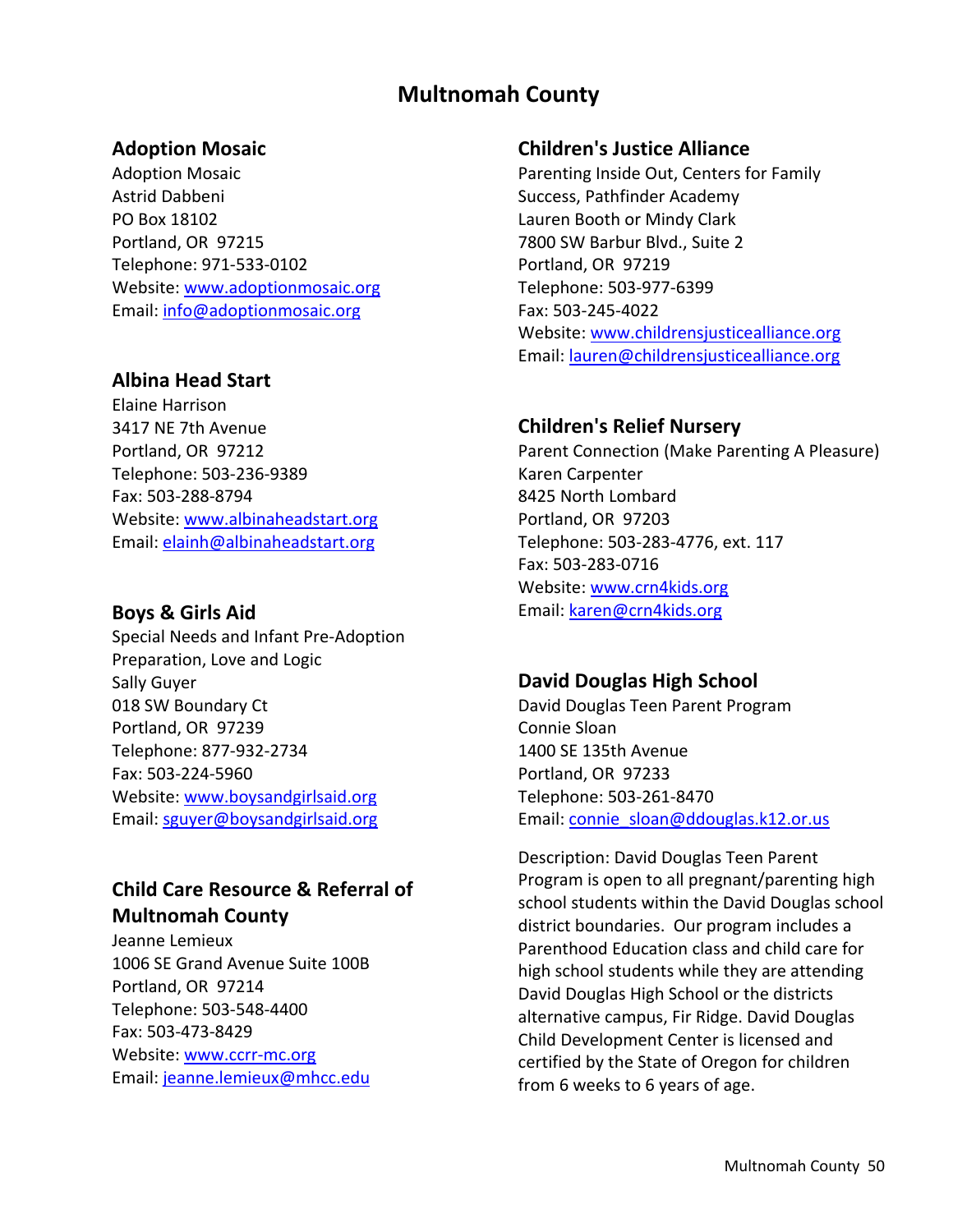# Multnomah County

## Adoption Mosaic

Adoption Mosaic
Astrid Dabbeni
PO Box 18102
Portland, OR 97215
Telephone: 971-533-0102
Website: www.adoptionmosaic.org
Email: info@adoptionmosaic.org

## Albina Head Start

Elaine Harrison
3417 NE 7th Avenue
Portland, OR 97212
Telephone: 503-236-9389
Fax: 503-288-8794
Website: www.albinaheadstart.org
Email: elainh@albinaheadstart.org

## Boys & Girls Aid

Special Needs and Infant Pre-Adoption Preparation, Love and Logic
Sally Guyer
018 SW Boundary Ct
Portland, OR 97239
Telephone: 877-932-2734
Fax: 503-224-5960
Website: www.boysandgirlsaid.org
Email: sguyer@boysandgirlsaid.org

## Child Care Resource & Referral of Multnomah County

Jeanne Lemieux
1006 SE Grand Avenue Suite 100B
Portland, OR 97214
Telephone: 503-548-4400
Fax: 503-473-8429
Website: www.ccrr-mc.org
Email: jeanne.lemieux@mhcc.edu

## Children's Justice Alliance

Parenting Inside Out, Centers for Family Success, Pathfinder Academy
Lauren Booth or Mindy Clark
7800 SW Barbur Blvd., Suite 2
Portland, OR 97219
Telephone: 503-977-6399
Fax: 503-245-4022
Website: www.childrensjusticealliance.org
Email: lauren@childrensjusticealliance.org

## Children's Relief Nursery

Parent Connection (Make Parenting A Pleasure)
Karen Carpenter
8425 North Lombard
Portland, OR 97203
Telephone: 503-283-4776, ext. 117
Fax: 503-283-0716
Website: www.crn4kids.org
Email: karen@crn4kids.org

## David Douglas High School

David Douglas Teen Parent Program
Connie Sloan
1400 SE 135th Avenue
Portland, OR 97233
Telephone: 503-261-8470
Email: connie_sloan@ddouglas.k12.or.us

Description: David Douglas Teen Parent Program is open to all pregnant/parenting high school students within the David Douglas school district boundaries. Our program includes a Parenthood Education class and child care for high school students while they are attending David Douglas High School or the districts alternative campus, Fir Ridge. David Douglas Child Development Center is licensed and certified by the State of Oregon for children from 6 weeks to 6 years of age.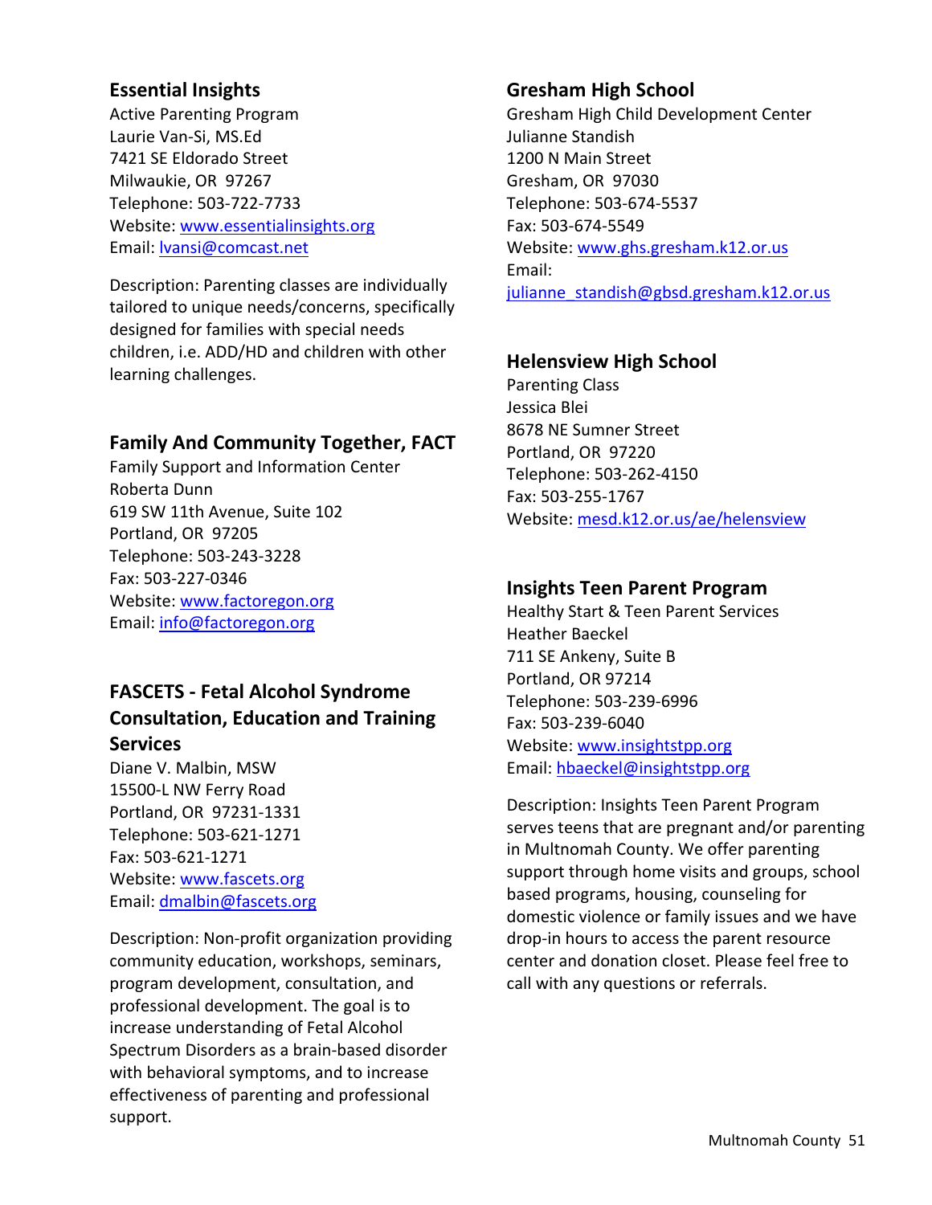### Essential Insights

Active Parenting Program
Laurie Van-Si, MS.Ed
7421 SE Eldorado Street
Milwaukie, OR  97267
Telephone: 503-722-7733
Website: www.essentialinsights.org
Email: lvansi@comcast.net

Description: Parenting classes are individually tailored to unique needs/concerns, specifically designed for families with special needs children, i.e. ADD/HD and children with other learning challenges.

### Family And Community Together, FACT

Family Support and Information Center
Roberta Dunn
619 SW 11th Avenue, Suite 102
Portland, OR  97205
Telephone: 503-243-3228
Fax: 503-227-0346
Website: www.factoregon.org
Email: info@factoregon.org

### FASCETS - Fetal Alcohol Syndrome Consultation, Education and Training Services

Diane V. Malbin, MSW
15500-L NW Ferry Road
Portland, OR  97231-1331
Telephone: 503-621-1271
Fax: 503-621-1271
Website: www.fascets.org
Email: dmalbin@fascets.org

Description: Non-profit organization providing community education, workshops, seminars, program development, consultation, and professional development. The goal is to increase understanding of Fetal Alcohol Spectrum Disorders as a brain-based disorder with behavioral symptoms, and to increase effectiveness of parenting and professional support.

### Gresham High School

Gresham High Child Development Center
Julianne Standish
1200 N Main Street
Gresham, OR  97030
Telephone: 503-674-5537
Fax: 503-674-5549
Website: www.ghs.gresham.k12.or.us
Email:
julianne_standish@gbsd.gresham.k12.or.us

### Helensview High School

Parenting Class
Jessica Blei
8678 NE Sumner Street
Portland, OR  97220
Telephone: 503-262-4150
Fax: 503-255-1767
Website: mesd.k12.or.us/ae/helensview

### Insights Teen Parent Program

Healthy Start & Teen Parent Services
Heather Baeckel
711 SE Ankeny, Suite B
Portland, OR 97214
Telephone: 503-239-6996
Fax: 503-239-6040
Website: www.insightstpp.org
Email: hbaeckel@insightstpp.org

Description: Insights Teen Parent Program serves teens that are pregnant and/or parenting in Multnomah County. We offer parenting support through home visits and groups, school based programs, housing, counseling for domestic violence or family issues and we have drop-in hours to access the parent resource center and donation closet. Please feel free to call with any questions or referrals.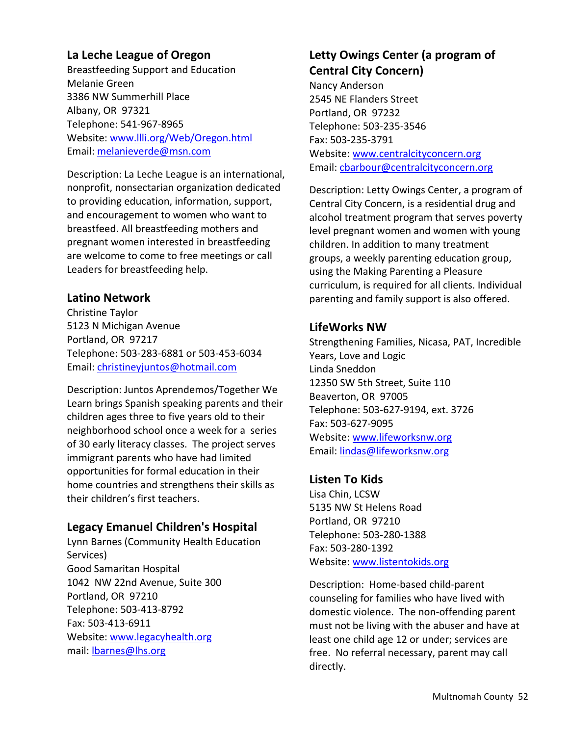## La Leche League of Oregon

Breastfeeding Support and Education
Melanie Green
3386 NW Summerhill Place
Albany, OR 97321
Telephone: 541-967-8965
Website: www.llli.org/Web/Oregon.html
Email: melanieverde@msn.com

Description: La Leche League is an international, nonprofit, nonsectarian organization dedicated to providing education, information, support, and encouragement to women who want to breastfeed. All breastfeeding mothers and pregnant women interested in breastfeeding are welcome to come to free meetings or call Leaders for breastfeeding help.

## Latino Network

Christine Taylor
5123 N Michigan Avenue
Portland, OR 97217
Telephone: 503-283-6881 or 503-453-6034
Email: christineyjuntos@hotmail.com

Description: Juntos Aprendemos/Together We Learn brings Spanish speaking parents and their children ages three to five years old to their neighborhood school once a week for a series of 30 early literacy classes. The project serves immigrant parents who have had limited opportunities for formal education in their home countries and strengthens their skills as their children's first teachers.

## Legacy Emanuel Children's Hospital

Lynn Barnes (Community Health Education Services)
Good Samaritan Hospital
1042 NW 22nd Avenue, Suite 300
Portland, OR 97210
Telephone: 503-413-8792
Fax: 503-413-6911
Website: www.legacyhealth.org
mail: lbarnes@lhs.org

## Letty Owings Center (a program of Central City Concern)

Nancy Anderson
2545 NE Flanders Street
Portland, OR 97232
Telephone: 503-235-3546
Fax: 503-235-3791
Website: www.centralcityconcern.org
Email: cbarbour@centralcityconcern.org

Description: Letty Owings Center, a program of Central City Concern, is a residential drug and alcohol treatment program that serves poverty level pregnant women and women with young children. In addition to many treatment groups, a weekly parenting education group, using the Making Parenting a Pleasure curriculum, is required for all clients. Individual parenting and family support is also offered.

## LifeWorks NW

Strengthening Families, Nicasa, PAT, Incredible Years, Love and Logic
Linda Sneddon
12350 SW 5th Street, Suite 110
Beaverton, OR 97005
Telephone: 503-627-9194, ext. 3726
Fax: 503-627-9095
Website: www.lifeworksnw.org
Email: lindas@lifeworksnw.org

## Listen To Kids

Lisa Chin, LCSW
5135 NW St Helens Road
Portland, OR 97210
Telephone: 503-280-1388
Fax: 503-280-1392
Website: www.listentokids.org

Description: Home-based child-parent counseling for families who have lived with domestic violence. The non-offending parent must not be living with the abuser and have at least one child age 12 or under; services are free. No referral necessary, parent may call directly.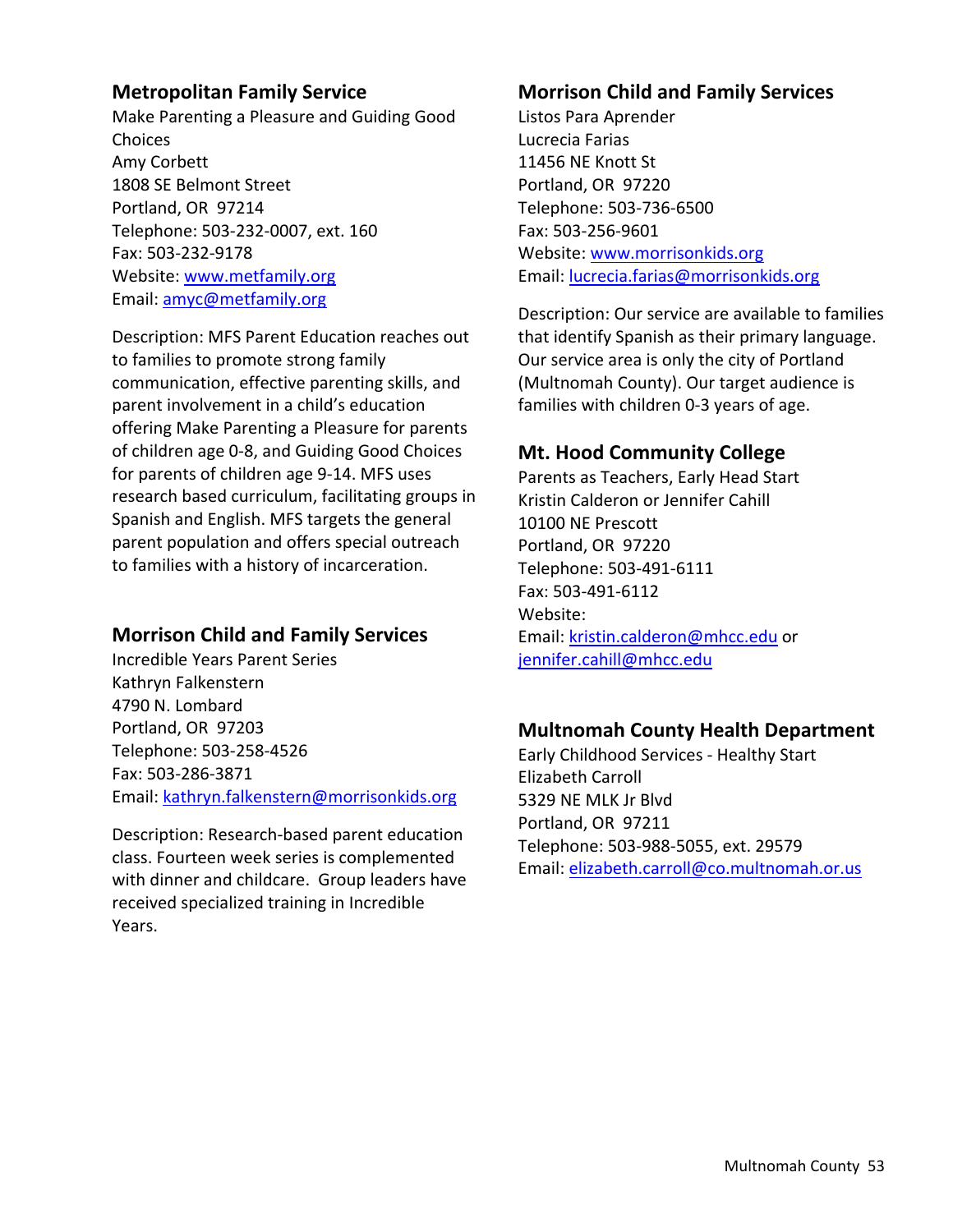## Metropolitan Family Service

Make Parenting a Pleasure and Guiding Good Choices
Amy Corbett
1808 SE Belmont Street
Portland, OR 97214
Telephone: 503-232-0007, ext. 160
Fax: 503-232-9178
Website: www.metfamily.org
Email: amyc@metfamily.org

Description: MFS Parent Education reaches out to families to promote strong family communication, effective parenting skills, and parent involvement in a child's education offering Make Parenting a Pleasure for parents of children age 0-8, and Guiding Good Choices for parents of children age 9-14. MFS uses research based curriculum, facilitating groups in Spanish and English. MFS targets the general parent population and offers special outreach to families with a history of incarceration.

## Morrison Child and Family Services

Incredible Years Parent Series
Kathryn Falkenstern
4790 N. Lombard
Portland, OR 97203
Telephone: 503-258-4526
Fax: 503-286-3871
Email: kathryn.falkenstern@morrisonkids.org

Description: Research-based parent education class. Fourteen week series is complemented with dinner and childcare. Group leaders have received specialized training in Incredible Years.

## Morrison Child and Family Services

Listos Para Aprender
Lucrecia Farias
11456 NE Knott St
Portland, OR 97220
Telephone: 503-736-6500
Fax: 503-256-9601
Website: www.morrisonkids.org
Email: lucrecia.farias@morrisonkids.org

Description: Our service are available to families that identify Spanish as their primary language. Our service area is only the city of Portland (Multnomah County). Our target audience is families with children 0-3 years of age.

## Mt. Hood Community College

Parents as Teachers, Early Head Start
Kristin Calderon or Jennifer Cahill
10100 NE Prescott
Portland, OR 97220
Telephone: 503-491-6111
Fax: 503-491-6112
Website:
Email: kristin.calderon@mhcc.edu or jennifer.cahill@mhcc.edu

## Multnomah County Health Department

Early Childhood Services - Healthy Start
Elizabeth Carroll
5329 NE MLK Jr Blvd
Portland, OR 97211
Telephone: 503-988-5055, ext. 29579
Email: elizabeth.carroll@co.multnomah.or.us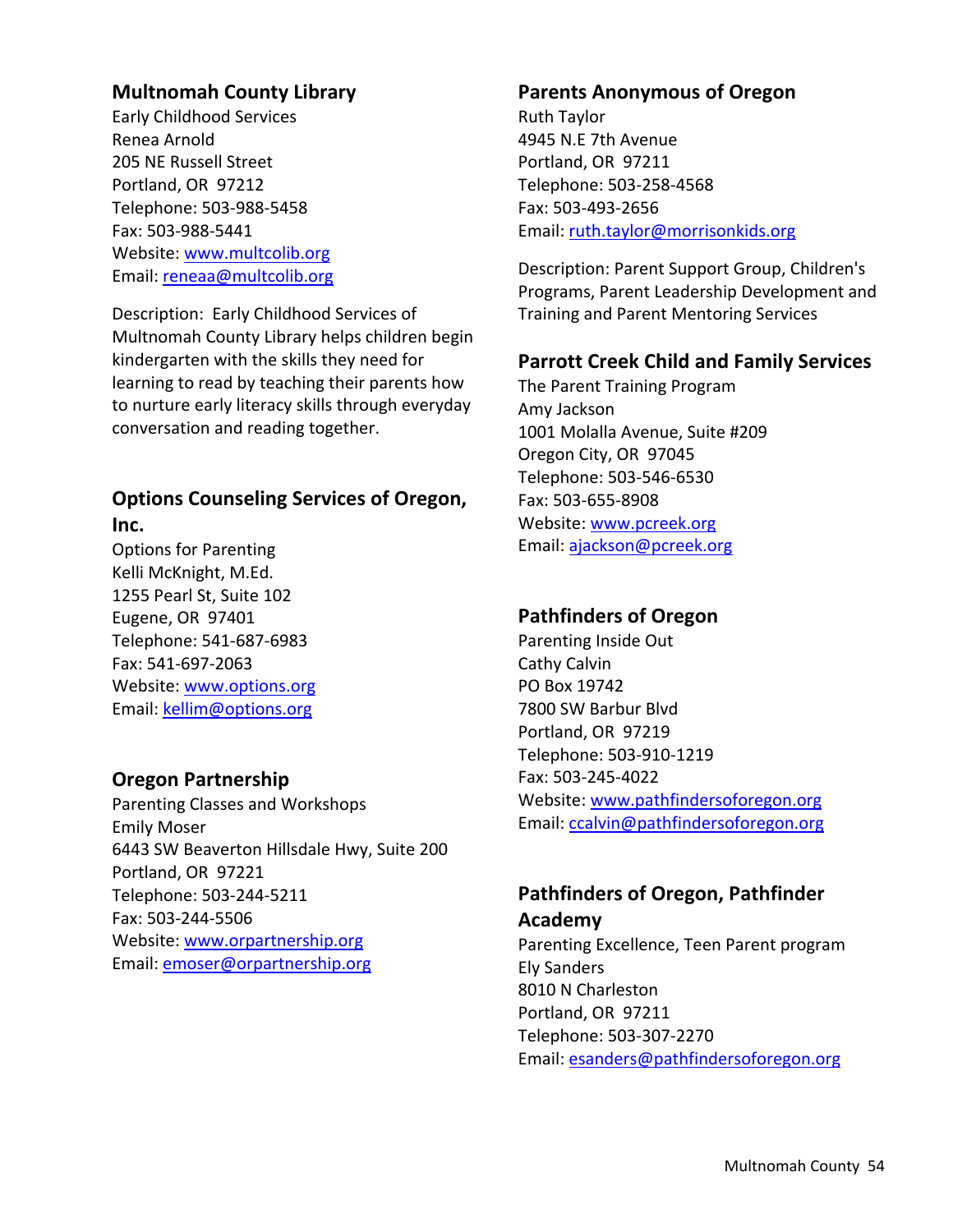## Multnomah County Library

Early Childhood Services
Renea Arnold
205 NE Russell Street
Portland, OR 97212
Telephone: 503-988-5458
Fax: 503-988-5441
Website: www.multcolib.org
Email: reneaa@multcolib.org

Description: Early Childhood Services of Multnomah County Library helps children begin kindergarten with the skills they need for learning to read by teaching their parents how to nurture early literacy skills through everyday conversation and reading together.

## Options Counseling Services of Oregon, Inc.

Options for Parenting
Kelli McKnight, M.Ed.
1255 Pearl St, Suite 102
Eugene, OR 97401
Telephone: 541-687-6983
Fax: 541-697-2063
Website: www.options.org
Email: kellim@options.org

## Oregon Partnership

Parenting Classes and Workshops
Emily Moser
6443 SW Beaverton Hillsdale Hwy, Suite 200
Portland, OR 97221
Telephone: 503-244-5211
Fax: 503-244-5506
Website: www.orpartnership.org
Email: emoser@orpartnership.org

## Parents Anonymous of Oregon

Ruth Taylor
4945 N.E 7th Avenue
Portland, OR 97211
Telephone: 503-258-4568
Fax: 503-493-2656
Email: ruth.taylor@morrisonkids.org

Description: Parent Support Group, Children's Programs, Parent Leadership Development and Training and Parent Mentoring Services

## Parrott Creek Child and Family Services

The Parent Training Program
Amy Jackson
1001 Molalla Avenue, Suite #209
Oregon City, OR 97045
Telephone: 503-546-6530
Fax: 503-655-8908
Website: www.pcreek.org
Email: ajackson@pcreek.org

## Pathfinders of Oregon

Parenting Inside Out
Cathy Calvin
PO Box 19742
7800 SW Barbur Blvd
Portland, OR 97219
Telephone: 503-910-1219
Fax: 503-245-4022
Website: www.pathfindersoforegon.org
Email: ccalvin@pathfindersoforegon.org

## Pathfinders of Oregon, Pathfinder Academy

Parenting Excellence, Teen Parent program
Ely Sanders
8010 N Charleston
Portland, OR 97211
Telephone: 503-307-2270
Email: esanders@pathfindersoforegon.org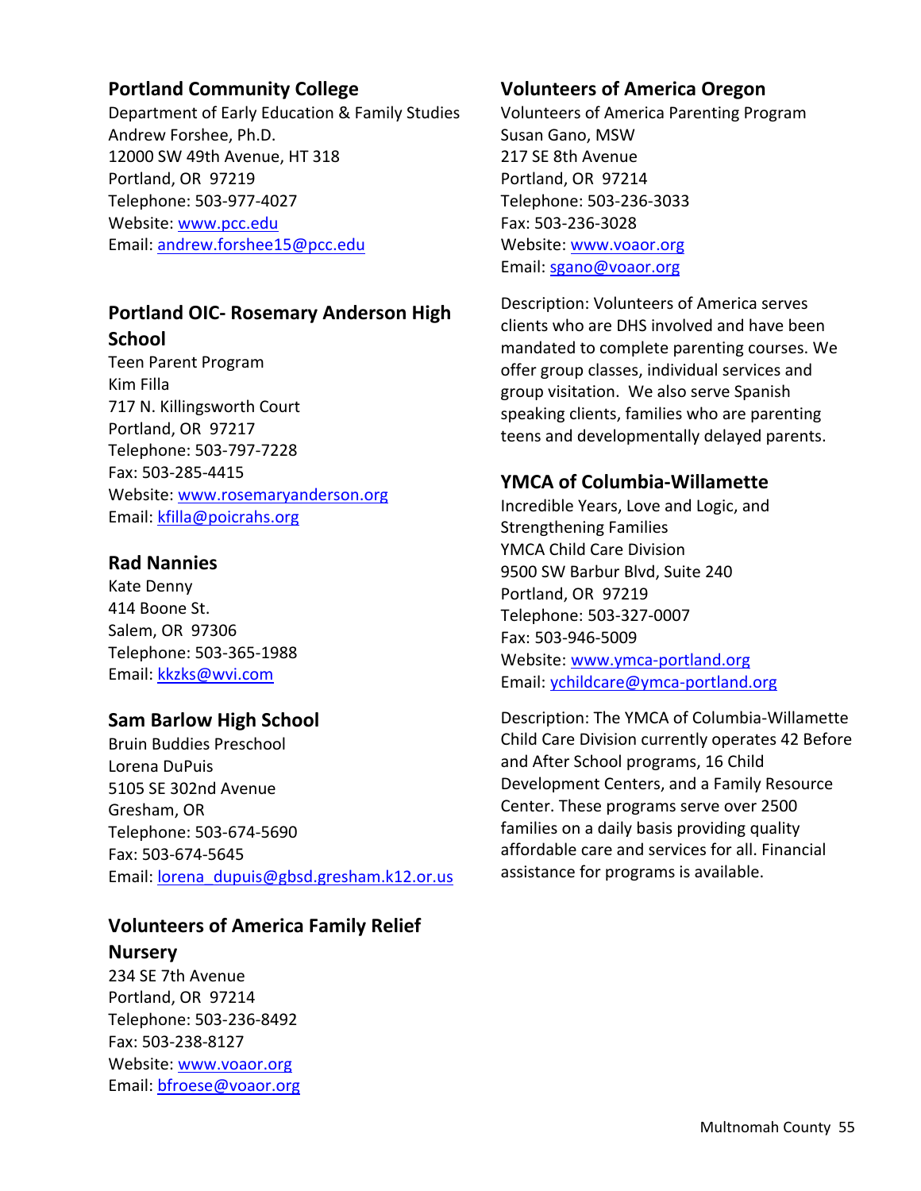## Portland Community College

Department of Early Education & Family Studies
Andrew Forshee, Ph.D.
12000 SW 49th Avenue, HT 318
Portland, OR 97219
Telephone: 503-977-4027
Website: www.pcc.edu
Email: andrew.forshee15@pcc.edu

## Portland OIC- Rosemary Anderson High School

Teen Parent Program
Kim Filla
717 N. Killingsworth Court
Portland, OR 97217
Telephone: 503-797-7228
Fax: 503-285-4415
Website: www.rosemaryanderson.org
Email: kfilla@poicrahs.org

## Rad Nannies

Kate Denny
414 Boone St.
Salem, OR 97306
Telephone: 503-365-1988
Email: kkzks@wvi.com

## Sam Barlow High School

Bruin Buddies Preschool
Lorena DuPuis
5105 SE 302nd Avenue
Gresham, OR
Telephone: 503-674-5690
Fax: 503-674-5645
Email: lorena_dupuis@gbsd.gresham.k12.or.us

## Volunteers of America Family Relief Nursery

234 SE 7th Avenue
Portland, OR 97214
Telephone: 503-236-8492
Fax: 503-238-8127
Website: www.voaor.org
Email: bfroese@voaor.org

## Volunteers of America Oregon

Volunteers of America Parenting Program
Susan Gano, MSW
217 SE 8th Avenue
Portland, OR 97214
Telephone: 503-236-3033
Fax: 503-236-3028
Website: www.voaor.org
Email: sgano@voaor.org

Description: Volunteers of America serves clients who are DHS involved and have been mandated to complete parenting courses. We offer group classes, individual services and group visitation. We also serve Spanish speaking clients, families who are parenting teens and developmentally delayed parents.

## YMCA of Columbia-Willamette

Incredible Years, Love and Logic, and Strengthening Families
YMCA Child Care Division
9500 SW Barbur Blvd, Suite 240
Portland, OR 97219
Telephone: 503-327-0007
Fax: 503-946-5009
Website: www.ymca-portland.org
Email: ychildcare@ymca-portland.org

Description: The YMCA of Columbia-Willamette Child Care Division currently operates 42 Before and After School programs, 16 Child Development Centers, and a Family Resource Center. These programs serve over 2500 families on a daily basis providing quality affordable care and services for all. Financial assistance for programs is available.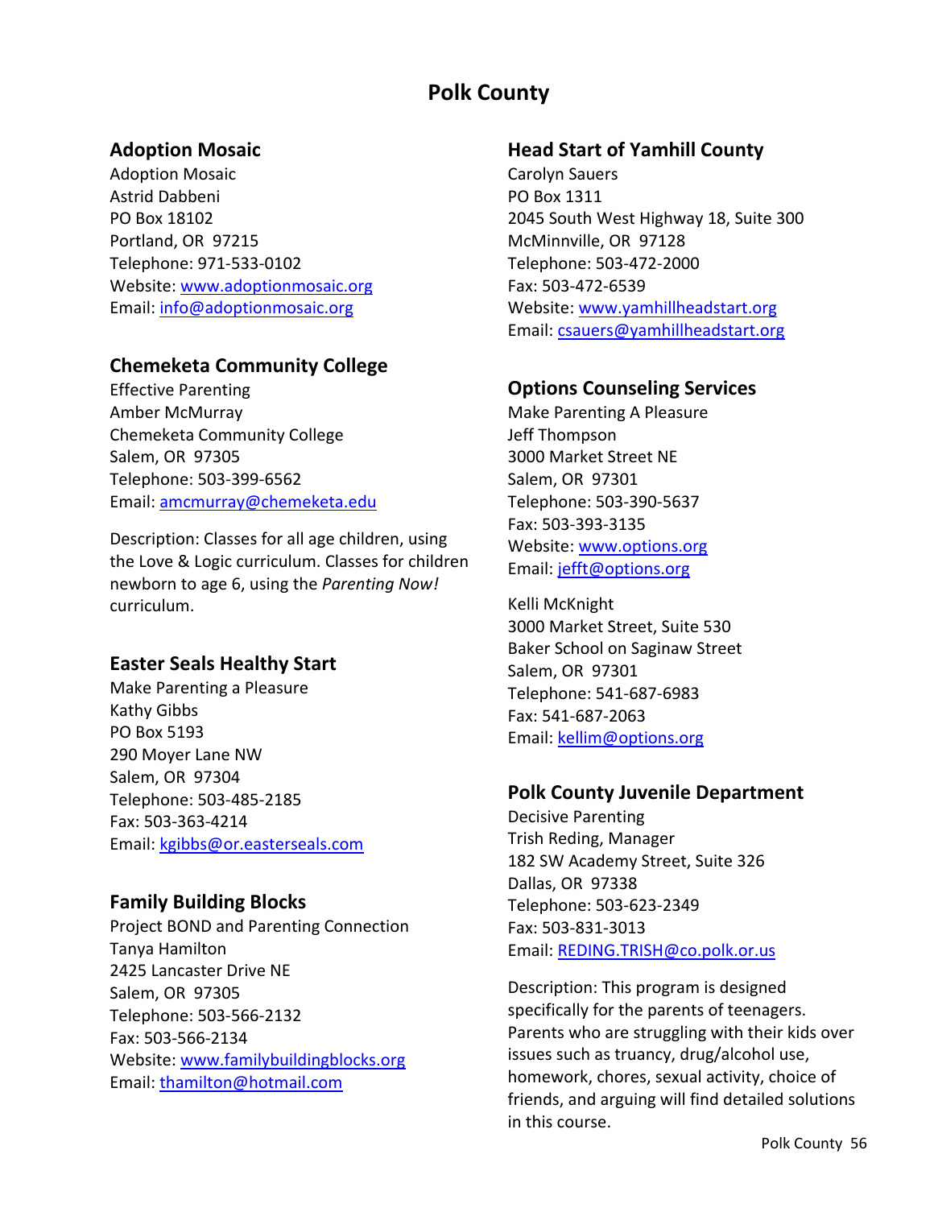# Polk County

## Adoption Mosaic

Adoption Mosaic
Astrid Dabbeni
PO Box 18102
Portland, OR 97215
Telephone: 971-533-0102
Website: www.adoptionmosaic.org
Email: info@adoptionmosaic.org

## Chemeketa Community College

Effective Parenting
Amber McMurray
Chemeketa Community College
Salem, OR 97305
Telephone: 503-399-6562
Email: amcmurray@chemeketa.edu

Description: Classes for all age children, using the Love & Logic curriculum. Classes for children newborn to age 6, using the *Parenting Now!* curriculum.

## Easter Seals Healthy Start

Make Parenting a Pleasure
Kathy Gibbs
PO Box 5193
290 Moyer Lane NW
Salem, OR 97304
Telephone: 503-485-2185
Fax: 503-363-4214
Email: kgibbs@or.easterseals.com

## Family Building Blocks

Project BOND and Parenting Connection
Tanya Hamilton
2425 Lancaster Drive NE
Salem, OR 97305
Telephone: 503-566-2132
Fax: 503-566-2134
Website: www.familybuildingblocks.org
Email: thamilton@hotmail.com

## Head Start of Yamhill County

Carolyn Sauers
PO Box 1311
2045 South West Highway 18, Suite 300
McMinnville, OR 97128
Telephone: 503-472-2000
Fax: 503-472-6539
Website: www.yamhillheadstart.org
Email: csauers@yamhillheadstart.org

## Options Counseling Services

Make Parenting A Pleasure
Jeff Thompson
3000 Market Street NE
Salem, OR 97301
Telephone: 503-390-5637
Fax: 503-393-3135
Website: www.options.org
Email: jefft@options.org

Kelli McKnight
3000 Market Street, Suite 530
Baker School on Saginaw Street
Salem, OR 97301
Telephone: 541-687-6983
Fax: 541-687-2063
Email: kellim@options.org

## Polk County Juvenile Department

Decisive Parenting
Trish Reding, Manager
182 SW Academy Street, Suite 326
Dallas, OR 97338
Telephone: 503-623-2349
Fax: 503-831-3013
Email: REDING.TRISH@co.polk.or.us

Description: This program is designed specifically for the parents of teenagers. Parents who are struggling with their kids over issues such as truancy, drug/alcohol use, homework, chores, sexual activity, choice of friends, and arguing will find detailed solutions in this course.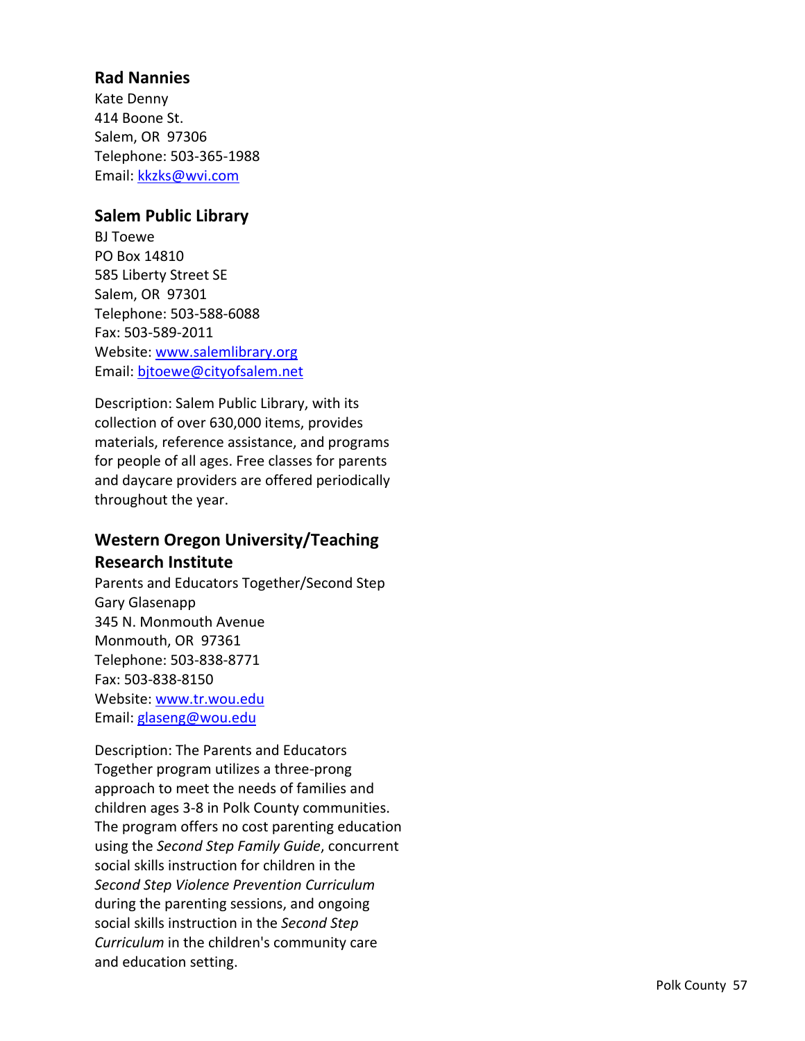### Rad Nannies

Kate Denny
414 Boone St.
Salem, OR 97306
Telephone: 503-365-1988
Email: kkzks@wvi.com

### Salem Public Library

BJ Toewe
PO Box 14810
585 Liberty Street SE
Salem, OR 97301
Telephone: 503-588-6088
Fax: 503-589-2011
Website: www.salemlibrary.org
Email: bjtoewe@cityofsalem.net

Description: Salem Public Library, with its collection of over 630,000 items, provides materials, reference assistance, and programs for people of all ages. Free classes for parents and daycare providers are offered periodically throughout the year.

### Western Oregon University/Teaching Research Institute

Parents and Educators Together/Second Step
Gary Glasenapp
345 N. Monmouth Avenue
Monmouth, OR 97361
Telephone: 503-838-8771
Fax: 503-838-8150
Website: www.tr.wou.edu
Email: glaseng@wou.edu

Description: The Parents and Educators Together program utilizes a three-prong approach to meet the needs of families and children ages 3-8 in Polk County communities. The program offers no cost parenting education using the *Second Step Family Guide*, concurrent social skills instruction for children in the *Second Step Violence Prevention Curriculum* during the parenting sessions, and ongoing social skills instruction in the *Second Step Curriculum* in the children's community care and education setting.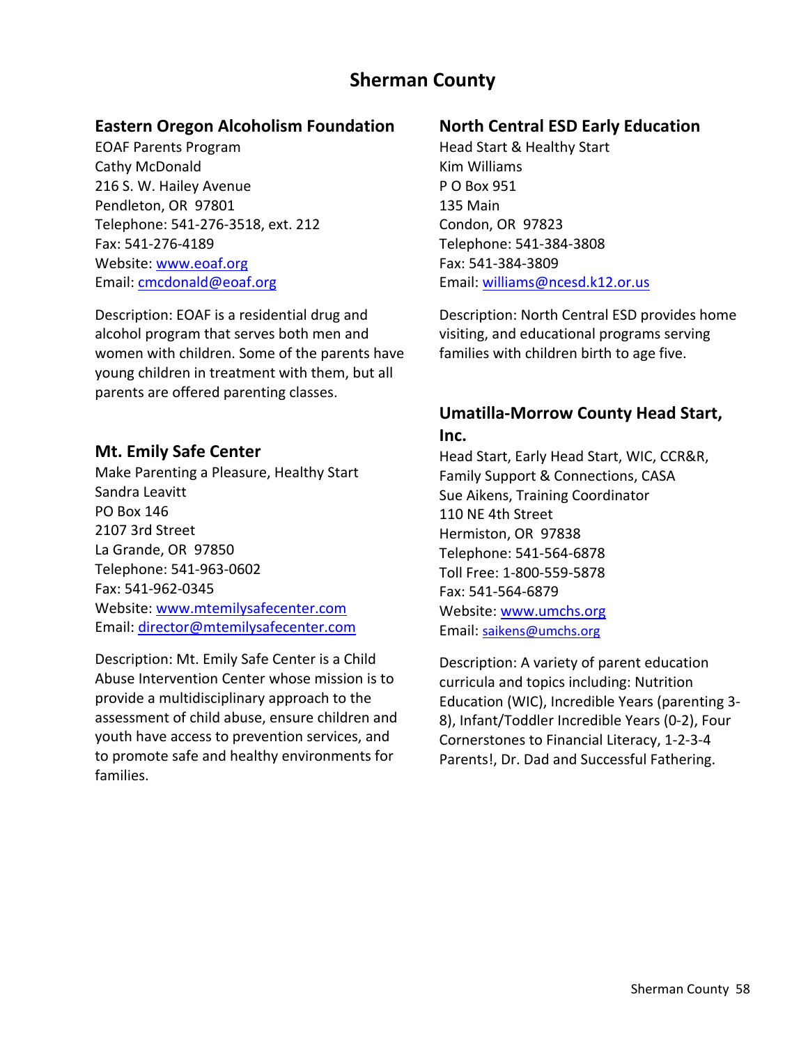# Sherman County

## Eastern Oregon Alcoholism Foundation

EOAF Parents Program
Cathy McDonald
216 S. W. Hailey Avenue
Pendleton, OR 97801
Telephone: 541-276-3518, ext. 212
Fax: 541-276-4189
Website: www.eoaf.org
Email: cmcdonald@eoaf.org

Description: EOAF is a residential drug and alcohol program that serves both men and women with children. Some of the parents have young children in treatment with them, but all parents are offered parenting classes.

## Mt. Emily Safe Center

Make Parenting a Pleasure, Healthy Start
Sandra Leavitt
PO Box 146
2107 3rd Street
La Grande, OR 97850
Telephone: 541-963-0602
Fax: 541-962-0345
Website: www.mtemilysafecenter.com
Email: director@mtemilysafecenter.com

Description: Mt. Emily Safe Center is a Child Abuse Intervention Center whose mission is to provide a multidisciplinary approach to the assessment of child abuse, ensure children and youth have access to prevention services, and to promote safe and healthy environments for families.

## North Central ESD Early Education

Head Start & Healthy Start
Kim Williams
P O Box 951
135 Main
Condon, OR 97823
Telephone: 541-384-3808
Fax: 541-384-3809
Email: williams@ncesd.k12.or.us

Description: North Central ESD provides home visiting, and educational programs serving families with children birth to age five.

## Umatilla-Morrow County Head Start, Inc.

Head Start, Early Head Start, WIC, CCR&R, Family Support & Connections, CASA
Sue Aikens, Training Coordinator
110 NE 4th Street
Hermiston, OR 97838
Telephone: 541-564-6878
Toll Free: 1-800-559-5878
Fax: 541-564-6879
Website: www.umchs.org
Email: saikens@umchs.org

Description: A variety of parent education curricula and topics including: Nutrition Education (WIC), Incredible Years (parenting 3-8), Infant/Toddler Incredible Years (0-2), Four Cornerstones to Financial Literacy, 1-2-3-4 Parents!, Dr. Dad and Successful Fathering.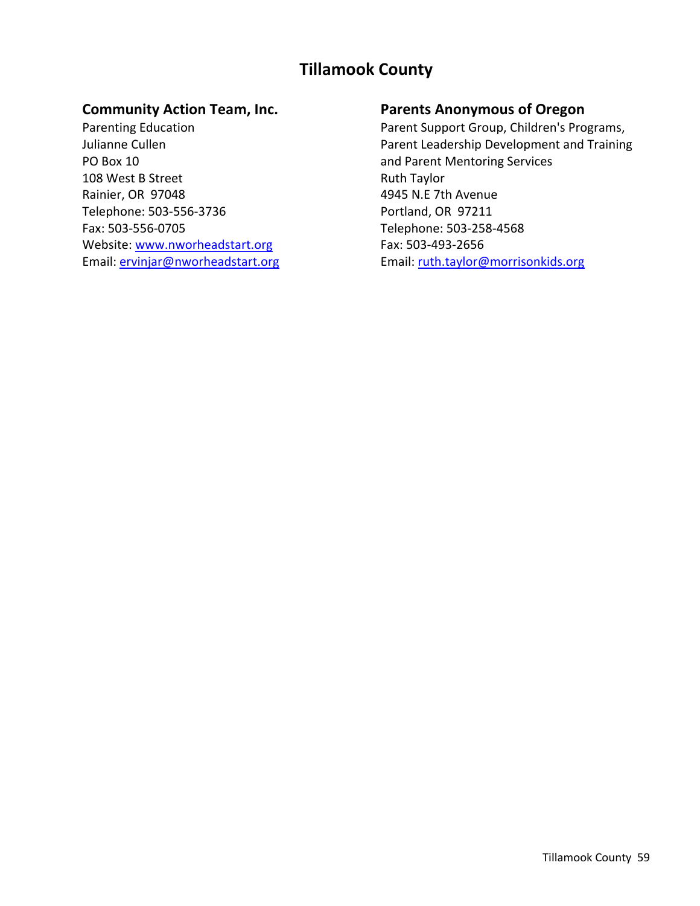# Tillamook County

## Community Action Team, Inc.

Parenting Education
Julianne Cullen
PO Box 10
108 West B Street
Rainier, OR 97048
Telephone: 503-556-3736
Fax: 503-556-0705
Website: www.nworheadstart.org
Email: ervinjar@nworheadstart.org

## Parents Anonymous of Oregon

Parent Support Group, Children's Programs, Parent Leadership Development and Training and Parent Mentoring Services
Ruth Taylor
4945 N.E 7th Avenue
Portland, OR 97211
Telephone: 503-258-4568
Fax: 503-493-2656
Email: ruth.taylor@morrisonkids.org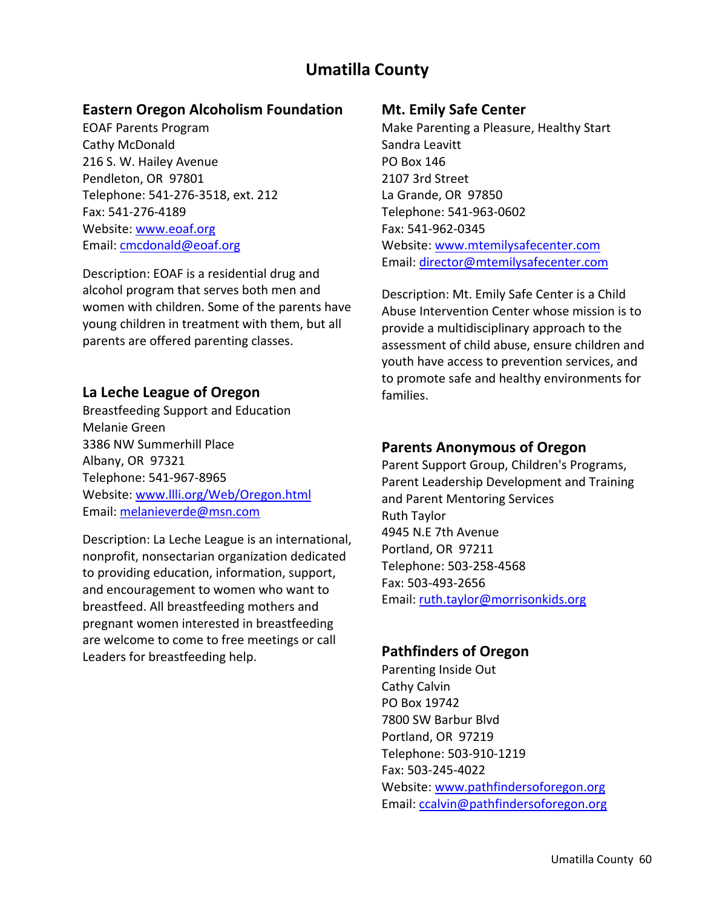# Umatilla County

## Eastern Oregon Alcoholism Foundation

EOAF Parents Program
Cathy McDonald
216 S. W. Hailey Avenue
Pendleton, OR 97801
Telephone: 541-276-3518, ext. 212
Fax: 541-276-4189
Website: www.eoaf.org
Email: cmcdonald@eoaf.org

Description: EOAF is a residential drug and alcohol program that serves both men and women with children. Some of the parents have young children in treatment with them, but all parents are offered parenting classes.

## La Leche League of Oregon

Breastfeeding Support and Education
Melanie Green
3386 NW Summerhill Place
Albany, OR 97321
Telephone: 541-967-8965
Website: www.llli.org/Web/Oregon.html
Email: melanieverde@msn.com

Description: La Leche League is an international, nonprofit, nonsectarian organization dedicated to providing education, information, support, and encouragement to women who want to breastfeed. All breastfeeding mothers and pregnant women interested in breastfeeding are welcome to come to free meetings or call Leaders for breastfeeding help.

## Mt. Emily Safe Center

Make Parenting a Pleasure, Healthy Start
Sandra Leavitt
PO Box 146
2107 3rd Street
La Grande, OR 97850
Telephone: 541-963-0602
Fax: 541-962-0345
Website: www.mtemilysafecenter.com
Email: director@mtemilysafecenter.com

Description: Mt. Emily Safe Center is a Child Abuse Intervention Center whose mission is to provide a multidisciplinary approach to the assessment of child abuse, ensure children and youth have access to prevention services, and to promote safe and healthy environments for families.

## Parents Anonymous of Oregon

Parent Support Group, Children's Programs, Parent Leadership Development and Training and Parent Mentoring Services
Ruth Taylor
4945 N.E 7th Avenue
Portland, OR 97211
Telephone: 503-258-4568
Fax: 503-493-2656
Email: ruth.taylor@morrisonkids.org

## Pathfinders of Oregon

Parenting Inside Out
Cathy Calvin
PO Box 19742
7800 SW Barbur Blvd
Portland, OR 97219
Telephone: 503-910-1219
Fax: 503-245-4022
Website: www.pathfindersoforegon.org
Email: ccalvin@pathfindersoforegon.org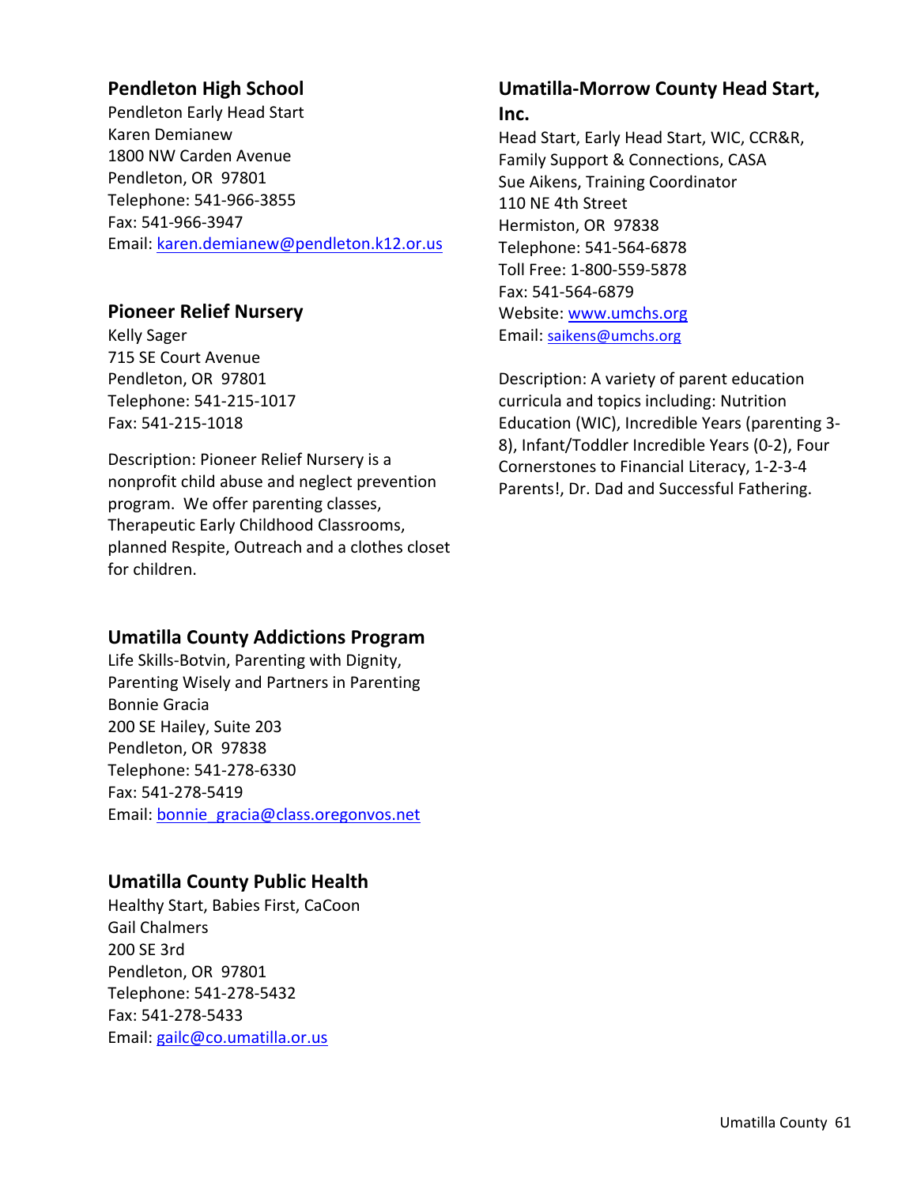### Pendleton High School

Pendleton Early Head Start
Karen Demianew
1800 NW Carden Avenue
Pendleton, OR  97801
Telephone: 541-966-3855
Fax: 541-966-3947
Email: karen.demianew@pendleton.k12.or.us

### Pioneer Relief Nursery

Kelly Sager
715 SE Court Avenue
Pendleton, OR  97801
Telephone: 541-215-1017
Fax: 541-215-1018

Description: Pioneer Relief Nursery is a nonprofit child abuse and neglect prevention program.  We offer parenting classes, Therapeutic Early Childhood Classrooms, planned Respite, Outreach and a clothes closet for children.

### Umatilla County Addictions Program

Life Skills-Botvin, Parenting with Dignity, Parenting Wisely and Partners in Parenting
Bonnie Gracia
200 SE Hailey, Suite 203
Pendleton, OR  97838
Telephone: 541-278-6330
Fax: 541-278-5419
Email: bonnie_gracia@class.oregonvos.net

### Umatilla County Public Health

Healthy Start, Babies First, CaCoon
Gail Chalmers
200 SE 3rd
Pendleton, OR  97801
Telephone: 541-278-5432
Fax: 541-278-5433
Email: gailc@co.umatilla.or.us

### Umatilla-Morrow County Head Start, Inc.

Head Start, Early Head Start, WIC, CCR&R, Family Support & Connections, CASA
Sue Aikens, Training Coordinator
110 NE 4th Street
Hermiston, OR  97838
Telephone: 541-564-6878
Toll Free: 1-800-559-5878
Fax: 541-564-6879
Website: www.umchs.org
Email: saikens@umchs.org

Description: A variety of parent education curricula and topics including: Nutrition Education (WIC), Incredible Years (parenting 3-8), Infant/Toddler Incredible Years (0-2), Four Cornerstones to Financial Literacy, 1-2-3-4 Parents!, Dr. Dad and Successful Fathering.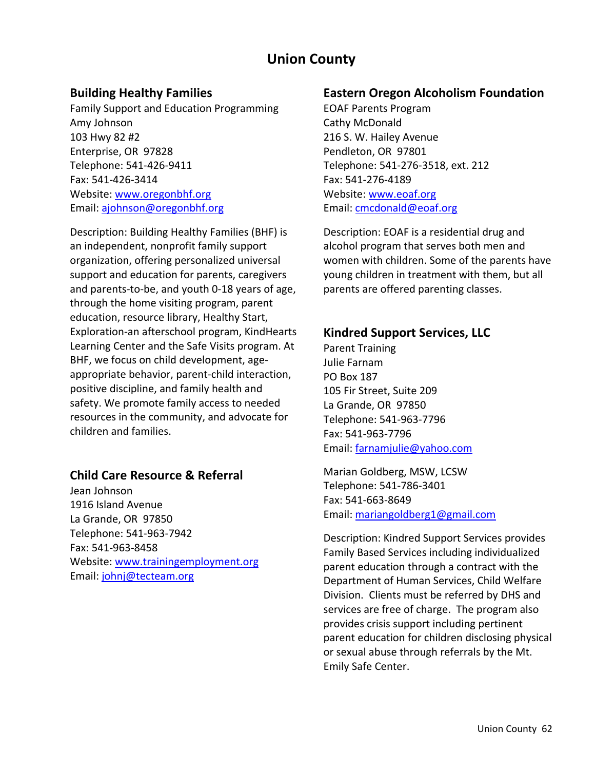# Union County

## Building Healthy Families

Family Support and Education Programming
Amy Johnson
103 Hwy 82 #2
Enterprise, OR  97828
Telephone: 541-426-9411
Fax: 541-426-3414
Website: www.oregonbhf.org
Email: ajohnson@oregonbhf.org

Description: Building Healthy Families (BHF) is an independent, nonprofit family support organization, offering personalized universal support and education for parents, caregivers and parents-to-be, and youth 0-18 years of age, through the home visiting program, parent education, resource library, Healthy Start, Exploration-an afterschool program, KindHearts Learning Center and the Safe Visits program. At BHF, we focus on child development, age-appropriate behavior, parent-child interaction, positive discipline, and family health and safety. We promote family access to needed resources in the community, and advocate for children and families.

## Child Care Resource & Referral

Jean Johnson
1916 Island Avenue
La Grande, OR  97850
Telephone: 541-963-7942
Fax: 541-963-8458
Website: www.trainingemployment.org
Email: johnj@tecteam.org

## Eastern Oregon Alcoholism Foundation

EOAF Parents Program
Cathy McDonald
216 S. W. Hailey Avenue
Pendleton, OR  97801
Telephone: 541-276-3518, ext. 212
Fax: 541-276-4189
Website: www.eoaf.org
Email: cmcdonald@eoaf.org

Description: EOAF is a residential drug and alcohol program that serves both men and women with children. Some of the parents have young children in treatment with them, but all parents are offered parenting classes.

## Kindred Support Services, LLC

Parent Training
Julie Farnam
PO Box 187
105 Fir Street, Suite 209
La Grande, OR  97850
Telephone: 541-963-7796
Fax: 541-963-7796
Email: farnamjulie@yahoo.com

Marian Goldberg, MSW, LCSW
Telephone: 541-786-3401
Fax: 541-663-8649
Email: mariangoldberg1@gmail.com

Description: Kindred Support Services provides Family Based Services including individualized parent education through a contract with the Department of Human Services, Child Welfare Division.  Clients must be referred by DHS and services are free of charge.  The program also provides crisis support including pertinent parent education for children disclosing physical or sexual abuse through referrals by the Mt. Emily Safe Center.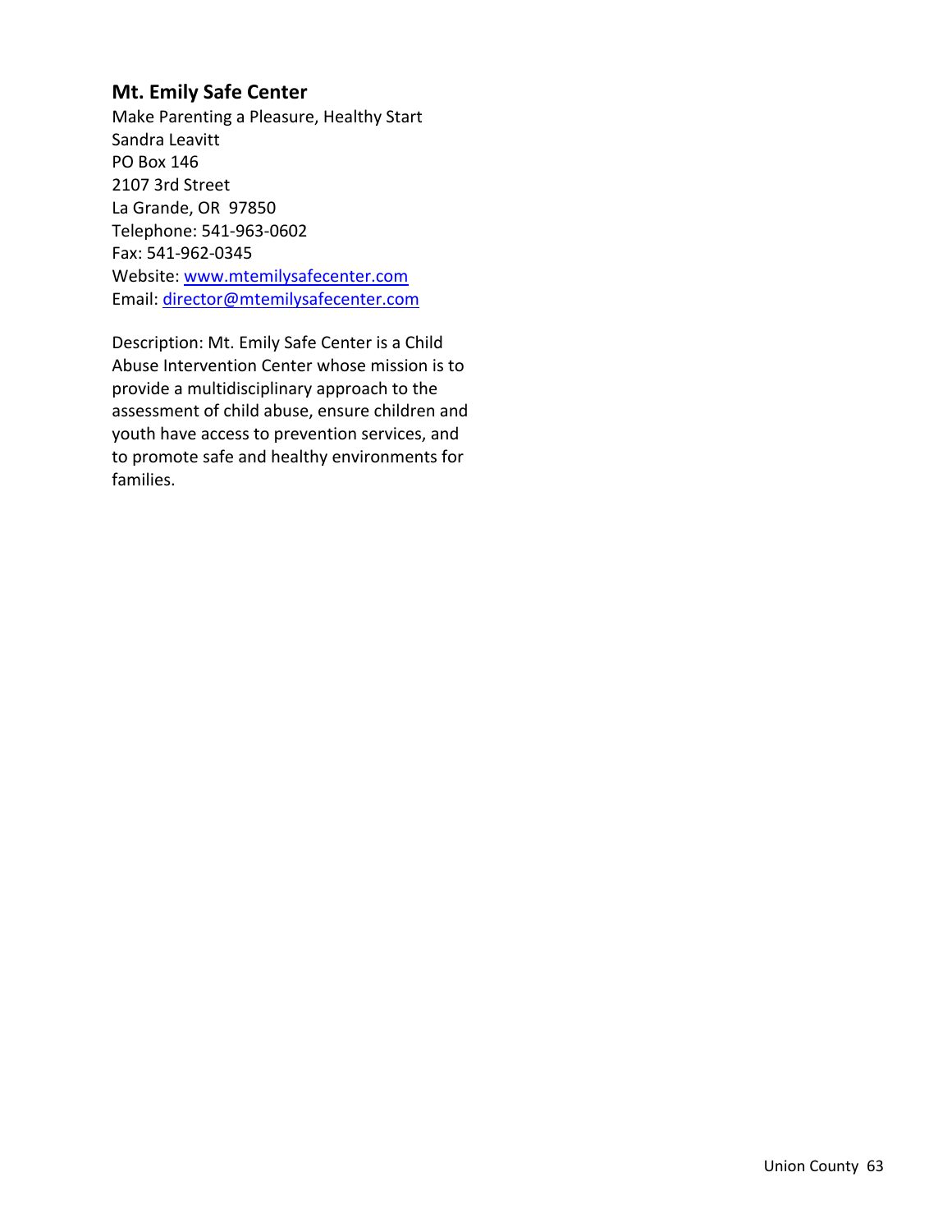### Mt. Emily Safe Center

Make Parenting a Pleasure, Healthy Start
Sandra Leavitt
PO Box 146
2107 3rd Street
La Grande, OR 97850
Telephone: 541-963-0602
Fax: 541-962-0345
Website: [www.mtemilysafecenter.com](http://www.mtemilysafecenter.com)
Email: [director@mtemilysafecenter.com](mailto:director@mtemilysafecenter.com)

Description: Mt. Emily Safe Center is a Child Abuse Intervention Center whose mission is to provide a multidisciplinary approach to the assessment of child abuse, ensure children and youth have access to prevention services, and to promote safe and healthy environments for families.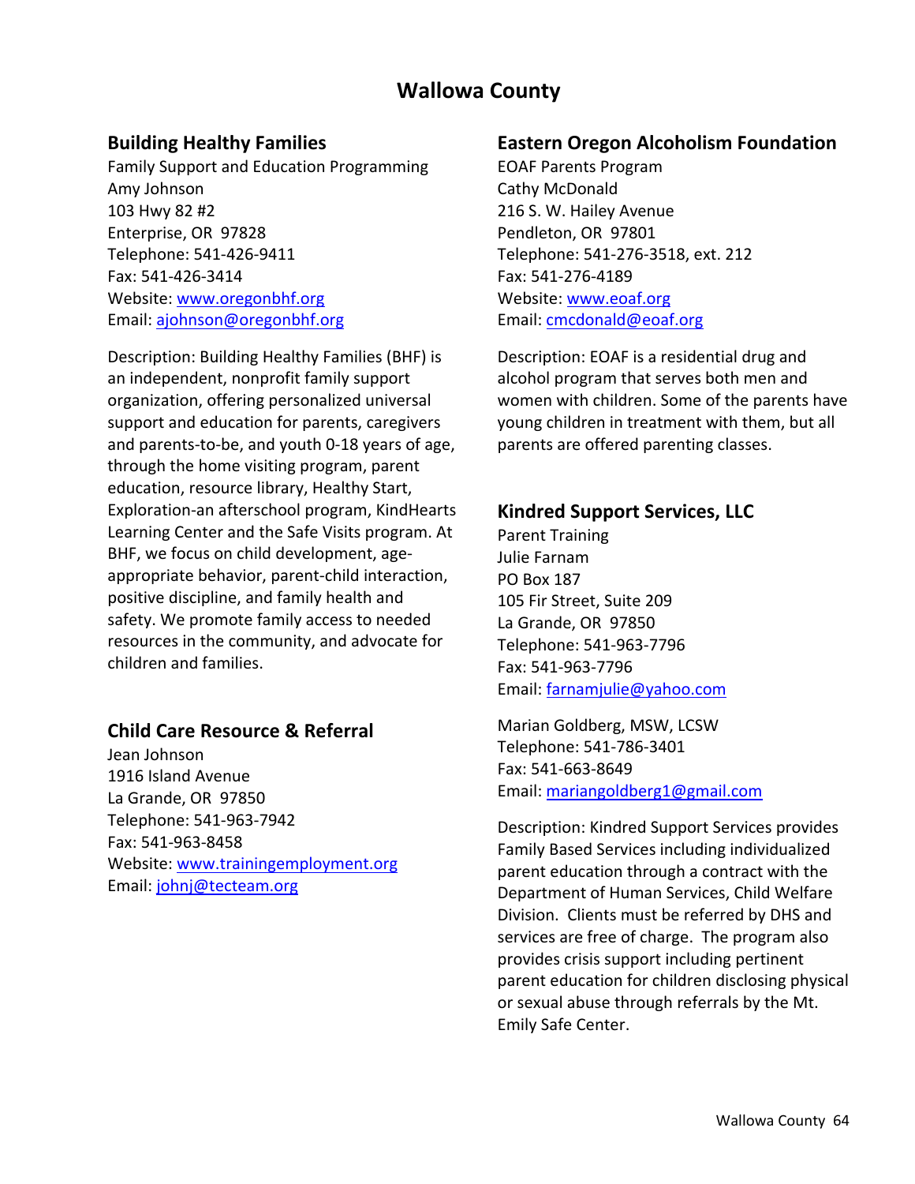# Wallowa County

## Building Healthy Families

Family Support and Education Programming
Amy Johnson
103 Hwy 82 #2
Enterprise, OR 97828
Telephone: 541-426-9411
Fax: 541-426-3414
Website: www.oregonbhf.org
Email: ajohnson@oregonbhf.org

Description: Building Healthy Families (BHF) is an independent, nonprofit family support organization, offering personalized universal support and education for parents, caregivers and parents-to-be, and youth 0-18 years of age, through the home visiting program, parent education, resource library, Healthy Start, Exploration-an afterschool program, KindHearts Learning Center and the Safe Visits program. At BHF, we focus on child development, age-appropriate behavior, parent-child interaction, positive discipline, and family health and safety. We promote family access to needed resources in the community, and advocate for children and families.

## Child Care Resource & Referral

Jean Johnson
1916 Island Avenue
La Grande, OR 97850
Telephone: 541-963-7942
Fax: 541-963-8458
Website: www.trainingemployment.org
Email: johnj@tecteam.org

## Eastern Oregon Alcoholism Foundation

EOAF Parents Program
Cathy McDonald
216 S. W. Hailey Avenue
Pendleton, OR 97801
Telephone: 541-276-3518, ext. 212
Fax: 541-276-4189
Website: www.eoaf.org
Email: cmcdonald@eoaf.org

Description: EOAF is a residential drug and alcohol program that serves both men and women with children. Some of the parents have young children in treatment with them, but all parents are offered parenting classes.

## Kindred Support Services, LLC

Parent Training
Julie Farnam
PO Box 187
105 Fir Street, Suite 209
La Grande, OR 97850
Telephone: 541-963-7796
Fax: 541-963-7796
Email: farnamjulie@yahoo.com

Marian Goldberg, MSW, LCSW
Telephone: 541-786-3401
Fax: 541-663-8649
Email: mariangoldberg1@gmail.com

Description: Kindred Support Services provides Family Based Services including individualized parent education through a contract with the Department of Human Services, Child Welfare Division. Clients must be referred by DHS and services are free of charge. The program also provides crisis support including pertinent parent education for children disclosing physical or sexual abuse through referrals by the Mt. Emily Safe Center.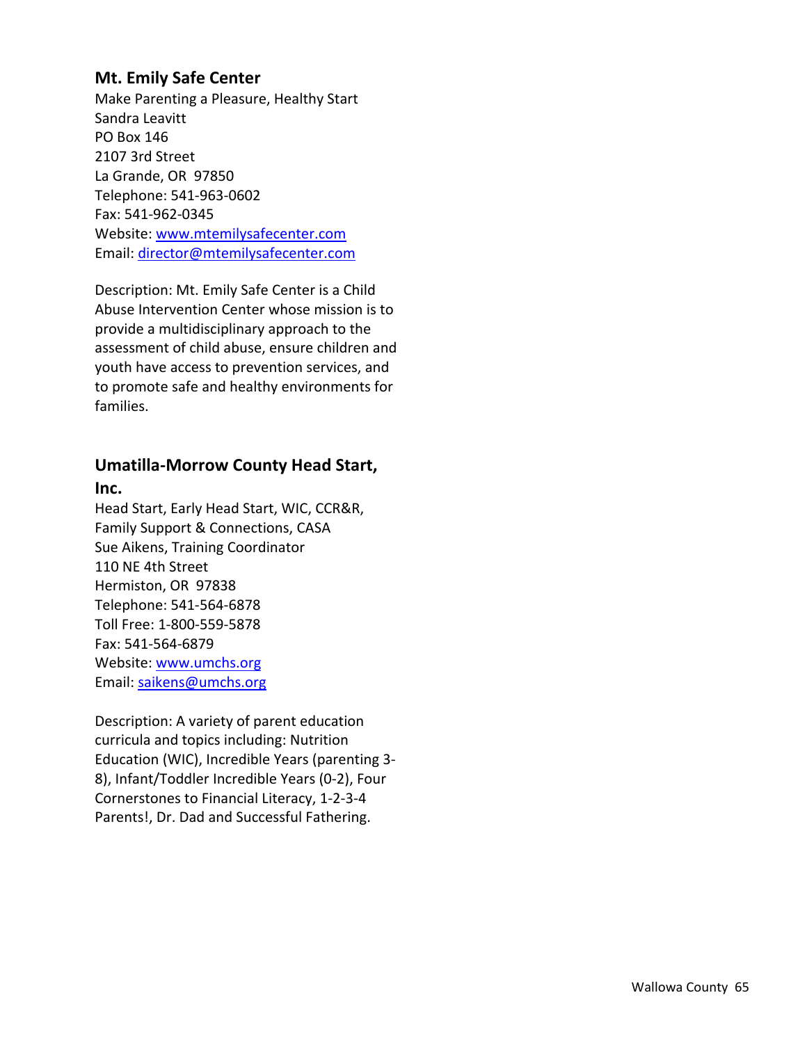## Mt. Emily Safe Center

Make Parenting a Pleasure, Healthy Start
Sandra Leavitt
PO Box 146
2107 3rd Street
La Grande, OR 97850
Telephone: 541-963-0602
Fax: 541-962-0345
Website: www.mtemilysafecenter.com
Email: director@mtemilysafecenter.com

Description: Mt. Emily Safe Center is a Child Abuse Intervention Center whose mission is to provide a multidisciplinary approach to the assessment of child abuse, ensure children and youth have access to prevention services, and to promote safe and healthy environments for families.

## Umatilla-Morrow County Head Start, Inc.

Head Start, Early Head Start, WIC, CCR&R, Family Support & Connections, CASA
Sue Aikens, Training Coordinator
110 NE 4th Street
Hermiston, OR 97838
Telephone: 541-564-6878
Toll Free: 1-800-559-5878
Fax: 541-564-6879
Website: www.umchs.org
Email: saikens@umchs.org

Description: A variety of parent education curricula and topics including: Nutrition Education (WIC), Incredible Years (parenting 3-8), Infant/Toddler Incredible Years (0-2), Four Cornerstones to Financial Literacy, 1-2-3-4 Parents!, Dr. Dad and Successful Fathering.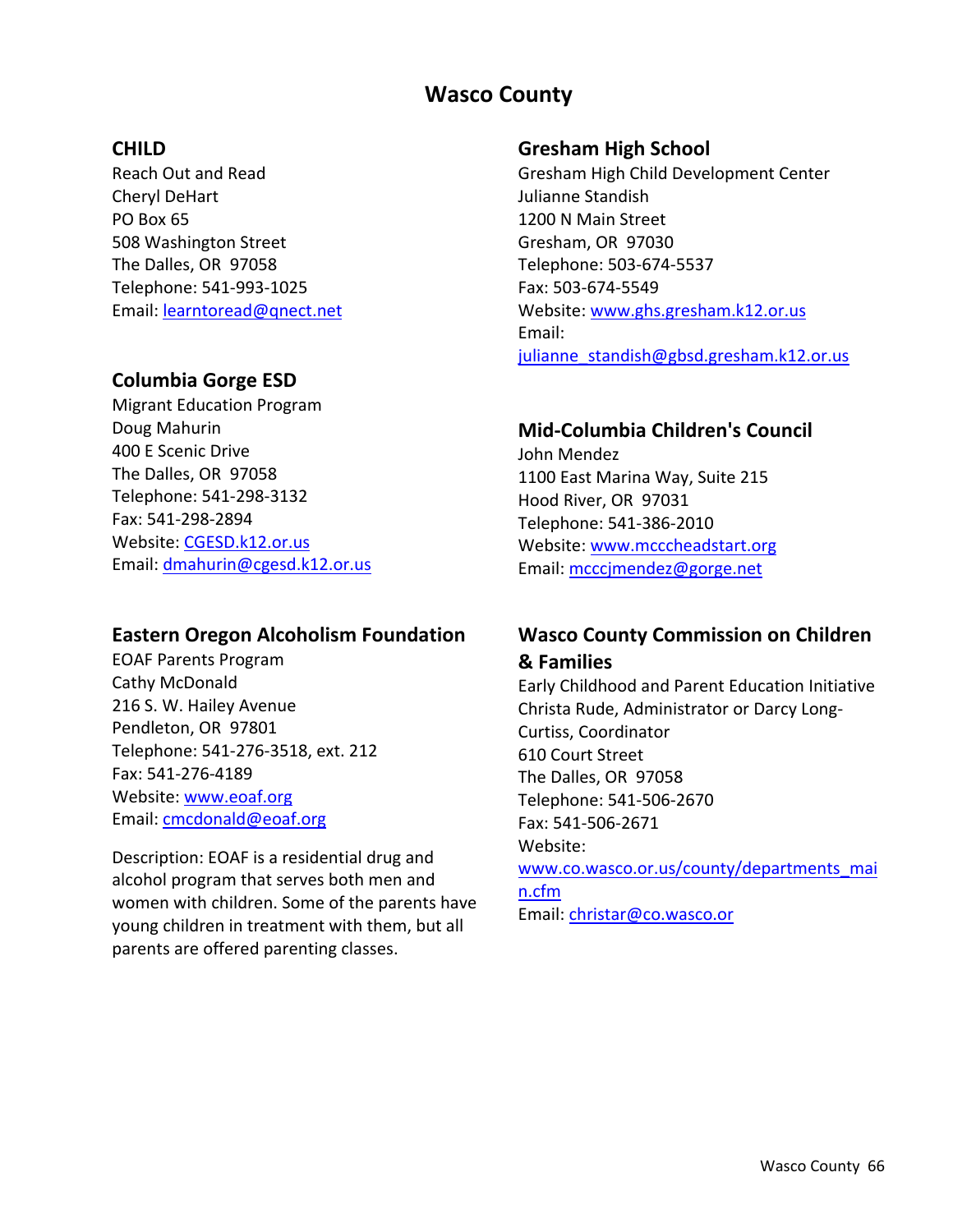# Wasco County

## CHILD

Reach Out and Read
Cheryl DeHart
PO Box 65
508 Washington Street
The Dalles, OR 97058
Telephone: 541-993-1025
Email: learntoread@qnect.net

## Columbia Gorge ESD

Migrant Education Program
Doug Mahurin
400 E Scenic Drive
The Dalles, OR 97058
Telephone: 541-298-3132
Fax: 541-298-2894
Website: CGESD.k12.or.us
Email: dmahurin@cgesd.k12.or.us

## Eastern Oregon Alcoholism Foundation

EOAF Parents Program
Cathy McDonald
216 S. W. Hailey Avenue
Pendleton, OR 97801
Telephone: 541-276-3518, ext. 212
Fax: 541-276-4189
Website: www.eoaf.org
Email: cmcdonald@eoaf.org

Description: EOAF is a residential drug and alcohol program that serves both men and women with children. Some of the parents have young children in treatment with them, but all parents are offered parenting classes.

## Gresham High School

Gresham High Child Development Center
Julianne Standish
1200 N Main Street
Gresham, OR 97030
Telephone: 503-674-5537
Fax: 503-674-5549
Website: www.ghs.gresham.k12.or.us
Email: julianne_standish@gbsd.gresham.k12.or.us

## Mid-Columbia Children's Council

John Mendez
1100 East Marina Way, Suite 215
Hood River, OR 97031
Telephone: 541-386-2010
Website: www.mcccheadstart.org
Email: mcccjmendez@gorge.net

## Wasco County Commission on Children & Families

Early Childhood and Parent Education Initiative
Christa Rude, Administrator or Darcy Long-Curtiss, Coordinator
610 Court Street
The Dalles, OR 97058
Telephone: 541-506-2670
Fax: 541-506-2671
Website: www.co.wasco.or.us/county/departments_main.cfm
Email: christar@co.wasco.or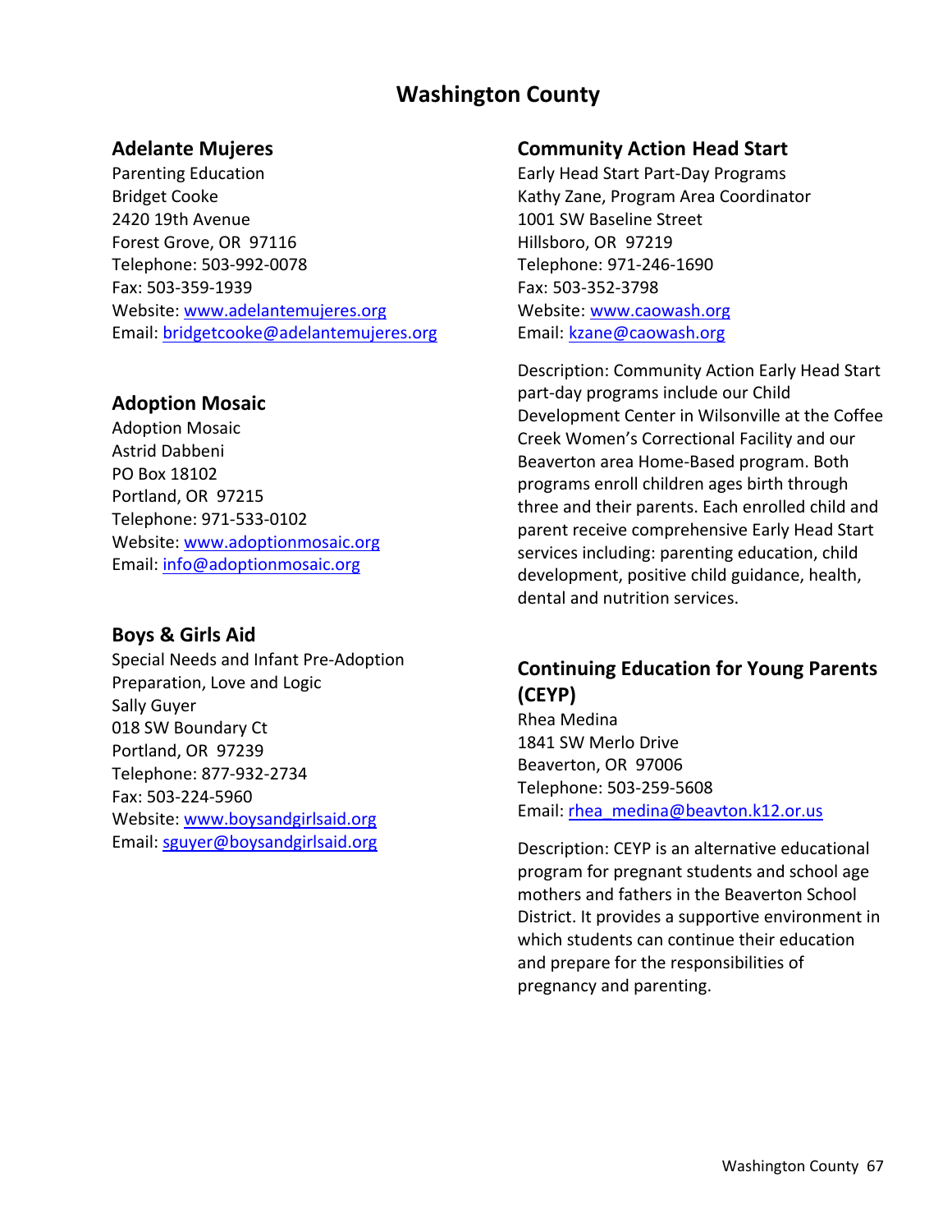# Washington County

## Adelante Mujeres

Parenting Education
Bridget Cooke
2420 19th Avenue
Forest Grove, OR 97116
Telephone: 503-992-0078
Fax: 503-359-1939
Website: www.adelantemujeres.org
Email: bridgetcooke@adelantemujeres.org

## Adoption Mosaic

Adoption Mosaic
Astrid Dabbeni
PO Box 18102
Portland, OR 97215
Telephone: 971-533-0102
Website: www.adoptionmosaic.org
Email: info@adoptionmosaic.org

## Boys & Girls Aid

Special Needs and Infant Pre-Adoption Preparation, Love and Logic
Sally Guyer
018 SW Boundary Ct
Portland, OR 97239
Telephone: 877-932-2734
Fax: 503-224-5960
Website: www.boysandgirlsaid.org
Email: sguyer@boysandgirlsaid.org

## Community Action Head Start

Early Head Start Part-Day Programs
Kathy Zane, Program Area Coordinator
1001 SW Baseline Street
Hillsboro, OR 97219
Telephone: 971-246-1690
Fax: 503-352-3798
Website: www.caowash.org
Email: kzane@caowash.org

Description: Community Action Early Head Start part-day programs include our Child Development Center in Wilsonville at the Coffee Creek Women's Correctional Facility and our Beaverton area Home-Based program. Both programs enroll children ages birth through three and their parents. Each enrolled child and parent receive comprehensive Early Head Start services including: parenting education, child development, positive child guidance, health, dental and nutrition services.

## Continuing Education for Young Parents (CEYP)

Rhea Medina
1841 SW Merlo Drive
Beaverton, OR 97006
Telephone: 503-259-5608
Email: rhea_medina@beavton.k12.or.us

Description: CEYP is an alternative educational program for pregnant students and school age mothers and fathers in the Beaverton School District. It provides a supportive environment in which students can continue their education and prepare for the responsibilities of pregnancy and parenting.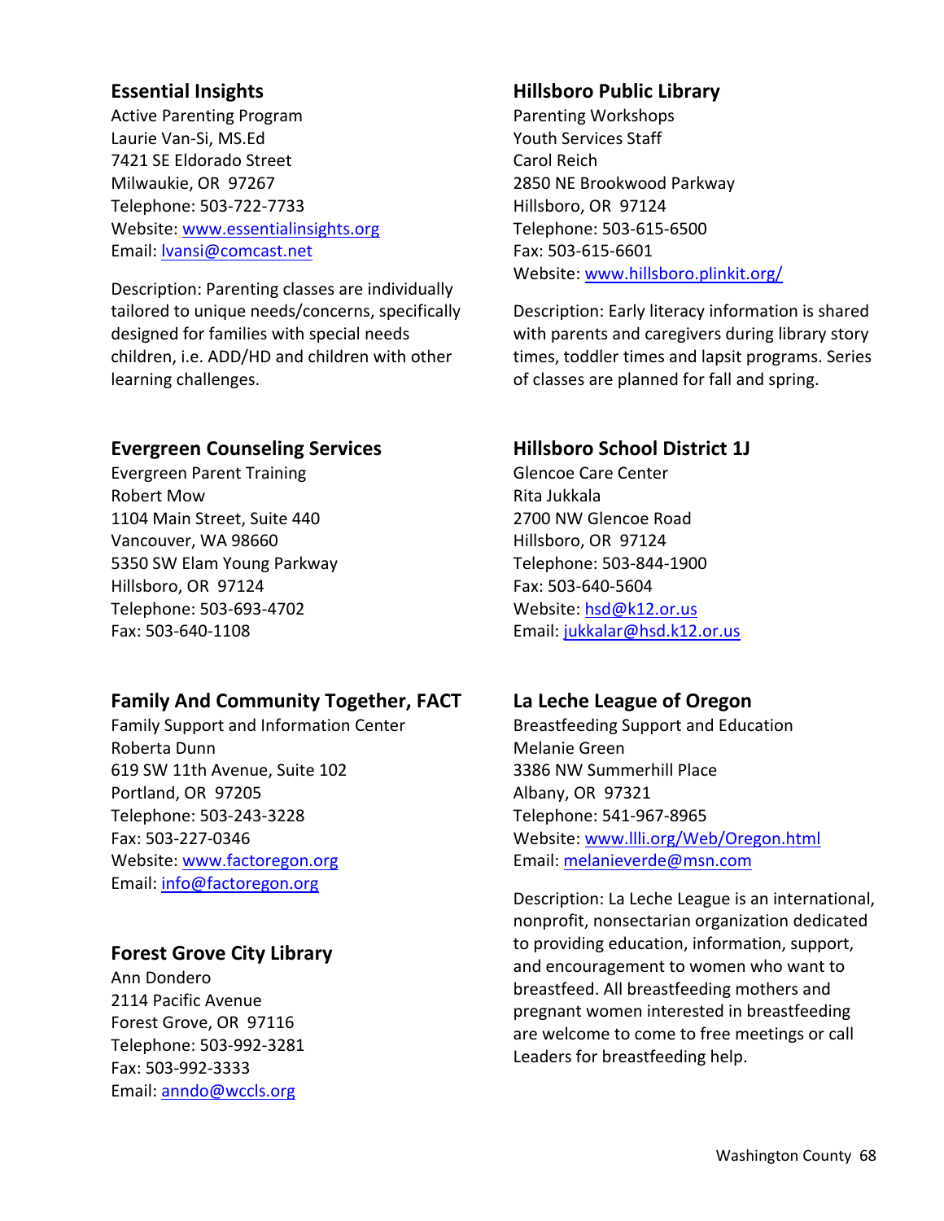### Essential Insights

Active Parenting Program
Laurie Van-Si, MS.Ed
7421 SE Eldorado Street
Milwaukie, OR 97267
Telephone: 503-722-7733
Website: www.essentialinsights.org
Email: lvansi@comcast.net

Description: Parenting classes are individually tailored to unique needs/concerns, specifically designed for families with special needs children, i.e. ADD/HD and children with other learning challenges.

### Evergreen Counseling Services

Evergreen Parent Training
Robert Mow
1104 Main Street, Suite 440
Vancouver, WA 98660
5350 SW Elam Young Parkway
Hillsboro, OR 97124
Telephone: 503-693-4702
Fax: 503-640-1108

### Family And Community Together, FACT

Family Support and Information Center
Roberta Dunn
619 SW 11th Avenue, Suite 102
Portland, OR 97205
Telephone: 503-243-3228
Fax: 503-227-0346
Website: www.factoregon.org
Email: info@factoregon.org

### Forest Grove City Library

Ann Dondero
2114 Pacific Avenue
Forest Grove, OR 97116
Telephone: 503-992-3281
Fax: 503-992-3333
Email: anndo@wccls.org

### Hillsboro Public Library

Parenting Workshops
Youth Services Staff
Carol Reich
2850 NE Brookwood Parkway
Hillsboro, OR 97124
Telephone: 503-615-6500
Fax: 503-615-6601
Website: www.hillsboro.plinkit.org/

Description: Early literacy information is shared with parents and caregivers during library story times, toddler times and lapsit programs. Series of classes are planned for fall and spring.

### Hillsboro School District 1J

Glencoe Care Center
Rita Jukkala
2700 NW Glencoe Road
Hillsboro, OR 97124
Telephone: 503-844-1900
Fax: 503-640-5604
Website: hsd@k12.or.us
Email: jukkalar@hsd.k12.or.us

### La Leche League of Oregon

Breastfeeding Support and Education
Melanie Green
3386 NW Summerhill Place
Albany, OR 97321
Telephone: 541-967-8965
Website: www.llli.org/Web/Oregon.html
Email: melanieverde@msn.com

Description: La Leche League is an international, nonprofit, nonsectarian organization dedicated to providing education, information, support, and encouragement to women who want to breastfeed. All breastfeeding mothers and pregnant women interested in breastfeeding are welcome to come to free meetings or call Leaders for breastfeeding help.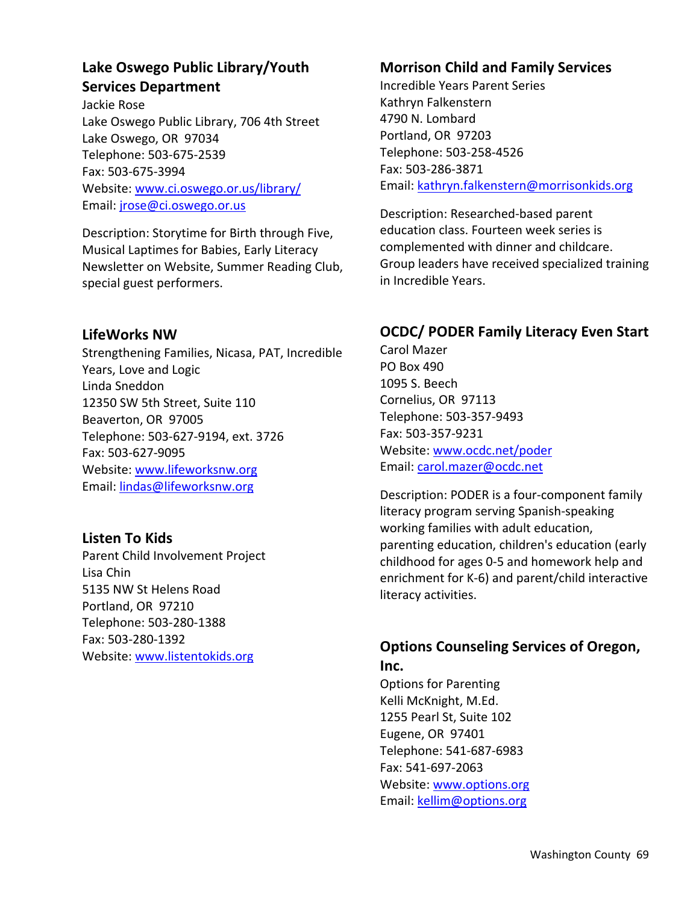## Lake Oswego Public Library/Youth Services Department

Jackie Rose
Lake Oswego Public Library, 706 4th Street
Lake Oswego, OR 97034
Telephone: 503-675-2539
Fax: 503-675-3994
Website: www.ci.oswego.or.us/library/
Email: jrose@ci.oswego.or.us

Description: Storytime for Birth through Five, Musical Laptimes for Babies, Early Literacy Newsletter on Website, Summer Reading Club, special guest performers.

## LifeWorks NW

Strengthening Families, Nicasa, PAT, Incredible Years, Love and Logic
Linda Sneddon
12350 SW 5th Street, Suite 110
Beaverton, OR 97005
Telephone: 503-627-9194, ext. 3726
Fax: 503-627-9095
Website: www.lifeworksnw.org
Email: lindas@lifeworksnw.org

## Listen To Kids

Parent Child Involvement Project
Lisa Chin
5135 NW St Helens Road
Portland, OR 97210
Telephone: 503-280-1388
Fax: 503-280-1392
Website: www.listentokids.org

## Morrison Child and Family Services

Incredible Years Parent Series
Kathryn Falkenstern
4790 N. Lombard
Portland, OR 97203
Telephone: 503-258-4526
Fax: 503-286-3871
Email: kathryn.falkenstern@morrisonkids.org

Description: Researched-based parent education class. Fourteen week series is complemented with dinner and childcare. Group leaders have received specialized training in Incredible Years.

## OCDC/ PODER Family Literacy Even Start

Carol Mazer
PO Box 490
1095 S. Beech
Cornelius, OR 97113
Telephone: 503-357-9493
Fax: 503-357-9231
Website: www.ocdc.net/poder
Email: carol.mazer@ocdc.net

Description: PODER is a four-component family literacy program serving Spanish-speaking working families with adult education, parenting education, children's education (early childhood for ages 0-5 and homework help and enrichment for K-6) and parent/child interactive literacy activities.

## Options Counseling Services of Oregon, Inc.

Options for Parenting
Kelli McKnight, M.Ed.
1255 Pearl St, Suite 102
Eugene, OR 97401
Telephone: 541-687-6983
Fax: 541-697-2063
Website: www.options.org
Email: kellim@options.org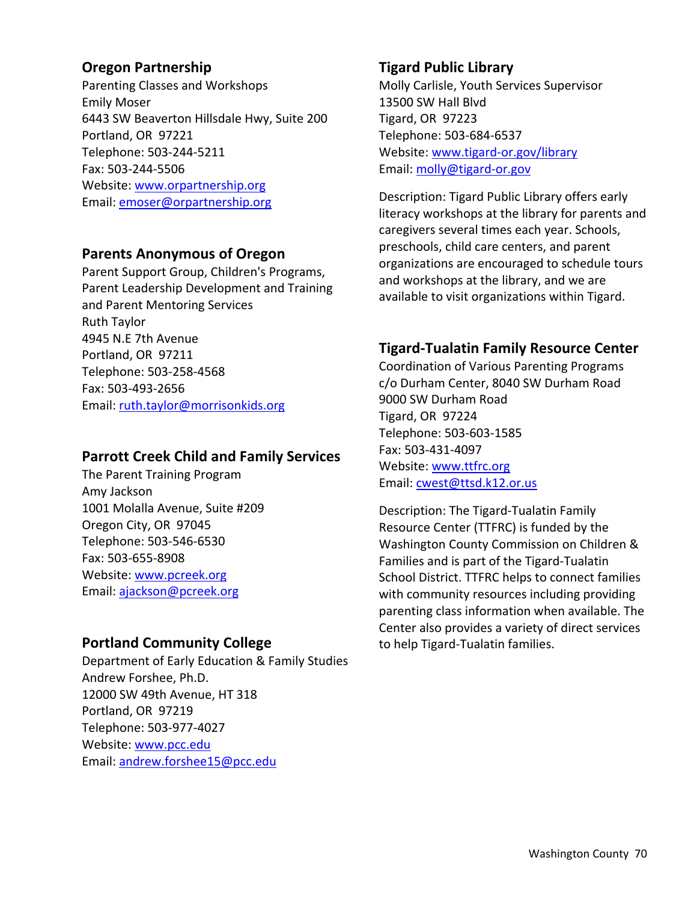## Oregon Partnership

Parenting Classes and Workshops
Emily Moser
6443 SW Beaverton Hillsdale Hwy, Suite 200
Portland, OR 97221
Telephone: 503-244-5211
Fax: 503-244-5506
Website: www.orpartnership.org
Email: emoser@orpartnership.org

## Parents Anonymous of Oregon

Parent Support Group, Children's Programs, Parent Leadership Development and Training and Parent Mentoring Services
Ruth Taylor
4945 N.E 7th Avenue
Portland, OR 97211
Telephone: 503-258-4568
Fax: 503-493-2656
Email: ruth.taylor@morrisonkids.org

## Parrott Creek Child and Family Services

The Parent Training Program
Amy Jackson
1001 Molalla Avenue, Suite #209
Oregon City, OR 97045
Telephone: 503-546-6530
Fax: 503-655-8908
Website: www.pcreek.org
Email: ajackson@pcreek.org

## Portland Community College

Department of Early Education & Family Studies
Andrew Forshee, Ph.D.
12000 SW 49th Avenue, HT 318
Portland, OR 97219
Telephone: 503-977-4027
Website: www.pcc.edu
Email: andrew.forshee15@pcc.edu

## Tigard Public Library

Molly Carlisle, Youth Services Supervisor
13500 SW Hall Blvd
Tigard, OR 97223
Telephone: 503-684-6537
Website: www.tigard-or.gov/library
Email: molly@tigard-or.gov

Description: Tigard Public Library offers early literacy workshops at the library for parents and caregivers several times each year. Schools, preschools, child care centers, and parent organizations are encouraged to schedule tours and workshops at the library, and we are available to visit organizations within Tigard.

## Tigard-Tualatin Family Resource Center

Coordination of Various Parenting Programs
c/o Durham Center, 8040 SW Durham Road
9000 SW Durham Road
Tigard, OR 97224
Telephone: 503-603-1585
Fax: 503-431-4097
Website: www.ttfrc.org
Email: cwest@ttsd.k12.or.us

Description: The Tigard-Tualatin Family Resource Center (TTFRC) is funded by the Washington County Commission on Children & Families and is part of the Tigard-Tualatin School District. TTFRC helps to connect families with community resources including providing parenting class information when available. The Center also provides a variety of direct services to help Tigard-Tualatin families.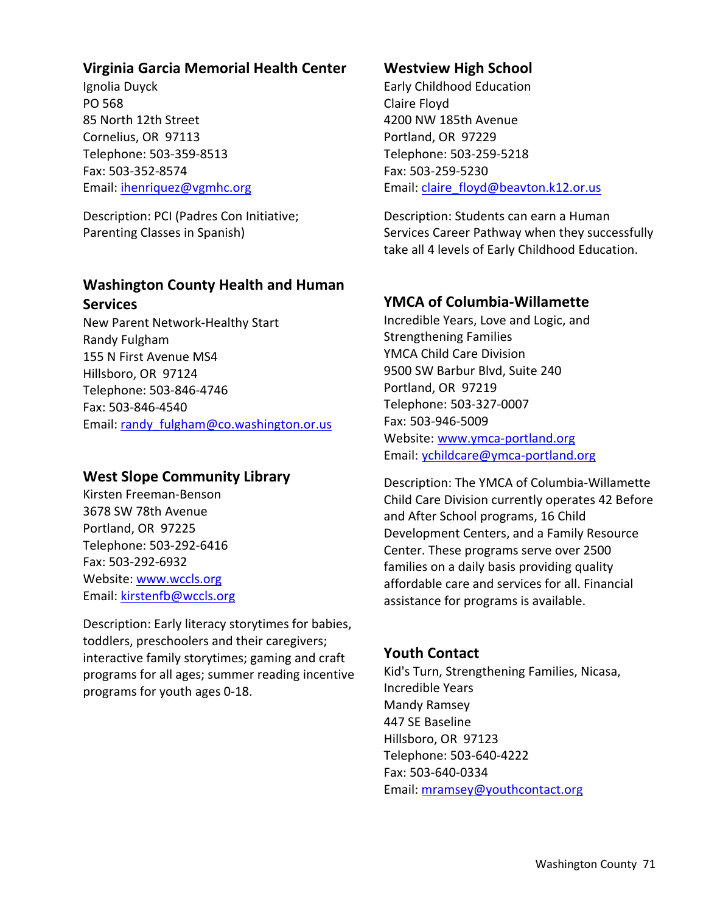### Virginia Garcia Memorial Health Center

Ignolia Duyck
PO 568
85 North 12th Street
Cornelius, OR 97113
Telephone: 503-359-8513
Fax: 503-352-8574
Email: ihenriquez@vgmhc.org

Description: PCI (Padres Con Initiative; Parenting Classes in Spanish)

### Washington County Health and Human Services

New Parent Network-Healthy Start
Randy Fulgham
155 N First Avenue MS4
Hillsboro, OR 97124
Telephone: 503-846-4746
Fax: 503-846-4540
Email: randy_fulgham@co.washington.or.us

### West Slope Community Library

Kirsten Freeman-Benson
3678 SW 78th Avenue
Portland, OR 97225
Telephone: 503-292-6416
Fax: 503-292-6932
Website: www.wccls.org
Email: kirstenfb@wccls.org

Description: Early literacy storytimes for babies, toddlers, preschoolers and their caregivers; interactive family storytimes; gaming and craft programs for all ages; summer reading incentive programs for youth ages 0-18.

### Westview High School

Early Childhood Education
Claire Floyd
4200 NW 185th Avenue
Portland, OR 97229
Telephone: 503-259-5218
Fax: 503-259-5230
Email: claire_floyd@beavton.k12.or.us

Description: Students can earn a Human Services Career Pathway when they successfully take all 4 levels of Early Childhood Education.

### YMCA of Columbia-Willamette

Incredible Years, Love and Logic, and Strengthening Families
YMCA Child Care Division
9500 SW Barbur Blvd, Suite 240
Portland, OR 97219
Telephone: 503-327-0007
Fax: 503-946-5009
Website: www.ymca-portland.org
Email: ychildcare@ymca-portland.org

Description: The YMCA of Columbia-Willamette Child Care Division currently operates 42 Before and After School programs, 16 Child Development Centers, and a Family Resource Center. These programs serve over 2500 families on a daily basis providing quality affordable care and services for all. Financial assistance for programs is available.

### Youth Contact

Kid's Turn, Strengthening Families, Nicasa, Incredible Years
Mandy Ramsey
447 SE Baseline
Hillsboro, OR 97123
Telephone: 503-640-4222
Fax: 503-640-0334
Email: mramsey@youthcontact.org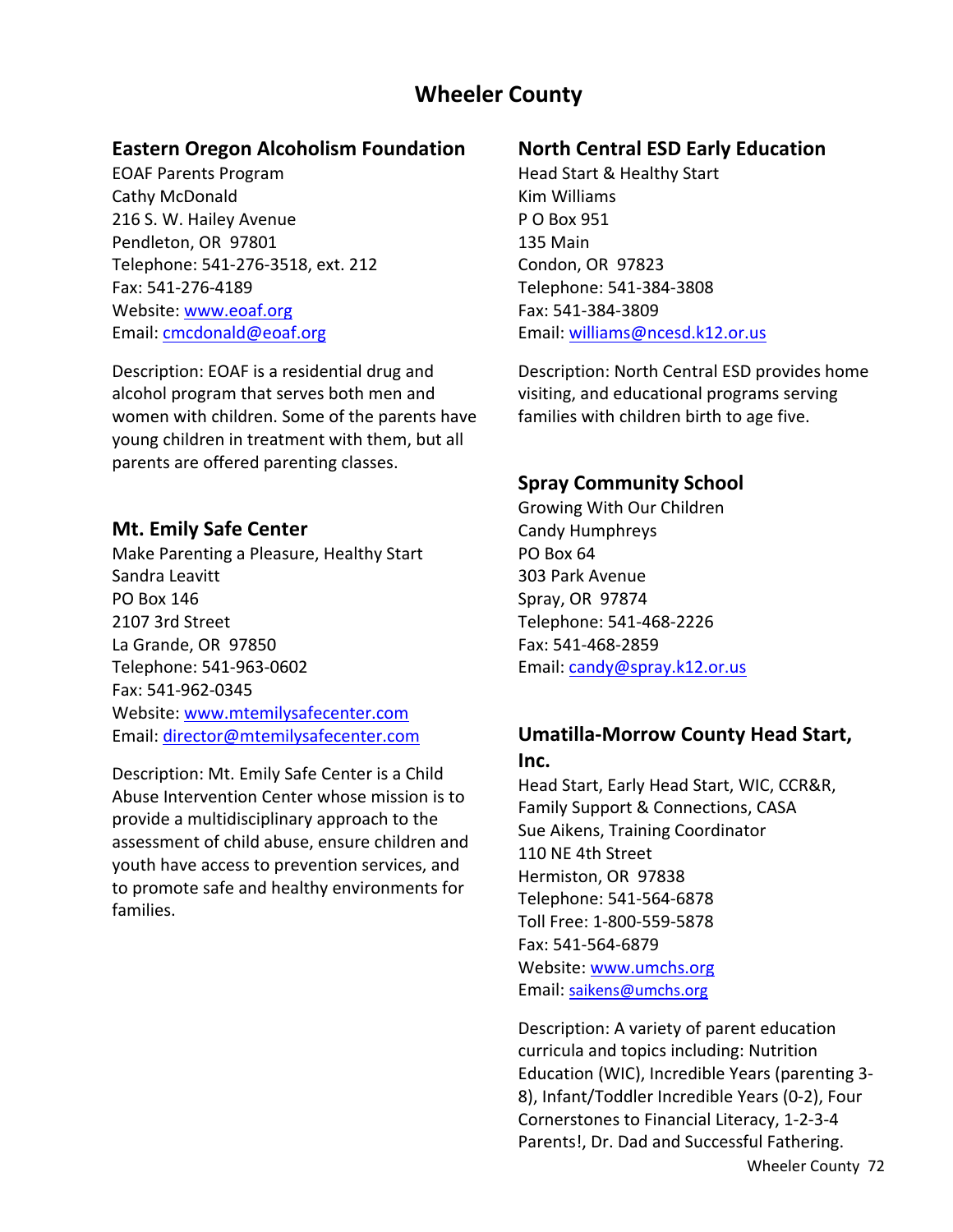# Wheeler County

## Eastern Oregon Alcoholism Foundation

EOAF Parents Program
Cathy McDonald
216 S. W. Hailey Avenue
Pendleton, OR 97801
Telephone: 541-276-3518, ext. 212
Fax: 541-276-4189
Website: www.eoaf.org
Email: cmcdonald@eoaf.org

Description: EOAF is a residential drug and alcohol program that serves both men and women with children. Some of the parents have young children in treatment with them, but all parents are offered parenting classes.

## Mt. Emily Safe Center

Make Parenting a Pleasure, Healthy Start
Sandra Leavitt
PO Box 146
2107 3rd Street
La Grande, OR 97850
Telephone: 541-963-0602
Fax: 541-962-0345
Website: www.mtemilysafecenter.com
Email: director@mtemilysafecenter.com

Description: Mt. Emily Safe Center is a Child Abuse Intervention Center whose mission is to provide a multidisciplinary approach to the assessment of child abuse, ensure children and youth have access to prevention services, and to promote safe and healthy environments for families.

## North Central ESD Early Education

Head Start & Healthy Start
Kim Williams
P O Box 951
135 Main
Condon, OR 97823
Telephone: 541-384-3808
Fax: 541-384-3809
Email: williams@ncesd.k12.or.us

Description: North Central ESD provides home visiting, and educational programs serving families with children birth to age five.

## Spray Community School

Growing With Our Children
Candy Humphreys
PO Box 64
303 Park Avenue
Spray, OR 97874
Telephone: 541-468-2226
Fax: 541-468-2859
Email: candy@spray.k12.or.us

## Umatilla-Morrow County Head Start, Inc.

Head Start, Early Head Start, WIC, CCR&R, Family Support & Connections, CASA
Sue Aikens, Training Coordinator
110 NE 4th Street
Hermiston, OR 97838
Telephone: 541-564-6878
Toll Free: 1-800-559-5878
Fax: 541-564-6879
Website: www.umchs.org
Email: saikens@umchs.org

Description: A variety of parent education curricula and topics including: Nutrition Education (WIC), Incredible Years (parenting 3-8), Infant/Toddler Incredible Years (0-2), Four Cornerstones to Financial Literacy, 1-2-3-4 Parents!, Dr. Dad and Successful Fathering.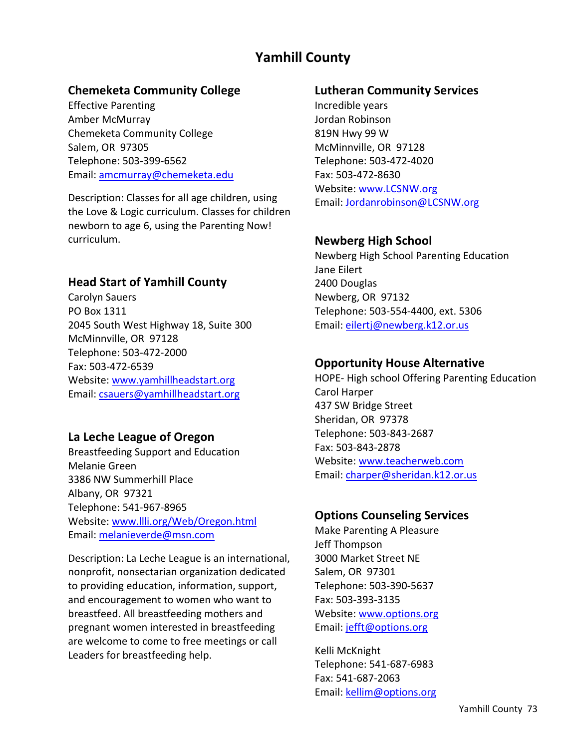# Yamhill County

## Chemeketa Community College

Effective Parenting
Amber McMurray
Chemeketa Community College
Salem, OR 97305
Telephone: 503-399-6562
Email: amcmurray@chemeketa.edu

Description: Classes for all age children, using the Love & Logic curriculum. Classes for children newborn to age 6, using the Parenting Now! curriculum.

## Head Start of Yamhill County

Carolyn Sauers
PO Box 1311
2045 South West Highway 18, Suite 300
McMinnville, OR 97128
Telephone: 503-472-2000
Fax: 503-472-6539
Website: www.yamhillheadstart.org
Email: csauers@yamhillheadstart.org

## La Leche League of Oregon

Breastfeeding Support and Education
Melanie Green
3386 NW Summerhill Place
Albany, OR 97321
Telephone: 541-967-8965
Website: www.llli.org/Web/Oregon.html
Email: melanieverde@msn.com

Description: La Leche League is an international, nonprofit, nonsectarian organization dedicated to providing education, information, support, and encouragement to women who want to breastfeed. All breastfeeding mothers and pregnant women interested in breastfeeding are welcome to come to free meetings or call Leaders for breastfeeding help.

## Lutheran Community Services

Incredible years
Jordan Robinson
819N Hwy 99 W
McMinnville, OR 97128
Telephone: 503-472-4020
Fax: 503-472-8630
Website: www.LCSNW.org
Email: Jordanrobinson@LCSNW.org

## Newberg High School

Newberg High School Parenting Education
Jane Eilert
2400 Douglas
Newberg, OR 97132
Telephone: 503-554-4400, ext. 5306
Email: eilertj@newberg.k12.or.us

## Opportunity House Alternative

HOPE- High school Offering Parenting Education
Carol Harper
437 SW Bridge Street
Sheridan, OR 97378
Telephone: 503-843-2687
Fax: 503-843-2878
Website: www.teacherweb.com
Email: charper@sheridan.k12.or.us

## Options Counseling Services

Make Parenting A Pleasure
Jeff Thompson
3000 Market Street NE
Salem, OR 97301
Telephone: 503-390-5637
Fax: 503-393-3135
Website: www.options.org
Email: jefft@options.org

Kelli McKnight
Telephone: 541-687-6983
Fax: 541-687-2063
Email: kellim@options.org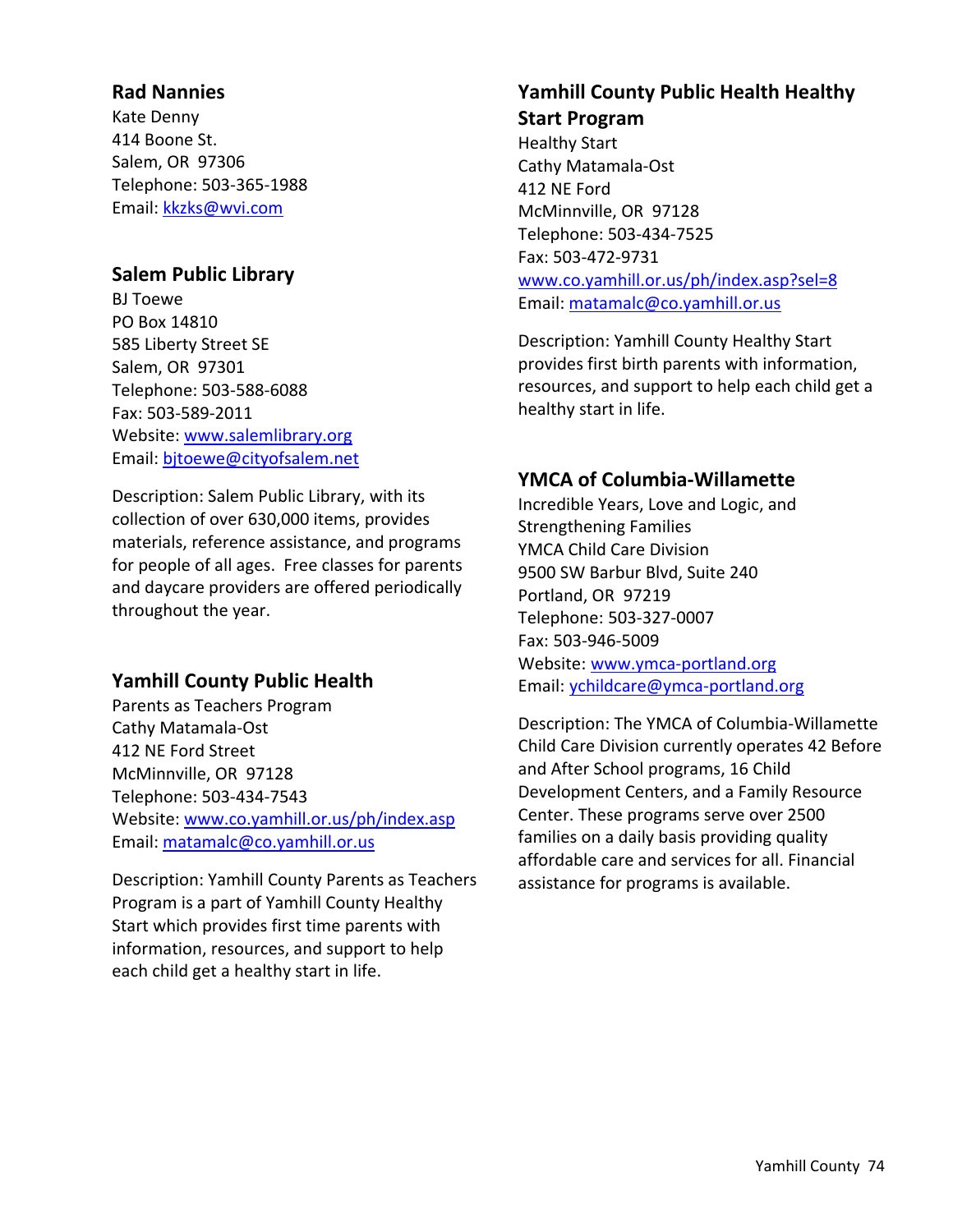### Rad Nannies

Kate Denny
414 Boone St.
Salem, OR 97306
Telephone: 503-365-1988
Email: kkzks@wvi.com

### Salem Public Library

BJ Toewe
PO Box 14810
585 Liberty Street SE
Salem, OR 97301
Telephone: 503-588-6088
Fax: 503-589-2011
Website: www.salemlibrary.org
Email: bjtoewe@cityofsalem.net

Description: Salem Public Library, with its collection of over 630,000 items, provides materials, reference assistance, and programs for people of all ages. Free classes for parents and daycare providers are offered periodically throughout the year.

### Yamhill County Public Health

Parents as Teachers Program
Cathy Matamala-Ost
412 NE Ford Street
McMinnville, OR 97128
Telephone: 503-434-7543
Website: www.co.yamhill.or.us/ph/index.asp
Email: matamalc@co.yamhill.or.us

Description: Yamhill County Parents as Teachers Program is a part of Yamhill County Healthy Start which provides first time parents with information, resources, and support to help each child get a healthy start in life.

### Yamhill County Public Health Healthy Start Program

Healthy Start
Cathy Matamala-Ost
412 NE Ford
McMinnville, OR 97128
Telephone: 503-434-7525
Fax: 503-472-9731
www.co.yamhill.or.us/ph/index.asp?sel=8
Email: matamalc@co.yamhill.or.us

Description: Yamhill County Healthy Start provides first birth parents with information, resources, and support to help each child get a healthy start in life.

### YMCA of Columbia-Willamette

Incredible Years, Love and Logic, and Strengthening Families
YMCA Child Care Division
9500 SW Barbur Blvd, Suite 240
Portland, OR 97219
Telephone: 503-327-0007
Fax: 503-946-5009
Website: www.ymca-portland.org
Email: ychildcare@ymca-portland.org

Description: The YMCA of Columbia-Willamette Child Care Division currently operates 42 Before and After School programs, 16 Child Development Centers, and a Family Resource Center. These programs serve over 2500 families on a daily basis providing quality affordable care and services for all. Financial assistance for programs is available.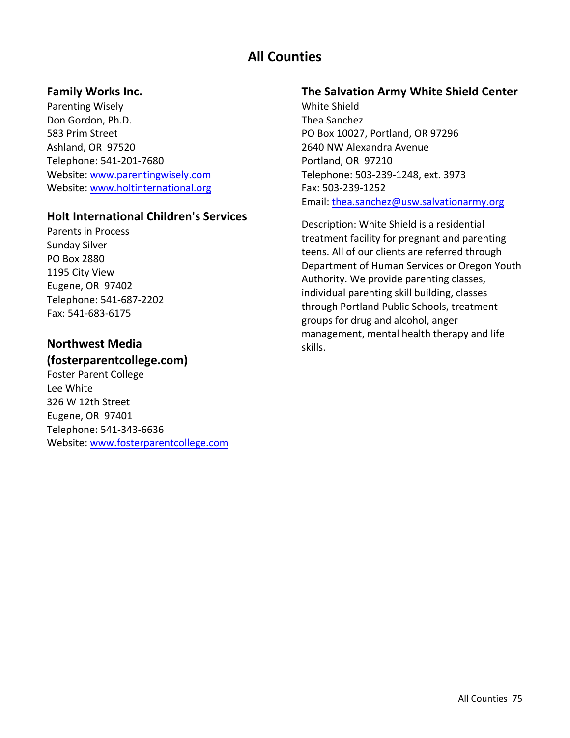# All Counties

### Family Works Inc.

Parenting Wisely
Don Gordon, Ph.D.
583 Prim Street
Ashland, OR 97520
Telephone: 541-201-7680
Website: www.parentingwisely.com
Website: www.holtinternational.org

### Holt International Children's Services

Parents in Process
Sunday Silver
PO Box 2880
1195 City View
Eugene, OR 97402
Telephone: 541-687-2202
Fax: 541-683-6175

### Northwest Media (fosterparentcollege.com)

Foster Parent College
Lee White
326 W 12th Street
Eugene, OR 97401
Telephone: 541-343-6636
Website: www.fosterparentcollege.com

### The Salvation Army White Shield Center

White Shield
Thea Sanchez
PO Box 10027, Portland, OR 97296
2640 NW Alexandra Avenue
Portland, OR 97210
Telephone: 503-239-1248, ext. 3973
Fax: 503-239-1252
Email: thea.sanchez@usw.salvationarmy.org

Description: White Shield is a residential treatment facility for pregnant and parenting teens. All of our clients are referred through Department of Human Services or Oregon Youth Authority. We provide parenting classes, individual parenting skill building, classes through Portland Public Schools, treatment groups for drug and alcohol, anger management, mental health therapy and life skills.